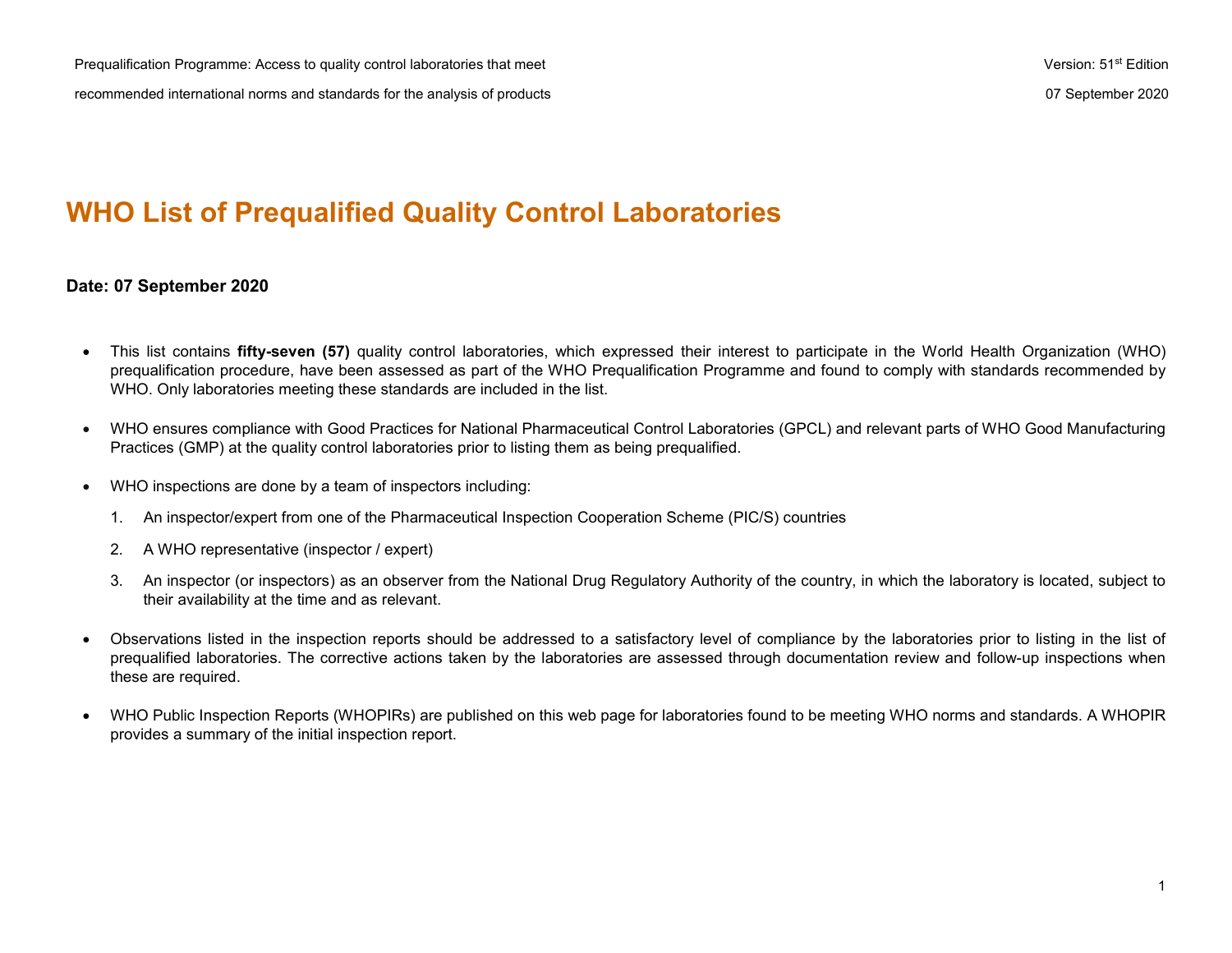# WHO List of Prequalified Quality Control Laboratories

**Date: 07 September 2020**

- This list contains **fifty-seven (57)** quality control laboratories, which expressed their interest to participate in the World Health Organization (WHO) prequalification procedure, have been assessed as part of the WHO Prequalification Programme and found to comply with standards recommended by WHO. Only laboratories meeting these standards are included in the list.

- WHO ensures compliance with Good Practices for National Pharmaceutical Control Laboratories (GPCL) and relevant parts of WHO Good Manufacturing Practices (GMP) at the quality control laboratories prior to listing them as being prequalified.

- WHO inspections are done by a team of inspectors including:

  1. An inspector/expert from one of the Pharmaceutical Inspection Cooperation Scheme (PIC/S) countries
  2. A WHO representative (inspector / expert)
  3. An inspector (or inspectors) as an observer from the National Drug Regulatory Authority of the country, in which the laboratory is located, subject to their availability at the time and as relevant.

- Observations listed in the inspection reports should be addressed to a satisfactory level of compliance by the laboratories prior to listing in the list of prequalified laboratories. The corrective actions taken by the laboratories are assessed through documentation review and follow-up inspections when these are required.

- WHO Public Inspection Reports (WHOPIRs) are published on this web page for laboratories found to be meeting WHO norms and standards. A WHOPIR provides a summary of the initial inspection report.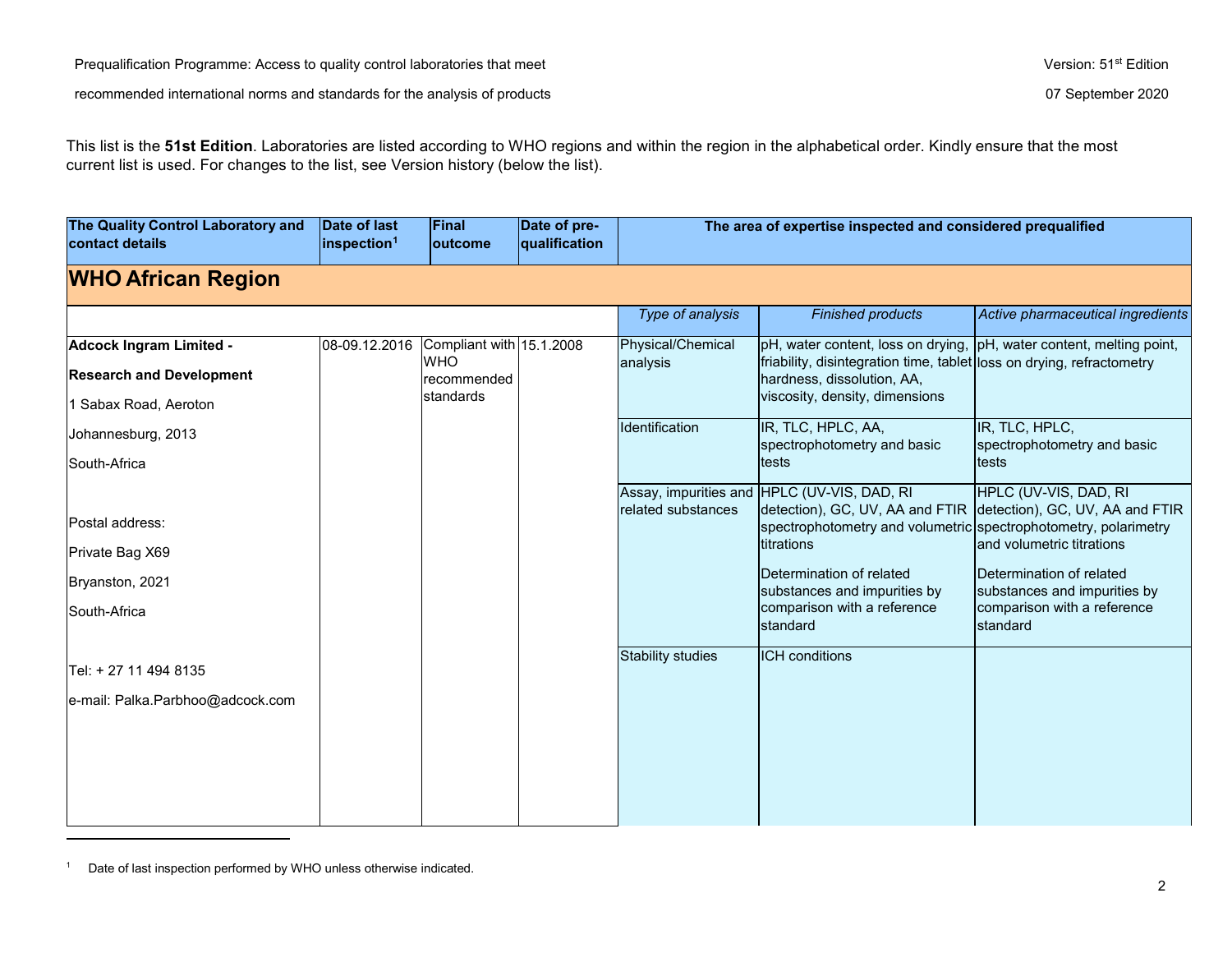This list is the **51st Edition**. Laboratories are listed according to WHO regions and within the region in the alphabetical order. Kindly ensure that the most current list is used. For changes to the list, see Version history (below the list).

| The Quality Control Laboratory and contact details | Date of last inspection[1] | Final outcome | Date of pre-qualification | The area of expertise inspected and considered prequalified | | |
|---|---|---|---|---|---|---|
| **WHO African Region** | | | | | | |
| | | | | *Type of analysis* | *Finished products* | *Active pharmaceutical ingredients* |
| **Adcock Ingram Limited -**<br>**Research and Development**<br>1 Sabax Road, Aeroton<br>Johannesburg, 2013<br>South-Africa<br><br>Postal address:<br>Private Bag X69<br>Bryanston, 2021<br>South-Africa<br><br>Tel: + 27 11 494 8135<br>e-mail: Palka.Parbhoo@adcock.com | 08-09.12.2016 | Compliant with WHO recommended standards | 15.1.2008 | Physical/Chemical analysis | pH, water content, loss on drying, friability, disintegration time, tablet hardness, dissolution, AA, viscosity, density, dimensions | pH, water content, melting point, loss on drying, refractometry |
| | | | | Identification | IR, TLC, HPLC, AA, spectrophotometry and basic tests | IR, TLC, HPLC, spectrophotometry and basic tests |
| | | | | Assay, impurities and related substances | HPLC (UV-VIS, DAD, RI detection), GC, UV, AA and FTIR spectrophotometry and volumetric titrations<br><br>Determination of related substances and impurities by comparison with a reference standard | HPLC (UV-VIS, DAD, RI detection), GC, UV, AA and FTIR spectrophotometry, polarimetry and volumetric titrations<br><br>Determination of related substances and impurities by comparison with a reference standard |
| | | | | Stability studies | ICH conditions | |

[1] Date of last inspection performed by WHO unless otherwise indicated.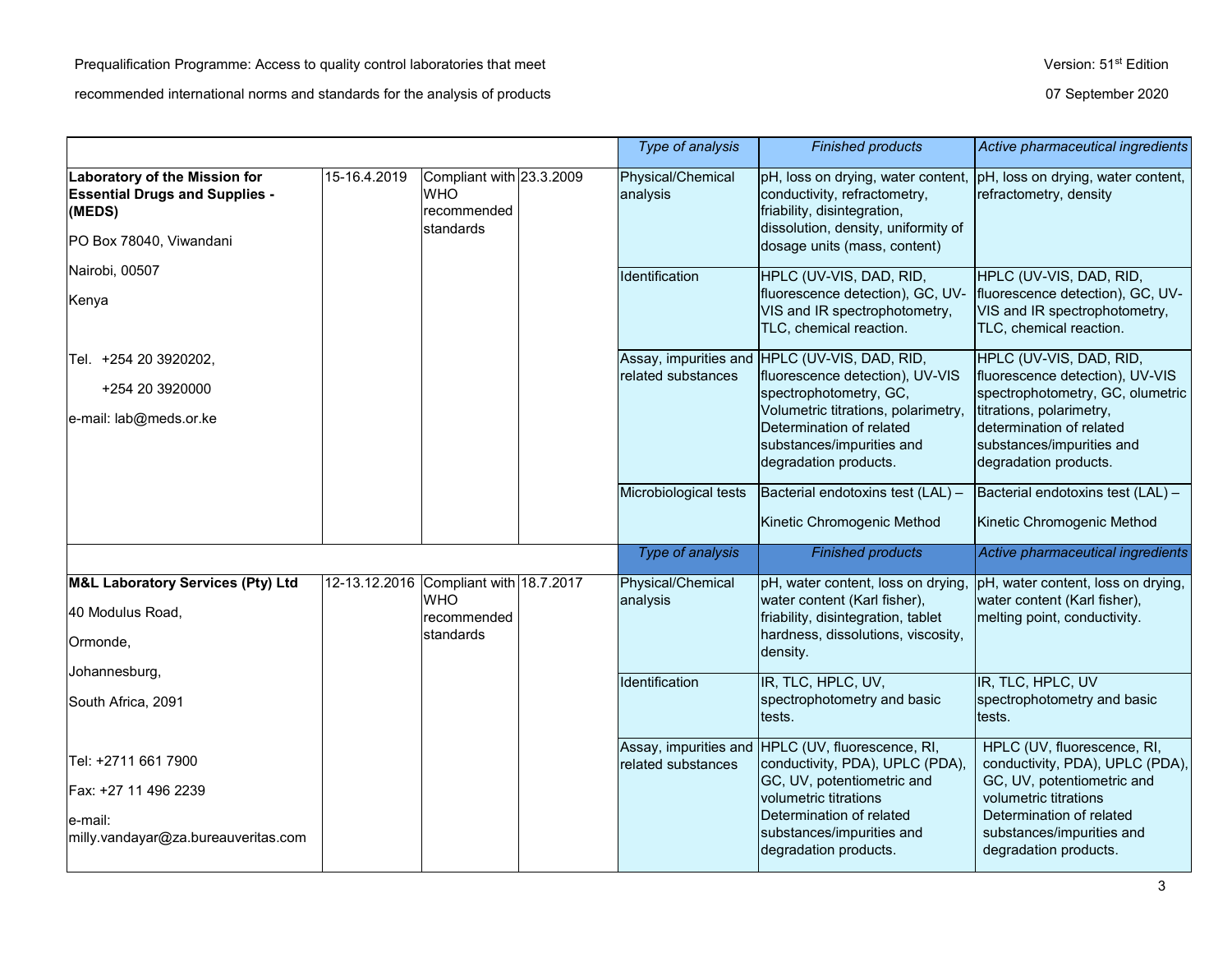| | | | | Type of analysis | Finished products | Active pharmaceutical ingredients |
|---|---|---|---|---|---|---|
| **Laboratory of the Mission for Essential Drugs and Supplies - (MEDS)**<br>PO Box 78040, Viwandani<br>Nairobi, 00507<br>Kenya<br><br>Tel. +254 20 3920202,<br>+254 20 3920000<br>e-mail: lab@meds.or.ke | 15-16.4.2019 | Compliant with WHO recommended standards | 23.3.2009 | Physical/Chemical analysis | pH, loss on drying, water content, conductivity, refractometry, friability, disintegration, dissolution, density, uniformity of dosage units (mass, content) | pH, loss on drying, water content, refractometry, density |
| | | | | Identification | HPLC (UV-VIS, DAD, RID, fluorescence detection), GC, UV-VIS and IR spectrophotometry, TLC, chemical reaction. | HPLC (UV-VIS, DAD, RID, fluorescence detection), GC, UV-VIS and IR spectrophotometry, TLC, chemical reaction. |
| | | | | Assay, impurities and related substances | HPLC (UV-VIS, DAD, RID, fluorescence detection), UV-VIS spectrophotometry, GC, Volumetric titrations, polarimetry, Determination of related substances/impurities and degradation products. | HPLC (UV-VIS, DAD, RID, fluorescence detection), UV-VIS spectrophotometry, GC, olumetric titrations, polarimetry, determination of related substances/impurities and degradation products. |
| | | | | Microbiological tests | Bacterial endotoxins test (LAL) –<br>Kinetic Chromogenic Method | Bacterial endotoxins test (LAL) –<br>Kinetic Chromogenic Method |
| | | | | *Type of analysis* | *Finished products* | *Active pharmaceutical ingredients* |
| **M&L Laboratory Services (Pty) Ltd**<br>40 Modulus Road,<br>Ormonde,<br>Johannesburg,<br>South Africa, 2091<br><br>Tel: +2711 661 7900<br>Fax: +27 11 496 2239<br>e-mail: milly.vandayar@za.bureauveritas.com | 12-13.12.2016 | Compliant with WHO recommended standards | 18.7.2017 | Physical/Chemical analysis | pH, water content, loss on drying, water content (Karl fisher), friability, disintegration, tablet hardness, dissolutions, viscosity, density. | pH, water content, loss on drying, water content (Karl fisher), melting point, conductivity. |
| | | | | Identification | IR, TLC, HPLC, UV, spectrophotometry and basic tests. | IR, TLC, HPLC, UV spectrophotometry and basic tests. |
| | | | | Assay, impurities and related substances | HPLC (UV, fluorescence, RI, conductivity, PDA), UPLC (PDA), GC, UV, potentiometric and volumetric titrations Determination of related substances/impurities and degradation products. | HPLC (UV, fluorescence, RI, conductivity, PDA), UPLC (PDA), GC, UV, potentiometric and volumetric titrations Determination of related substances/impurities and degradation products. |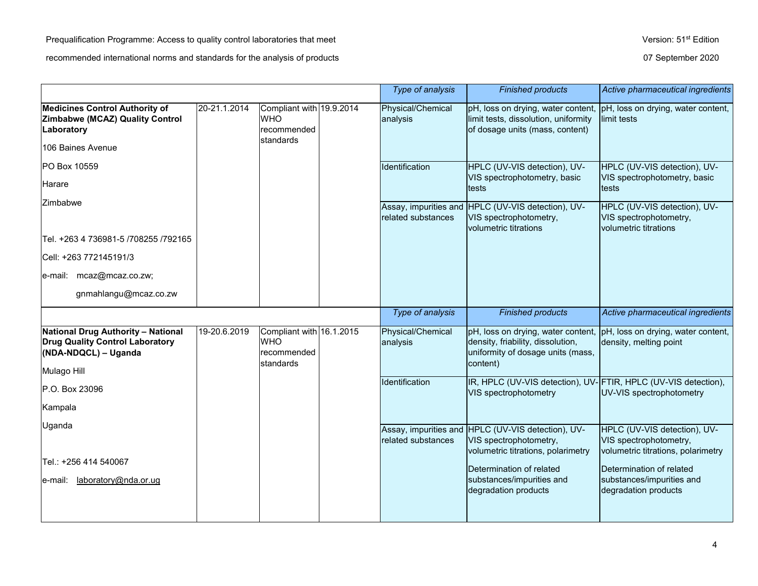| | | | | Type of analysis | Finished products | Active pharmaceutical ingredients |
|---|---|---|---|---|---|---|
| **Medicines Control Authority of Zimbabwe (MCAZ) Quality Control Laboratory**<br>106 Baines Avenue<br>PO Box 10559<br>Harare<br>Zimbabwe<br><br>Tel. +263 4 736981-5 /708255 /792165<br>Cell: +263 772145191/3<br>e-mail: mcaz@mcaz.co.zw;<br>gnmahlangu@mcaz.co.zw | 20-21.1.2014 | Compliant with WHO recommended standards | 19.9.2014 | Physical/Chemical analysis | pH, loss on drying, water content, limit tests, dissolution, uniformity of dosage units (mass, content) | pH, loss on drying, water content, limit tests |
| | | | | Identification | HPLC (UV-VIS detection), UV-VIS spectrophotometry, basic tests | HPLC (UV-VIS detection), UV-VIS spectrophotometry, basic tests |
| | | | | Assay, impurities and related substances | HPLC (UV-VIS detection), UV-VIS spectrophotometry, volumetric titrations | HPLC (UV-VIS detection), UV-VIS spectrophotometry, volumetric titrations |
| | | | | Type of analysis | Finished products | Active pharmaceutical ingredients |
| **National Drug Authority – National Drug Quality Control Laboratory (NDA-NDQCL) – Uganda**<br>Mulago Hill<br>P.O. Box 23096<br>Kampala<br>Uganda<br><br>Tel.: +256 414 540067<br>e-mail: laboratory@nda.or.ug | 19-20.6.2019 | Compliant with WHO recommended standards | 16.1.2015 | Physical/Chemical analysis | pH, loss on drying, water content, density, friability, dissolution, uniformity of dosage units (mass, content) | pH, loss on drying, water content, density, melting point |
| | | | | Identification | IR, HPLC (UV-VIS detection), UV-VIS spectrophotometry | FTIR, HPLC (UV-VIS detection), UV-VIS spectrophotometry |
| | | | | Assay, impurities and related substances | HPLC (UV-VIS detection), UV-VIS spectrophotometry, volumetric titrations, polarimetry<br>Determination of related substances/impurities and degradation products | HPLC (UV-VIS detection), UV-VIS spectrophotometry, volumetric titrations, polarimetry<br>Determination of related substances/impurities and degradation products |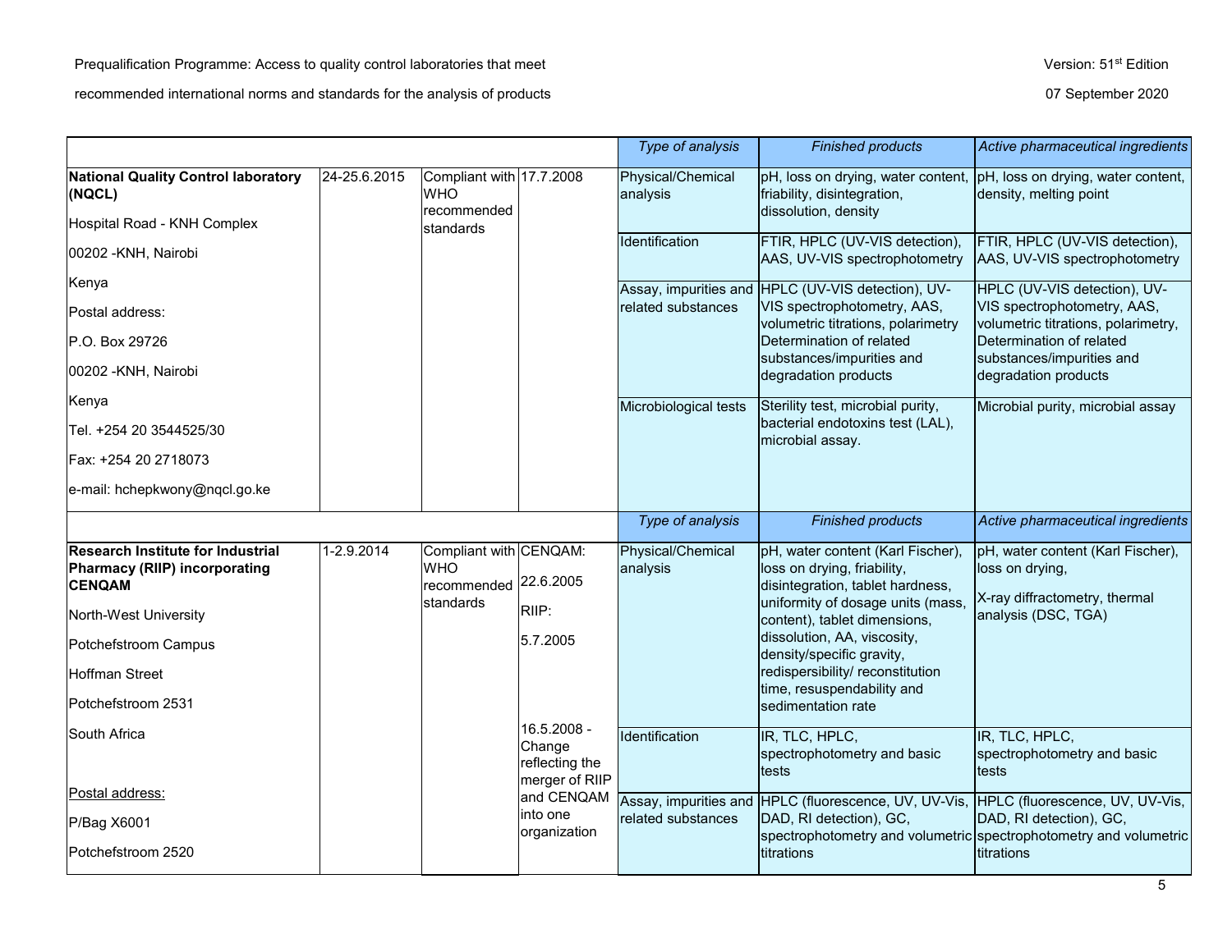| | | | | Type of analysis | Finished products | Active pharmaceutical ingredients |
|---|---|---|---|---|---|---|
| **National Quality Control laboratory (NQCL)**<br><br>Hospital Road - KNH Complex<br><br>00202 -KNH, Nairobi<br><br>Kenya<br><br>Postal address:<br><br>P.O. Box 29726<br><br>00202 -KNH, Nairobi<br><br>Kenya<br><br>Tel. +254 20 3544525/30<br><br>Fax: +254 20 2718073<br><br>e-mail: hchepkwony@nqcl.go.ke | 24-25.6.2015 | Compliant with WHO recommended standards | 17.7.2008 | Physical/Chemical analysis | pH, loss on drying, water content, friability, disintegration, dissolution, density | pH, loss on drying, water content, density, melting point |
| | | | | Identification | FTIR, HPLC (UV-VIS detection), AAS, UV-VIS spectrophotometry | FTIR, HPLC (UV-VIS detection), AAS, UV-VIS spectrophotometry |
| | | | | Assay, impurities and related substances | HPLC (UV-VIS detection), UV-VIS spectrophotometry, AAS, volumetric titrations, polarimetry Determination of related substances/impurities and degradation products | HPLC (UV-VIS detection), UV-VIS spectrophotometry, AAS, volumetric titrations, polarimetry, Determination of related substances/impurities and degradation products |
| | | | | Microbiological tests | Sterility test, microbial purity, bacterial endotoxins test (LAL), microbial assay. | Microbial purity, microbial assay |
| | | | | *Type of analysis* | *Finished products* | *Active pharmaceutical ingredients* |
| **Research Institute for Industrial Pharmacy (RIIP) incorporating CENQAM**<br><br>North-West University<br><br>Potchefstroom Campus<br><br>Hoffman Street<br><br>Potchefstroom 2531<br><br>South Africa<br><br>Postal address:<br><br>P/Bag X6001<br><br>Potchefstroom 2520 | 1-2.9.2014 | Compliant with WHO recommended standards | CENQAM:<br><br>22.6.2005<br><br>RIIP:<br><br>5.7.2005<br><br>16.5.2008 - Change reflecting the merger of RIIP and CENQAM into one organization | Physical/Chemical analysis | pH, water content (Karl Fischer), loss on drying, friability, disintegration, tablet hardness, uniformity of dosage units (mass, content), tablet dimensions, dissolution, AA, viscosity, density/specific gravity, redispersibility/ reconstitution time, resuspendability and sedimentation rate | pH, water content (Karl Fischer), loss on drying,<br><br>X-ray diffractometry, thermal analysis (DSC, TGA) |
| | | | | Identification | IR, TLC, HPLC, spectrophotometry and basic tests | IR, TLC, HPLC, spectrophotometry and basic tests |
| | | | | Assay, impurities and related substances | HPLC (fluorescence, UV, UV-Vis, DAD, RI detection), GC, spectrophotometry and volumetric titrations | HPLC (fluorescence, UV, UV-Vis, DAD, RI detection), GC, spectrophotometry and volumetric titrations |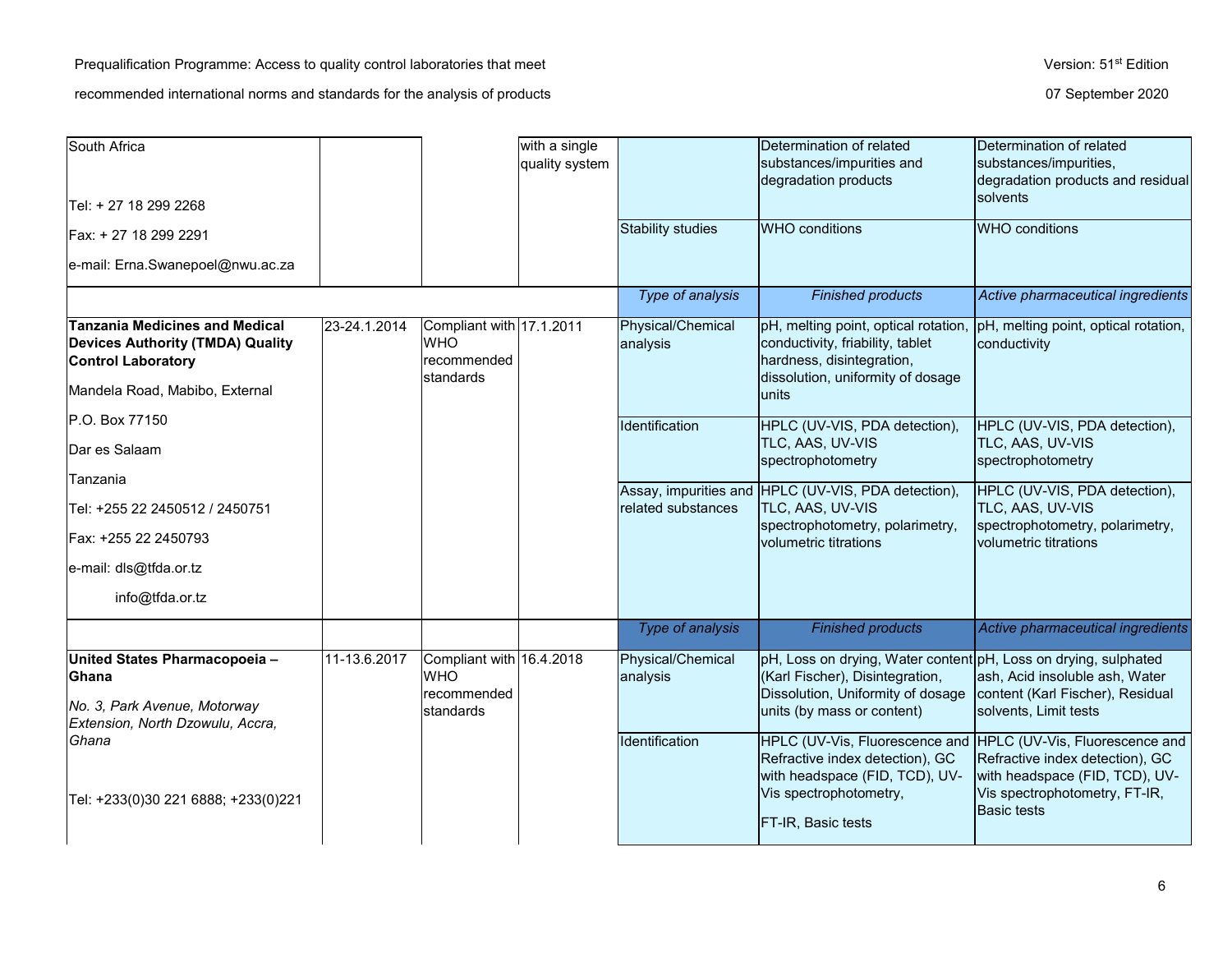| | | | | | | |
|---|---|---|---|---|---|---|
| South Africa<br><br>Tel: + 27 18 299 2268<br>Fax: + 27 18 299 2291<br>e-mail: Erna.Swanepoel@nwu.ac.za | | | with a single quality system | | Determination of related substances/impurities and degradation products | Determination of related substances/impurities, degradation products and residual solvents |
| | | | | Stability studies | WHO conditions | WHO conditions |
| | | | | *Type of analysis* | *Finished products* | *Active pharmaceutical ingredients* |
| **Tanzania Medicines and Medical Devices Authority (TMDA) Quality Control Laboratory**<br>Mandela Road, Mabibo, External<br>P.O. Box 77150<br>Dar es Salaam<br>Tanzania<br>Tel: +255 22 2450512 / 2450751<br>Fax: +255 22 2450793<br>e-mail: dls@tfda.or.tz<br>info@tfda.or.tz | 23-24.1.2014 | Compliant with WHO recommended standards | 17.1.2011 | Physical/Chemical analysis | pH, melting point, optical rotation, conductivity, friability, tablet hardness, disintegration, dissolution, uniformity of dosage units | pH, melting point, optical rotation, conductivity |
| | | | | Identification | HPLC (UV-VIS, PDA detection), TLC, AAS, UV-VIS spectrophotometry | HPLC (UV-VIS, PDA detection), TLC, AAS, UV-VIS spectrophotometry |
| | | | | Assay, impurities and related substances | HPLC (UV-VIS, PDA detection), TLC, AAS, UV-VIS spectrophotometry, polarimetry, volumetric titrations | HPLC (UV-VIS, PDA detection), TLC, AAS, UV-VIS spectrophotometry, polarimetry, volumetric titrations |
| | | | | *Type of analysis* | *Finished products* | *Active pharmaceutical ingredients* |
| **United States Pharmacopoeia – Ghana**<br>*No. 3, Park Avenue, Motorway Extension, North Dzowulu, Accra, Ghana*<br><br>Tel: +233(0)30 221 6888; +233(0)221 | 11-13.6.2017 | Compliant with WHO recommended standards | 16.4.2018 | Physical/Chemical analysis | pH, Loss on drying, Water content (Karl Fischer), Disintegration, Dissolution, Uniformity of dosage units (by mass or content) | pH, Loss on drying, sulphated ash, Acid insoluble ash, Water content (Karl Fischer), Residual solvents, Limit tests |
| | | | | Identification | HPLC (UV-Vis, Fluorescence and Refractive index detection), GC with headspace (FID, TCD), UV-Vis spectrophotometry,<br>FT-IR, Basic tests | HPLC (UV-Vis, Fluorescence and Refractive index detection), GC with headspace (FID, TCD), UV-Vis spectrophotometry, FT-IR, Basic tests |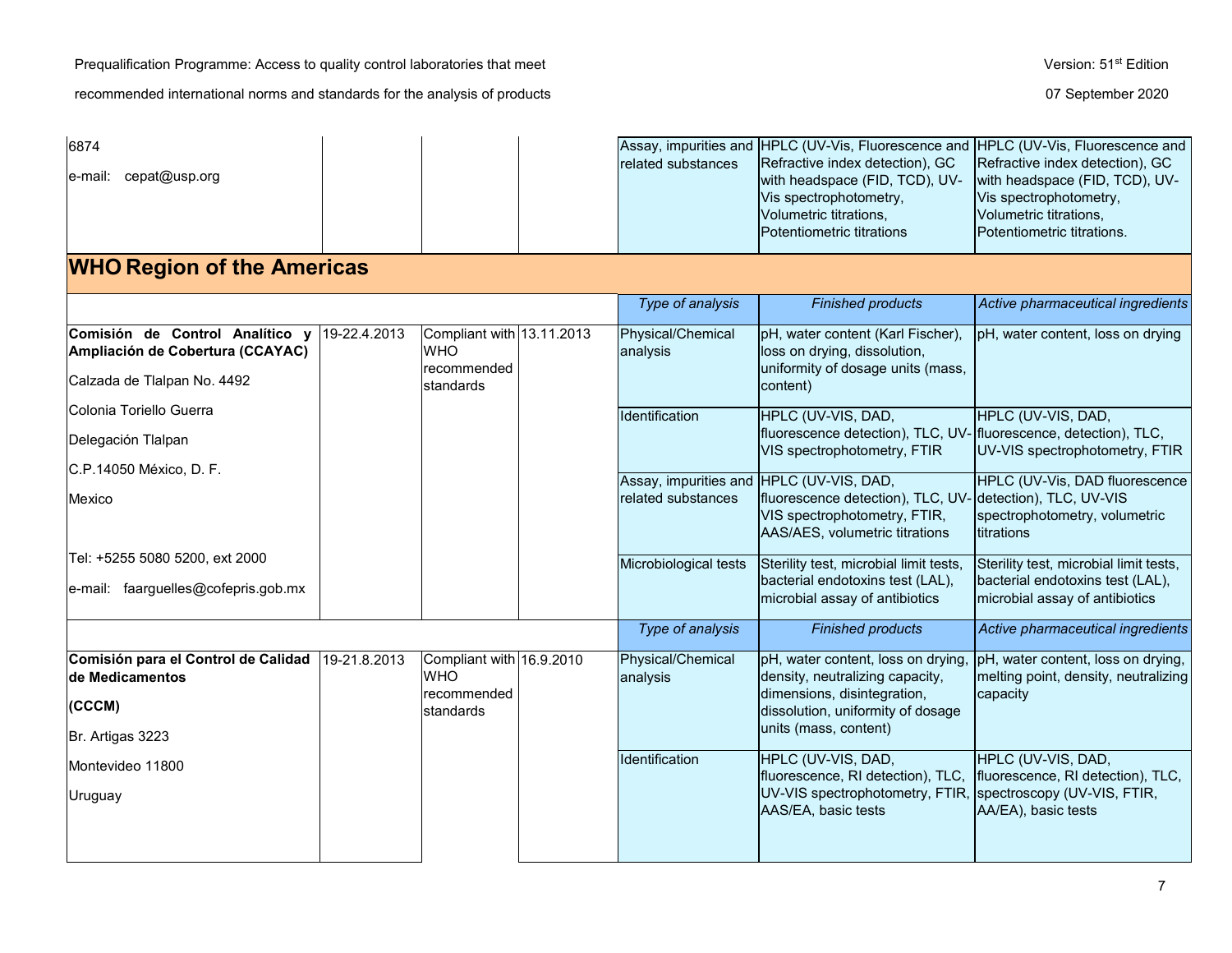| | | | | | | |
|---|---|---|---|---|---|---|
| 6874<br><br>e-mail: cepat@usp.org | | | | Assay, impurities and related substances | HPLC (UV-Vis, Fluorescence and Refractive index detection), GC with headspace (FID, TCD), UV-Vis spectrophotometry, Volumetric titrations, Potentiometric titrations | HPLC (UV-Vis, Fluorescence and Refractive index detection), GC with headspace (FID, TCD), UV-Vis spectrophotometry, Volumetric titrations, Potentiometric titrations. |

## WHO Region of the Americas

| | | | | *Type of analysis* | *Finished products* | *Active pharmaceutical ingredients* |
|---|---|---|---|---|---|---|
| **Comisión de Control Analítico y Ampliación de Cobertura (CCAYAC)**<br><br>Calzada de Tlalpan No. 4492<br><br>Colonia Toriello Guerra<br><br>Delegación Tlalpan<br><br>C.P.14050 México, D. F.<br><br>Mexico<br><br>Tel: +5255 5080 5200, ext 2000<br><br>e-mail: faarguelles@cofepris.gob.mx | 19-22.4.2013 | Compliant with WHO recommended standards | 13.11.2013 | Physical/Chemical analysis | pH, water content (Karl Fischer), loss on drying, dissolution, uniformity of dosage units (mass, content) | pH, water content, loss on drying |
| | | | | Identification | HPLC (UV-VIS, DAD, fluorescence detection), TLC, UV-VIS spectrophotometry, FTIR | HPLC (UV-VIS, DAD, fluorescence, detection), TLC, UV-VIS spectrophotometry, FTIR |
| | | | | Assay, impurities and related substances | HPLC (UV-VIS, DAD, fluorescence detection), TLC, UV-VIS spectrophotometry, FTIR, AAS/AES, volumetric titrations | HPLC (UV-Vis, DAD fluorescence detection), TLC, UV-VIS spectrophotometry, volumetric titrations |
| | | | | Microbiological tests | Sterility test, microbial limit tests, bacterial endotoxins test (LAL), microbial assay of antibiotics | Sterility test, microbial limit tests, bacterial endotoxins test (LAL), microbial assay of antibiotics |

| | | | | *Type of analysis* | *Finished products* | *Active pharmaceutical ingredients* |
|---|---|---|---|---|---|---|
| **Comisión para el Control de Calidad de Medicamentos**<br><br>**(CCCM)**<br><br>Br. Artigas 3223<br><br>Montevideo 11800<br><br>Uruguay | 19-21.8.2013 | Compliant with WHO recommended standards | 16.9.2010 | Physical/Chemical analysis | pH, water content, loss on drying, density, neutralizing capacity, dimensions, disintegration, dissolution, uniformity of dosage units (mass, content) | pH, water content, loss on drying, melting point, density, neutralizing capacity |
| | | | | Identification | HPLC (UV-VIS, DAD, fluorescence, RI detection), TLC, UV-VIS spectrophotometry, FTIR, AAS/EA, basic tests | HPLC (UV-VIS, DAD, fluorescence, RI detection), TLC, spectroscopy (UV-VIS, FTIR, AA/EA), basic tests |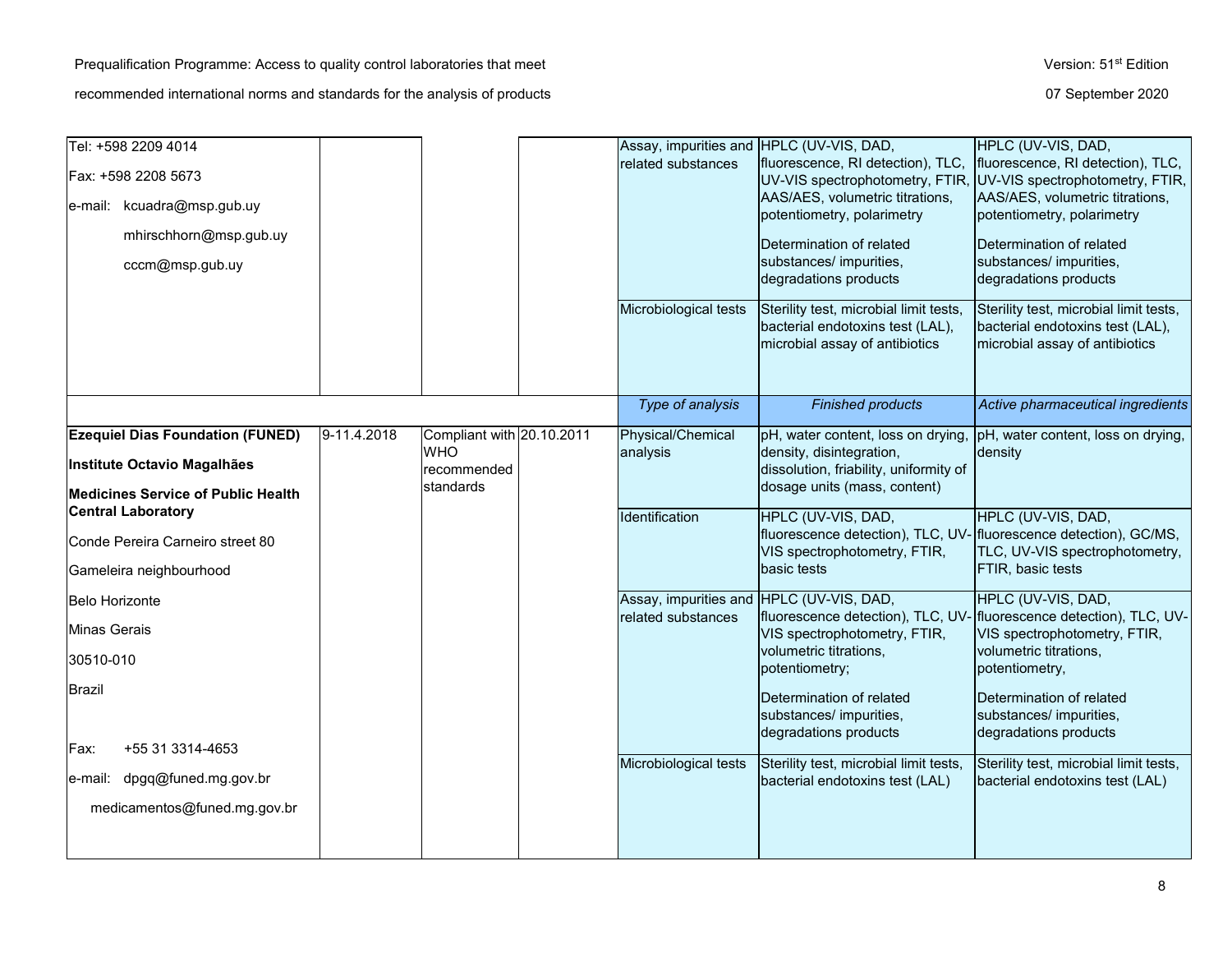| | | | | | | |
|---|---|---|---|---|---|---|
| Tel: +598 2209 4014<br>Fax: +598 2208 5673<br>e-mail: kcuadra@msp.gub.uy<br>mhirschhorn@msp.gub.uy<br>cccm@msp.gub.uy | | | | Assay, impurities and related substances | HPLC (UV-VIS, DAD, fluorescence, RI detection), TLC, UV-VIS spectrophotometry, FTIR, AAS/AES, volumetric titrations, potentiometry, polarimetry<br><br>Determination of related substances/ impurities, degradations products | HPLC (UV-VIS, DAD, fluorescence, RI detection), TLC, UV-VIS spectrophotometry, FTIR, AAS/AES, volumetric titrations, potentiometry, polarimetry<br><br>Determination of related substances/ impurities, degradations products |
| | | | | Microbiological tests | Sterility test, microbial limit tests, bacterial endotoxins test (LAL), microbial assay of antibiotics | Sterility test, microbial limit tests, bacterial endotoxins test (LAL), microbial assay of antibiotics |
| | | | | *Type of analysis* | *Finished products* | *Active pharmaceutical ingredients* |
| **Ezequiel Dias Foundation (FUNED)**<br>**Institute Octavio Magalhães**<br>**Medicines Service of Public Health Central Laboratory**<br>Conde Pereira Carneiro street 80<br>Gameleira neighbourhood<br>Belo Horizonte<br>Minas Gerais<br>30510-010<br>Brazil<br><br>Fax: +55 31 3314-4653<br>e-mail: dpgq@funed.mg.gov.br<br>medicamentos@funed.mg.gov.br | 9-11.4.2018 | Compliant with WHO recommended standards | 20.10.2011 | Physical/Chemical analysis | pH, water content, loss on drying, density, disintegration, dissolution, friability, uniformity of dosage units (mass, content) | pH, water content, loss on drying, density |
| | | | | Identification | HPLC (UV-VIS, DAD, fluorescence detection), TLC, UV-VIS spectrophotometry, FTIR, basic tests | HPLC (UV-VIS, DAD, fluorescence detection), GC/MS, TLC, UV-VIS spectrophotometry, FTIR, basic tests |
| | | | | Assay, impurities and related substances | HPLC (UV-VIS, DAD, fluorescence detection), TLC, UV-VIS spectrophotometry, FTIR, volumetric titrations, potentiometry;<br><br>Determination of related substances/ impurities, degradations products | HPLC (UV-VIS, DAD, fluorescence detection), TLC, UV-VIS spectrophotometry, FTIR, volumetric titrations, potentiometry,<br><br>Determination of related substances/ impurities, degradations products |
| | | | | Microbiological tests | Sterility test, microbial limit tests, bacterial endotoxins test (LAL) | Sterility test, microbial limit tests, bacterial endotoxins test (LAL) |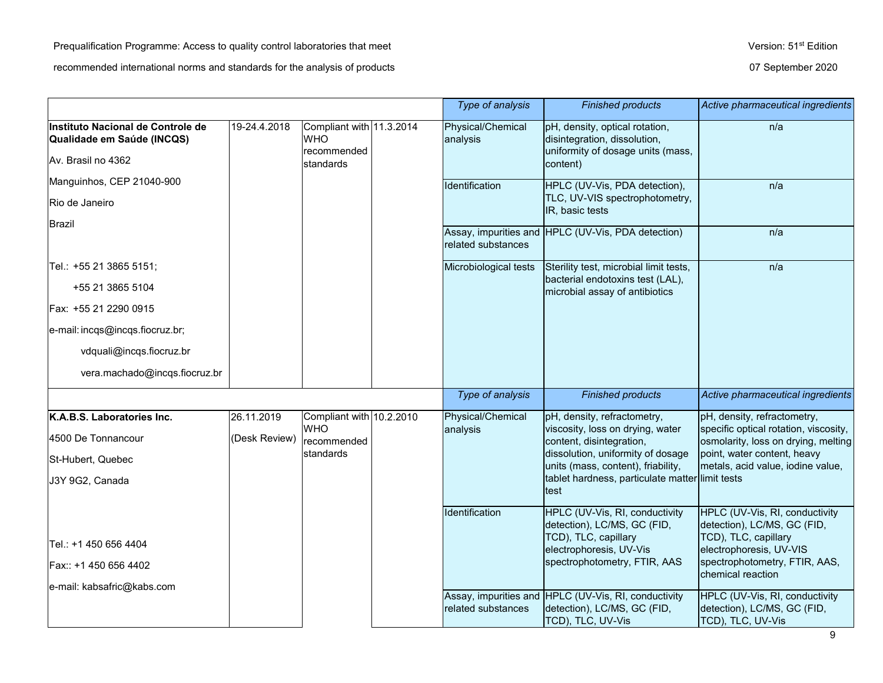| | | | | Type of analysis | Finished products | Active pharmaceutical ingredients |
|---|---|---|---|---|---|---|
| **Instituto Nacional de Controle de Qualidade em Saúde (INCQS)**<br>Av. Brasil no 4362<br>Manguinhos, CEP 21040-900<br>Rio de Janeiro<br>Brazil<br><br>Tel.: +55 21 3865 5151;<br>+55 21 3865 5104<br>Fax: +55 21 2290 0915<br>e-mail: incqs@incqs.fiocruz.br;<br>vdquali@incqs.fiocruz.br<br>vera.machado@incqs.fiocruz.br | 19-24.4.2018 | Compliant with WHO recommended standards | 11.3.2014 | Physical/Chemical analysis | pH, density, optical rotation, disintegration, dissolution, uniformity of dosage units (mass, content) | n/a |
| | | | | Identification | HPLC (UV-Vis, PDA detection), TLC, UV-VIS spectrophotometry, IR, basic tests | n/a |
| | | | | Assay, impurities and related substances | HPLC (UV-Vis, PDA detection) | n/a |
| | | | | Microbiological tests | Sterility test, microbial limit tests, bacterial endotoxins test (LAL), microbial assay of antibiotics | n/a |
| | | | | Type of analysis | Finished products | Active pharmaceutical ingredients |
| **K.A.B.S. Laboratories Inc.**<br>4500 De Tonnancour<br>St-Hubert, Quebec<br>J3Y 9G2, Canada<br><br>Tel.: +1 450 656 4404<br>Fax:: +1 450 656 4402<br>e-mail: kabsafric@kabs.com | 26.11.2019<br>(Desk Review) | Compliant with WHO recommended standards | 10.2.2010 | Physical/Chemical analysis | pH, density, refractometry, viscosity, loss on drying, water content, disintegration, dissolution, uniformity of dosage units (mass, content), friability, tablet hardness, particulate matter test | pH, density, refractometry, specific optical rotation, viscosity, osmolarity, loss on drying, melting point, water content, heavy metals, acid value, iodine value, limit tests |
| | | | | Identification | HPLC (UV-Vis, RI, conductivity detection), LC/MS, GC (FID, TCD), TLC, capillary electrophoresis, UV-Vis spectrophotometry, FTIR, AAS | HPLC (UV-Vis, RI, conductivity detection), LC/MS, GC (FID, TCD), TLC, capillary electrophoresis, UV-VIS spectrophotometry, FTIR, AAS, chemical reaction |
| | | | | Assay, impurities and related substances | HPLC (UV-Vis, RI, conductivity detection), LC/MS, GC (FID, TCD), TLC, UV-Vis | HPLC (UV-Vis, RI, conductivity detection), LC/MS, GC (FID, TCD), TLC, UV-Vis |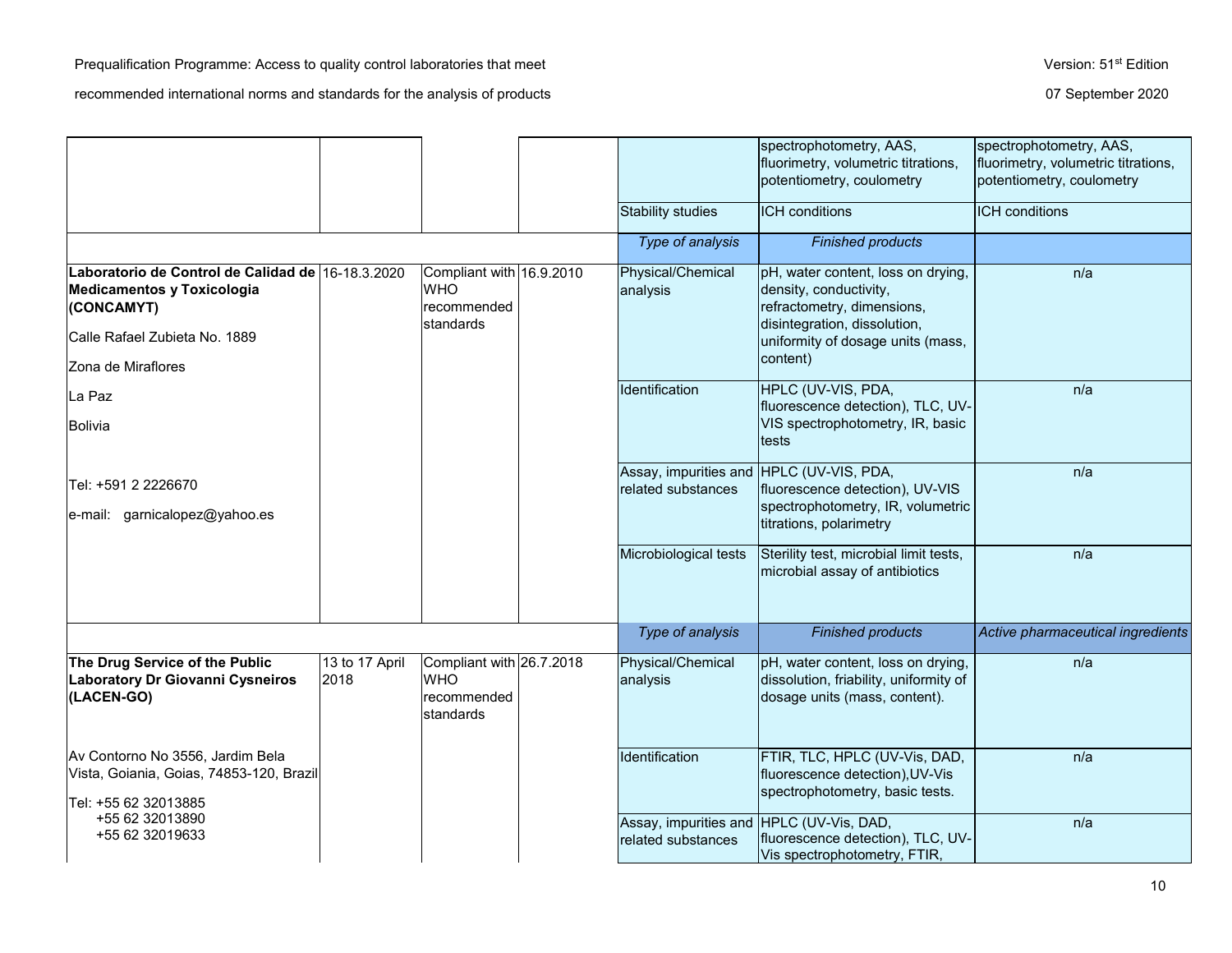| | | | | | | |
|---|---|---|---|---|---|---|
| | | | | | spectrophotometry, AAS, fluorimetry, volumetric titrations, potentiometry, coulometry | spectrophotometry, AAS, fluorimetry, volumetric titrations, potentiometry, coulometry |
| | | | | Stability studies | ICH conditions | ICH conditions |
| | | | | *Type of analysis* | *Finished products* | |
| **Laboratorio de Control de Calidad de Medicamentos y Toxicologia (CONCAMYT)**<br><br>Calle Rafael Zubieta No. 1889<br><br>Zona de Miraflores<br><br>La Paz<br><br>Bolivia<br><br>Tel: +591 2 2226670<br><br>e-mail: garnicalopez@yahoo.es | 16-18.3.2020 | Compliant with WHO recommended standards | 16.9.2010 | Physical/Chemical analysis | pH, water content, loss on drying, density, conductivity, refractometry, dimensions, disintegration, dissolution, uniformity of dosage units (mass, content) | n/a |
| | | | | Identification | HPLC (UV-VIS, PDA, fluorescence detection), TLC, UV-VIS spectrophotometry, IR, basic tests | n/a |
| | | | | Assay, impurities and related substances | HPLC (UV-VIS, PDA, fluorescence detection), UV-VIS spectrophotometry, IR, volumetric titrations, polarimetry | n/a |
| | | | | Microbiological tests | Sterility test, microbial limit tests, microbial assay of antibiotics | n/a |
| | | | | *Type of analysis* | *Finished products* | *Active pharmaceutical ingredients* |
| **The Drug Service of the Public Laboratory Dr Giovanni Cysneiros (LACEN-GO)**<br><br>Av Contorno No 3556, Jardim Bela Vista, Goiania, Goias, 74853-120, Brazil<br><br>Tel: +55 62 32013885<br>+55 62 32013890<br>+55 62 32019633 | 13 to 17 April 2018 | Compliant with WHO recommended standards | 26.7.2018 | Physical/Chemical analysis | pH, water content, loss on drying, dissolution, friability, uniformity of dosage units (mass, content). | n/a |
| | | | | Identification | FTIR, TLC, HPLC (UV-Vis, DAD, fluorescence detection),UV-Vis spectrophotometry, basic tests. | n/a |
| | | | | Assay, impurities and related substances | HPLC (UV-Vis, DAD, fluorescence detection), TLC, UV-Vis spectrophotometry, FTIR, | n/a |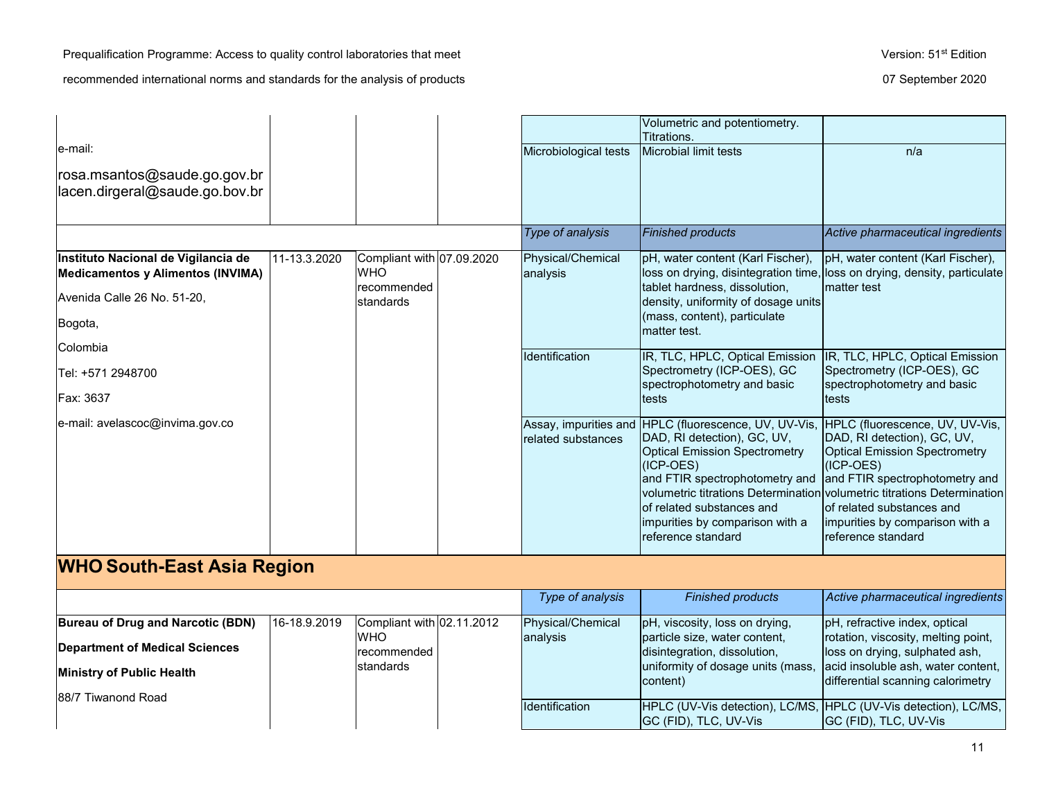| | | | | | Volumetric and potentiometry. Titrations. | |
|---|---|---|---|---|---|---|
| e-mail:<br>rosa.msantos@saude.go.gov.br<br>lacen.dirgeral@saude.go.bov.br | | | | Microbiological tests | Microbial limit tests | n/a |
| | | | | *Type of analysis* | *Finished products* | *Active pharmaceutical ingredients* |
| **Instituto Nacional de Vigilancia de Medicamentos y Alimentos (INVIMA)**<br>Avenida Calle 26 No. 51-20,<br>Bogota,<br>Colombia<br>Tel: +571 2948700<br>Fax: 3637<br>e-mail: avelascoc@invima.gov.co | 11-13.3.2020 | Compliant with WHO recommended standards | 07.09.2020 | Physical/Chemical analysis | pH, water content (Karl Fischer), loss on drying, disintegration time, tablet hardness, dissolution, density, uniformity of dosage units (mass, content), particulate matter test. | pH, water content (Karl Fischer), loss on drying, density, particulate matter test |
| | | | | Identification | IR, TLC, HPLC, Optical Emission Spectrometry (ICP-OES), GC spectrophotometry and basic tests | IR, TLC, HPLC, Optical Emission Spectrometry (ICP-OES), GC spectrophotometry and basic tests |
| | | | | Assay, impurities and related substances | HPLC (fluorescence, UV, UV-Vis, DAD, RI detection), GC, UV, Optical Emission Spectrometry (ICP-OES) and FTIR spectrophotometry and volumetric titrations Determination of related substances and impurities by comparison with a reference standard | HPLC (fluorescence, UV, UV-Vis, DAD, RI detection), GC, UV, Optical Emission Spectrometry (ICP-OES) and FTIR spectrophotometry and volumetric titrations Determination of related substances and impurities by comparison with a reference standard |

## WHO South-East Asia Region

| | | | | *Type of analysis* | *Finished products* | *Active pharmaceutical ingredients* |
|---|---|---|---|---|---|---|
| **Bureau of Drug and Narcotic (BDN)**<br>**Department of Medical Sciences**<br>**Ministry of Public Health**<br>88/7 Tiwanond Road | 16-18.9.2019 | Compliant with WHO recommended standards | 02.11.2012 | Physical/Chemical analysis | pH, viscosity, loss on drying, particle size, water content, disintegration, dissolution, uniformity of dosage units (mass, content) | pH, refractive index, optical rotation, viscosity, melting point, loss on drying, sulphated ash, acid insoluble ash, water content, differential scanning calorimetry |
| | | | | Identification | HPLC (UV-Vis detection), LC/MS, GC (FID), TLC, UV-Vis | HPLC (UV-Vis detection), LC/MS, GC (FID), TLC, UV-Vis |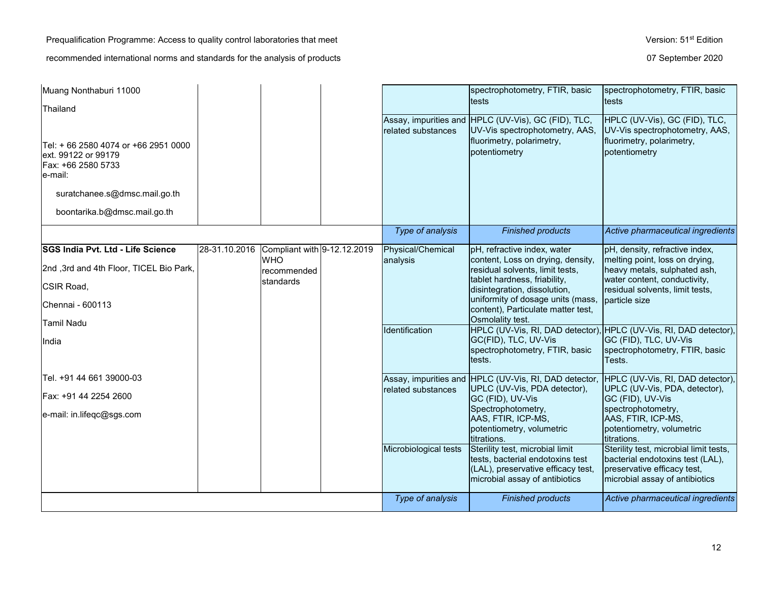| | | | | | | |
|---|---|---|---|---|---|---|
| Muang Nonthaburi 11000<br><br>Thailand<br><br>Tel: + 66 2580 4074 or +66 2951 0000 ext. 99122 or 99179<br>Fax: +66 2580 5733<br>e-mail:<br><br>suratchanee.s@dmsc.mail.go.th<br><br>boontarika.b@dmsc.mail.go.th | | | | | spectrophotometry, FTIR, basic tests | spectrophotometry, FTIR, basic tests |
| | | | | Assay, impurities and related substances | HPLC (UV-Vis), GC (FID), TLC, UV-Vis spectrophotometry, AAS, fluorimetry, polarimetry, potentiometry | HPLC (UV-Vis), GC (FID), TLC, UV-Vis spectrophotometry, AAS, fluorimetry, polarimetry, potentiometry |
| | | | | *Type of analysis* | *Finished products* | *Active pharmaceutical ingredients* |
| **SGS India Pvt. Ltd - Life Science**<br><br>2nd ,3rd and 4th Floor, TICEL Bio Park,<br><br>CSIR Road,<br><br>Chennai - 600113<br><br>Tamil Nadu<br><br>India<br><br>Tel. +91 44 661 39000-03<br><br>Fax: +91 44 2254 2600<br><br>e-mail: in.lifeqc@sgs.com | 28-31.10.2016 | Compliant with WHO recommended standards | 9-12.12.2019 | Physical/Chemical analysis | pH, refractive index, water content, Loss on drying, density, residual solvents, limit tests, tablet hardness, friability, disintegration, dissolution, uniformity of dosage units (mass, content), Particulate matter test, Osmolality test. | pH, density, refractive index, melting point, loss on drying, heavy metals, sulphated ash, water content, conductivity, residual solvents, limit tests, particle size |
| | | | | Identification | HPLC (UV-Vis, RI, DAD detector), GC(FID), TLC, UV-Vis spectrophotometry, FTIR, basic tests. | HPLC (UV-Vis, RI, DAD detector), GC (FID), TLC, UV-Vis spectrophotometry, FTIR, basic Tests. |
| | | | | Assay, impurities and related substances | HPLC (UV-Vis, RI, DAD detector, UPLC (UV-Vis, PDA detector), GC (FID), UV-Vis Spectrophotometry, AAS, FTIR, ICP-MS, potentiometry, volumetric titrations. | HPLC (UV-Vis, RI, DAD detector), UPLC (UV-Vis, PDA, detector), GC (FID), UV-Vis spectrophotometry, AAS, FTIR, ICP-MS, potentiometry, volumetric titrations. |
| | | | | Microbiological tests | Sterility test, microbial limit tests, bacterial endotoxins test (LAL), preservative efficacy test, microbial assay of antibiotics | Sterility test, microbial limit tests, bacterial endotoxins test (LAL), preservative efficacy test, microbial assay of antibiotics |
| | | | | *Type of analysis* | *Finished products* | *Active pharmaceutical ingredients* |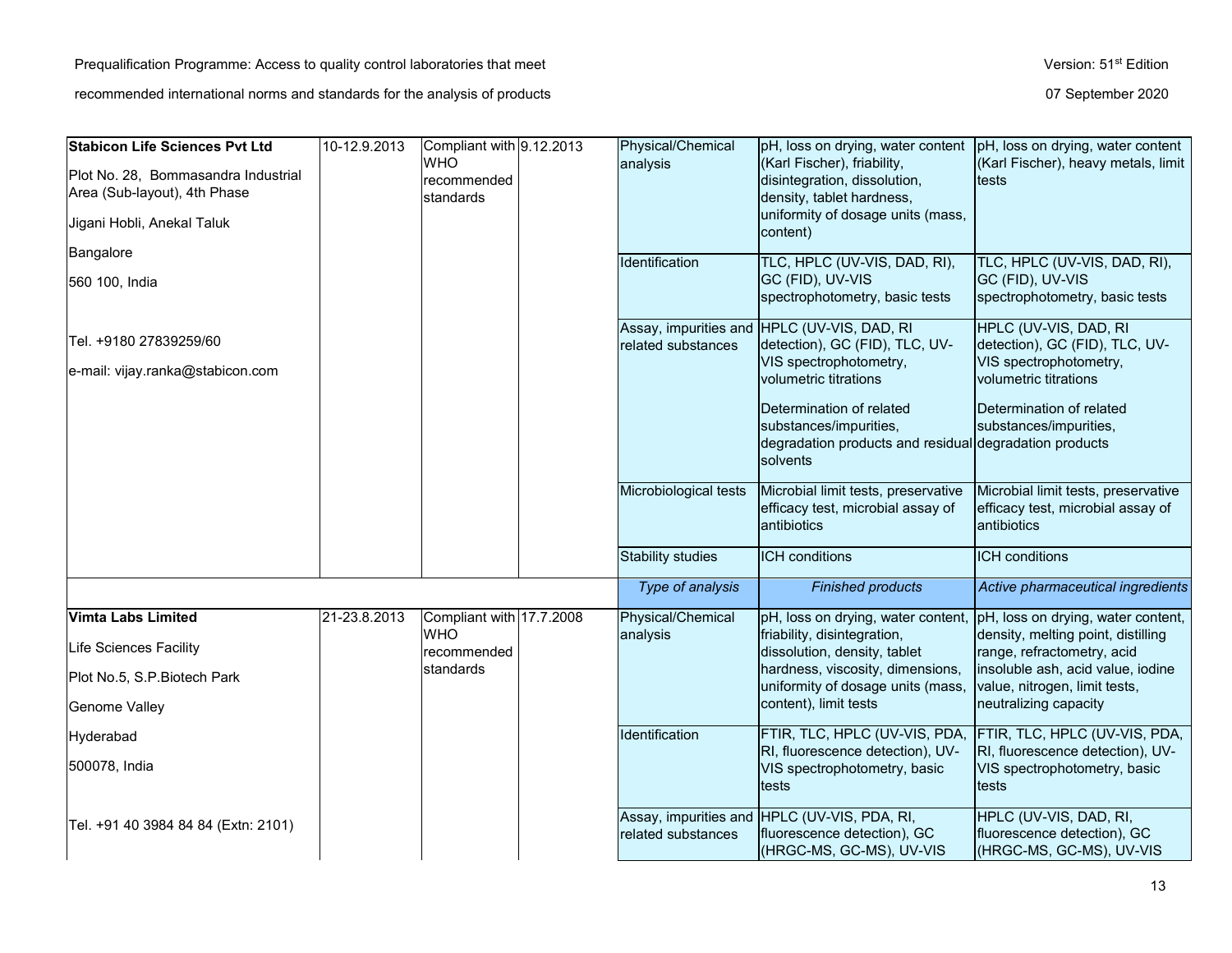| | | | | | | |
|---|---|---|---|---|---|---|
| **Stabicon Life Sciences Pvt Ltd**<br><br>Plot No. 28, Bommasandra Industrial Area (Sub-layout), 4th Phase<br><br>Jigani Hobli, Anekal Taluk<br><br>Bangalore<br><br>560 100, India<br><br>Tel. +9180 27839259/60<br><br>e-mail: vijay.ranka@stabicon.com | 10-12.9.2013 | Compliant with WHO recommended standards | 9.12.2013 | Physical/Chemical analysis | pH, loss on drying, water content (Karl Fischer), friability, disintegration, dissolution, density, tablet hardness, uniformity of dosage units (mass, content) | pH, loss on drying, water content (Karl Fischer), heavy metals, limit tests |
| | | | | Identification | TLC, HPLC (UV-VIS, DAD, RI), GC (FID), UV-VIS spectrophotometry, basic tests | TLC, HPLC (UV-VIS, DAD, RI), GC (FID), UV-VIS spectrophotometry, basic tests |
| | | | | Assay, impurities and related substances | HPLC (UV-VIS, DAD, RI detection), GC (FID), TLC, UV-VIS spectrophotometry, volumetric titrations<br><br>Determination of related substances/impurities, degradation products and residual solvents | HPLC (UV-VIS, DAD, RI detection), GC (FID), TLC, UV-VIS spectrophotometry, volumetric titrations<br><br>Determination of related substances/impurities, degradation products |
| | | | | Microbiological tests | Microbial limit tests, preservative efficacy test, microbial assay of antibiotics | Microbial limit tests, preservative efficacy test, microbial assay of antibiotics |
| | | | | Stability studies | ICH conditions | ICH conditions |
| | | | | *Type of analysis* | *Finished products* | *Active pharmaceutical ingredients* |
| **Vimta Labs Limited**<br><br>Life Sciences Facility<br><br>Plot No.5, S.P.Biotech Park<br><br>Genome Valley<br><br>Hyderabad<br><br>500078, India<br><br>Tel. +91 40 3984 84 84 (Extn: 2101) | 21-23.8.2013 | Compliant with WHO recommended standards | 17.7.2008 | Physical/Chemical analysis | pH, loss on drying, water content, friability, disintegration, dissolution, density, tablet hardness, viscosity, dimensions, uniformity of dosage units (mass, content), limit tests | pH, loss on drying, water content, density, melting point, distilling range, refractometry, acid insoluble ash, acid value, iodine value, nitrogen, limit tests, neutralizing capacity |
| | | | | Identification | FTIR, TLC, HPLC (UV-VIS, PDA, RI, fluorescence detection), UV-VIS spectrophotometry, basic tests | FTIR, TLC, HPLC (UV-VIS, PDA, RI, fluorescence detection), UV-VIS spectrophotometry, basic tests |
| | | | | Assay, impurities and related substances | HPLC (UV-VIS, PDA, RI, fluorescence detection), GC (HRGC-MS, GC-MS), UV-VIS | HPLC (UV-VIS, DAD, RI, fluorescence detection), GC (HRGC-MS, GC-MS), UV-VIS |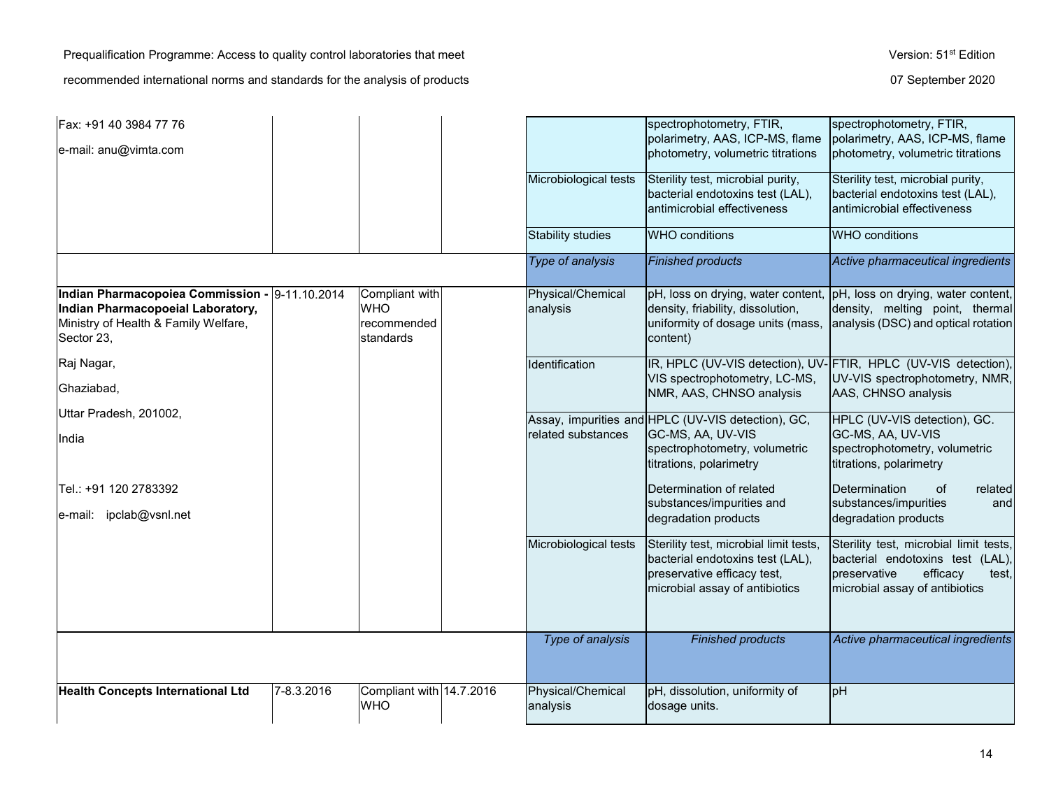| | | | | | | |
|---|---|---|---|---|---|---|
| Fax: +91 40 3984 77 76<br>e-mail: anu@vimta.com | | | | | spectrophotometry, FTIR, polarimetry, AAS, ICP-MS, flame photometry, volumetric titrations | spectrophotometry, FTIR, polarimetry, AAS, ICP-MS, flame photometry, volumetric titrations |
| | | | | Microbiological tests | Sterility test, microbial purity, bacterial endotoxins test (LAL), antimicrobial effectiveness | Sterility test, microbial purity, bacterial endotoxins test (LAL), antimicrobial effectiveness |
| | | | | Stability studies | WHO conditions | WHO conditions |
| | | | | *Type of analysis* | *Finished products* | *Active pharmaceutical ingredients* |
| **Indian Pharmacopoiea Commission - Indian Pharmacopoeial Laboratory,** Ministry of Health & Family Welfare, Sector 23,<br>Raj Nagar,<br>Ghaziabad,<br>Uttar Pradesh, 201002,<br>India<br><br>Tel.: +91 120 2783392<br>e-mail: ipclab@vsnl.net | 9-11.10.2014 | Compliant with WHO recommended standards | | Physical/Chemical analysis | pH, loss on drying, water content, density, friability, dissolution, uniformity of dosage units (mass, content) | pH, loss on drying, water content, density, melting point, thermal analysis (DSC) and optical rotation |
| | | | | Identification | IR, HPLC (UV-VIS detection), UV-VIS spectrophotometry, LC-MS, NMR, AAS, CHNSO analysis | FTIR, HPLC (UV-VIS detection), UV-VIS spectrophotometry, NMR, AAS, CHNSO analysis |
| | | | | Assay, impurities and related substances | HPLC (UV-VIS detection), GC, GC-MS, AA, UV-VIS spectrophotometry, volumetric titrations, polarimetry<br><br>Determination of related substances/impurities and degradation products | HPLC (UV-VIS detection), GC. GC-MS, AA, UV-VIS spectrophotometry, volumetric titrations, polarimetry<br><br>Determination of related substances/impurities and degradation products |
| | | | | Microbiological tests | Sterility test, microbial limit tests, bacterial endotoxins test (LAL), preservative efficacy test, microbial assay of antibiotics | Sterility test, microbial limit tests, bacterial endotoxins test (LAL), preservative efficacy test, microbial assay of antibiotics |
| | | | | *Type of analysis* | *Finished products* | *Active pharmaceutical ingredients* |
| **Health Concepts International Ltd** | 7-8.3.2016 | Compliant with WHO | 14.7.2016 | Physical/Chemical analysis | pH, dissolution, uniformity of dosage units. | pH |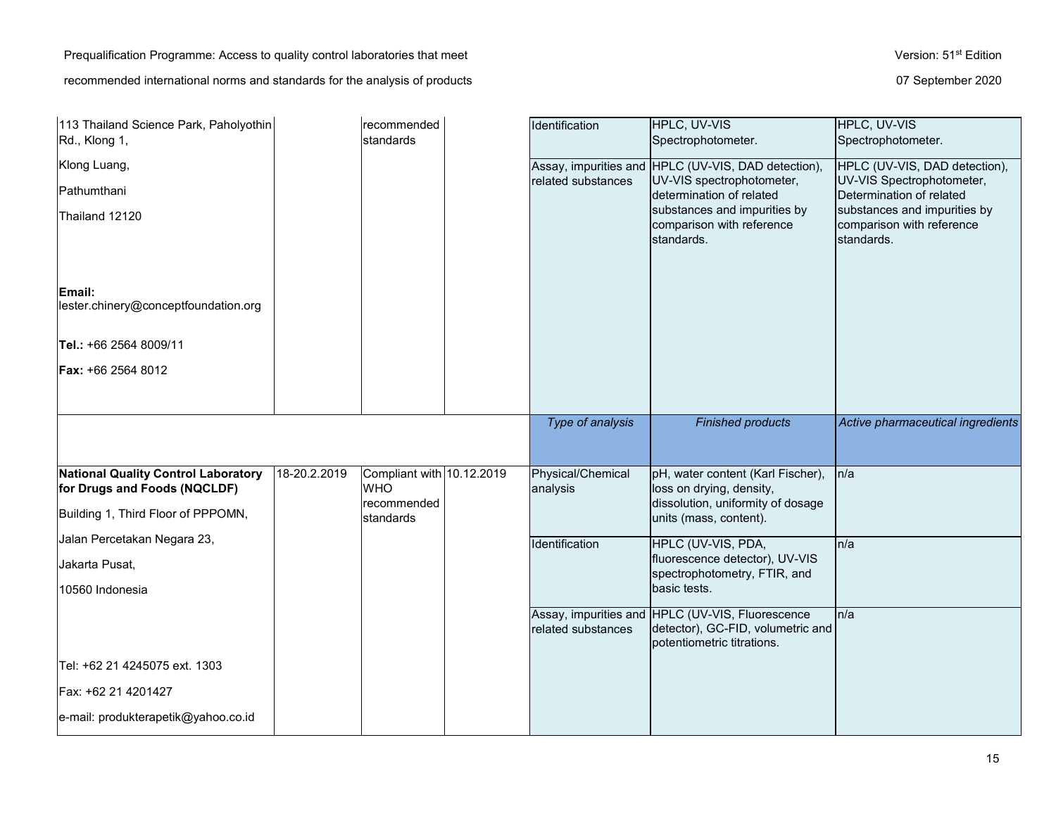| | | | | | | |
|---|---|---|---|---|---|---|
| 113 Thailand Science Park, Paholyothin Rd., Klong 1,<br><br>Klong Luang,<br><br>Pathumthani<br><br>Thailand 12120<br><br>**Email:** lester.chinery@conceptfoundation.org<br><br>**Tel.:** +66 2564 8009/11<br><br>**Fax:** +66 2564 8012 | | recommended standards | | Identification | HPLC, UV-VIS Spectrophotometer. | HPLC, UV-VIS Spectrophotometer. |
| | | | | Assay, impurities and related substances | HPLC (UV-VIS, DAD detection), UV-VIS spectrophotometer, determination of related substances and impurities by comparison with reference standards. | HPLC (UV-VIS, DAD detection), UV-VIS Spectrophotometer, Determination of related substances and impurities by comparison with reference standards. |
| | | | | *Type of analysis* | *Finished products* | *Active pharmaceutical ingredients* |
| **National Quality Control Laboratory for Drugs and Foods (NQCLDF)**<br><br>Building 1, Third Floor of PPPOMN,<br><br>Jalan Percetakan Negara 23,<br><br>Jakarta Pusat,<br><br>10560 Indonesia<br><br>Tel: +62 21 4245075 ext. 1303<br><br>Fax: +62 21 4201427<br><br>e-mail: produkterapetik@yahoo.co.id | 18-20.2.2019 | Compliant with WHO recommended standards | 10.12.2019 | Physical/Chemical analysis | pH, water content (Karl Fischer), loss on drying, density, dissolution, uniformity of dosage units (mass, content). | n/a |
| | | | | Identification | HPLC (UV-VIS, PDA, fluorescence detector), UV-VIS spectrophotometry, FTIR, and basic tests. | n/a |
| | | | | Assay, impurities and related substances | HPLC (UV-VIS, Fluorescence detector), GC-FID, volumetric and potentiometric titrations. | n/a |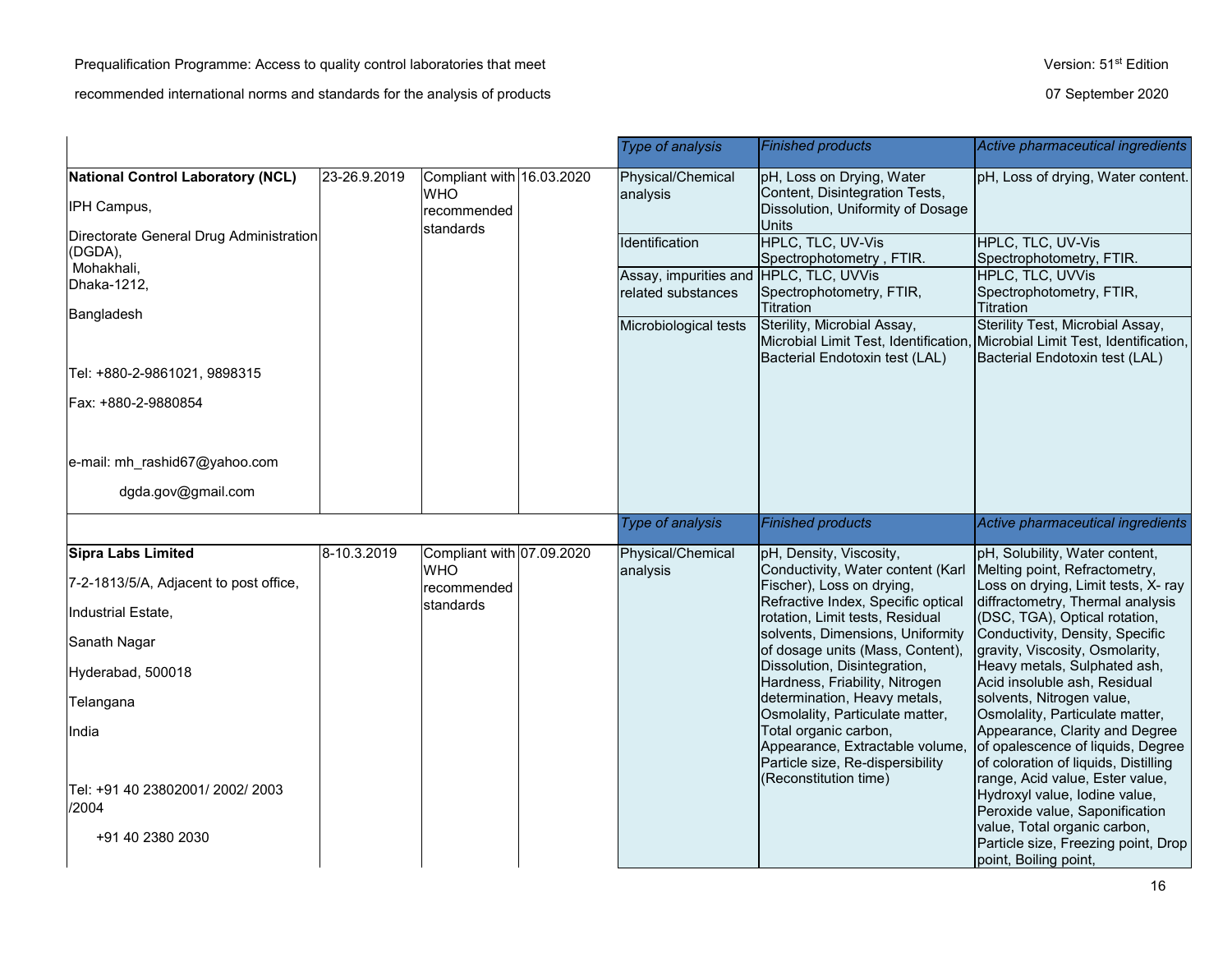| | | | | Type of analysis | Finished products | Active pharmaceutical ingredients |
|---|---|---|---|---|---|---|
| **National Control Laboratory (NCL)**<br><br>IPH Campus,<br><br>Directorate General Drug Administration (DGDA),<br>Mohakhali,<br>Dhaka-1212,<br><br>Bangladesh<br><br>Tel: +880-2-9861021, 9898315<br><br>Fax: +880-2-9880854<br><br>e-mail: mh_rashid67@yahoo.com<br><br>dgda.gov@gmail.com | 23-26.9.2019 | Compliant with WHO recommended standards | 16.03.2020 | Physical/Chemical analysis | pH, Loss on Drying, Water Content, Disintegration Tests, Dissolution, Uniformity of Dosage Units | pH, Loss of drying, Water content. |
| | | | | Identification | HPLC, TLC, UV-Vis Spectrophotometry , FTIR. | HPLC, TLC, UV-Vis Spectrophotometry, FTIR. |
| | | | | Assay, impurities and related substances | HPLC, TLC, UVVis Spectrophotometry, FTIR, Titration | HPLC, TLC, UVVis Spectrophotometry, FTIR, Titration |
| | | | | Microbiological tests | Sterility, Microbial Assay, Microbial Limit Test, Identification, Bacterial Endotoxin test (LAL) | Sterility Test, Microbial Assay, Microbial Limit Test, Identification, Bacterial Endotoxin test (LAL) |
| | | | | Type of analysis | Finished products | Active pharmaceutical ingredients |
| **Sipra Labs Limited**<br><br>7-2-1813/5/A, Adjacent to post office,<br><br>Industrial Estate,<br><br>Sanath Nagar<br><br>Hyderabad, 500018<br><br>Telangana<br><br>India<br><br>Tel: +91 40 23802001/ 2002/ 2003 /2004<br><br>+91 40 2380 2030 | 8-10.3.2019 | Compliant with WHO recommended standards | 07.09.2020 | Physical/Chemical analysis | pH, Density, Viscosity, Conductivity, Water content (Karl Fischer), Loss on drying, Refractive Index, Specific optical rotation, Limit tests, Residual solvents, Dimensions, Uniformity of dosage units (Mass, Content), Dissolution, Disintegration, Hardness, Friability, Nitrogen determination, Heavy metals, Osmolality, Particulate matter, Total organic carbon, Appearance, Extractable volume, Particle size, Re-dispersibility (Reconstitution time) | pH, Solubility, Water content, Melting point, Refractometry, Loss on drying, Limit tests, X- ray diffractometry, Thermal analysis (DSC, TGA), Optical rotation, Conductivity, Density, Specific gravity, Viscosity, Osmolarity, Heavy metals, Sulphated ash, Acid insoluble ash, Residual solvents, Nitrogen value, Osmolality, Particulate matter, Appearance, Clarity and Degree of opalescence of liquids, Degree of coloration of liquids, Distilling range, Acid value, Ester value, Hydroxyl value, Iodine value, Peroxide value, Saponification value, Total organic carbon, Particle size, Freezing point, Drop point, Boiling point, |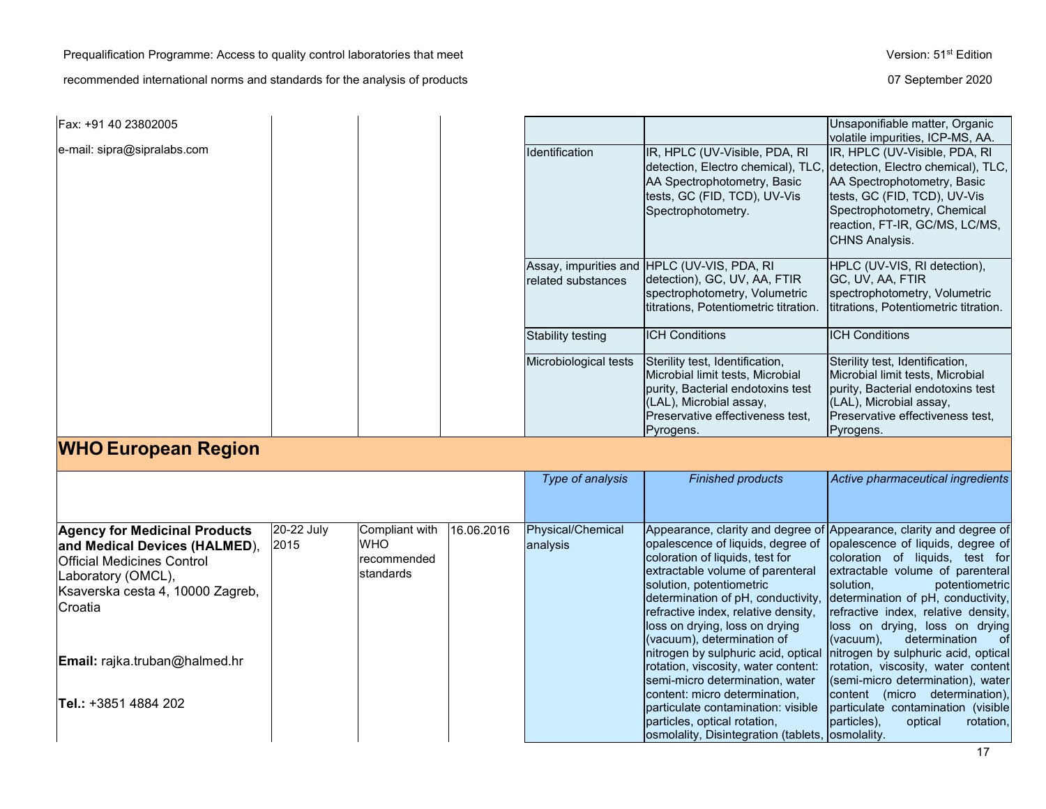| | | | | | | |
|---|---|---|---|---|---|---|
| Fax: +91 40 23802005<br><br>e-mail: sipra@sipralabs.com | | | | | | Unsaponifiable matter, Organic volatile impurities, ICP-MS, AA. |
| | | | | Identification | IR, HPLC (UV-Visible, PDA, RI detection, Electro chemical), TLC, AA Spectrophotometry, Basic tests, GC (FID, TCD), UV-Vis Spectrophotometry. | IR, HPLC (UV-Visible, PDA, RI detection, Electro chemical), TLC, AA Spectrophotometry, Basic tests, GC (FID, TCD), UV-Vis Spectrophotometry, Chemical reaction, FT-IR, GC/MS, LC/MS, CHNS Analysis. |
| | | | | Assay, impurities and related substances | HPLC (UV-VIS, PDA, RI detection), GC, UV, AA, FTIR spectrophotometry, Volumetric titrations, Potentiometric titration. | HPLC (UV-VIS, RI detection), GC, UV, AA, FTIR spectrophotometry, Volumetric titrations, Potentiometric titration. |
| | | | | Stability testing | ICH Conditions | ICH Conditions |
| | | | | Microbiological tests | Sterility test, Identification, Microbial limit tests, Microbial purity, Bacterial endotoxins test (LAL), Microbial assay, Preservative effectiveness test, Pyrogens. | Sterility test, Identification, Microbial limit tests, Microbial purity, Bacterial endotoxins test (LAL), Microbial assay, Preservative effectiveness test, Pyrogens. |

## WHO European Region

| | | | | *Type of analysis* | *Finished products* | *Active pharmaceutical ingredients* |
|---|---|---|---|---|---|---|
| **Agency for Medicinal Products and Medical Devices (HALMED)**, Official Medicines Control Laboratory (OMCL), Ksaverska cesta 4, 10000 Zagreb, Croatia<br><br>**Email:** rajka.truban@halmed.hr<br><br>**Tel.:** +3851 4884 202 | 20-22 July 2015 | Compliant with WHO recommended standards | 16.06.2016 | Physical/Chemical analysis | Appearance, clarity and degree of opalescence of liquids, degree of coloration of liquids, test for extractable volume of parenteral solution, potentiometric determination of pH, conductivity, refractive index, relative density, loss on drying, loss on drying (vacuum), determination of nitrogen by sulphuric acid, optical rotation, viscosity, water content: semi-micro determination, water content: micro determination, particulate contamination: visible particles, optical rotation, osmolality, Disintegration (tablets, | Appearance, clarity and degree of opalescence of liquids, degree of coloration of liquids, test for extractable volume of parenteral solution, potentiometric determination of pH, conductivity, refractive index, relative density, loss on drying, loss on drying (vacuum), determination of nitrogen by sulphuric acid, optical rotation, viscosity, water content (semi-micro determination), water content (micro determination), particulate contamination (visible particles), optical rotation, osmolality. |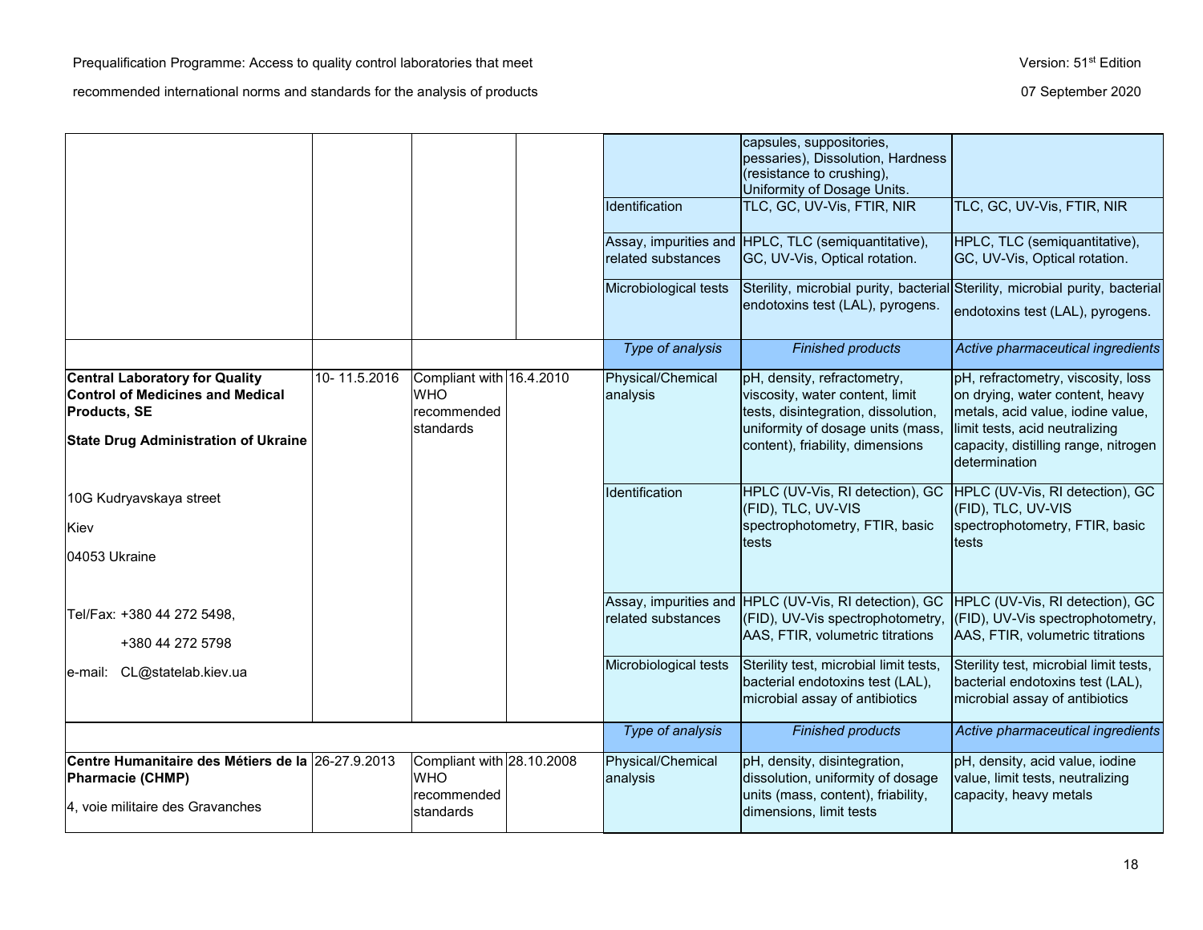| | | | | | | |
|---|---|---|---|---|---|---|
| | | | | | capsules, suppositories, pessaries), Dissolution, Hardness (resistance to crushing), Uniformity of Dosage Units. | |
| | | | | Identification | TLC, GC, UV-Vis, FTIR, NIR | TLC, GC, UV-Vis, FTIR, NIR |
| | | | | Assay, impurities and related substances | HPLC, TLC (semiquantitative), GC, UV-Vis, Optical rotation. | HPLC, TLC (semiquantitative), GC, UV-Vis, Optical rotation. |
| | | | | Microbiological tests | Sterility, microbial purity, bacterial endotoxins test (LAL), pyrogens. | Sterility, microbial purity, bacterial endotoxins test (LAL), pyrogens. |
| | | | | *Type of analysis* | *Finished products* | *Active pharmaceutical ingredients* |
| **Central Laboratory for Quality Control of Medicines and Medical Products, SE**<br><br>**State Drug Administration of Ukraine**<br><br>10G Kudryavskaya street<br><br>Kiev<br><br>04053 Ukraine<br><br>Tel/Fax: +380 44 272 5498,<br>+380 44 272 5798<br><br>e-mail: CL@statelab.kiev.ua | 10- 11.5.2016 | Compliant with WHO recommended standards | 16.4.2010 | Physical/Chemical analysis | pH, density, refractometry, viscosity, water content, limit tests, disintegration, dissolution, uniformity of dosage units (mass, content), friability, dimensions | pH, refractometry, viscosity, loss on drying, water content, heavy metals, acid value, iodine value, limit tests, acid neutralizing capacity, distilling range, nitrogen determination |
| | | | | Identification | HPLC (UV-Vis, RI detection), GC (FID), TLC, UV-VIS spectrophotometry, FTIR, basic tests | HPLC (UV-Vis, RI detection), GC (FID), TLC, UV-VIS spectrophotometry, FTIR, basic tests |
| | | | | Assay, impurities and related substances | HPLC (UV-Vis, RI detection), GC (FID), UV-Vis spectrophotometry, AAS, FTIR, volumetric titrations | HPLC (UV-Vis, RI detection), GC (FID), UV-Vis spectrophotometry, AAS, FTIR, volumetric titrations |
| | | | | Microbiological tests | Sterility test, microbial limit tests, bacterial endotoxins test (LAL), microbial assay of antibiotics | Sterility test, microbial limit tests, bacterial endotoxins test (LAL), microbial assay of antibiotics |
| | | | | *Type of analysis* | *Finished products* | *Active pharmaceutical ingredients* |
| **Centre Humanitaire des Métiers de la Pharmacie (CHMP)**<br><br>4, voie militaire des Gravanches | 26-27.9.2013 | Compliant with WHO recommended standards | 28.10.2008 | Physical/Chemical analysis | pH, density, disintegration, dissolution, uniformity of dosage units (mass, content), friability, dimensions, limit tests | pH, density, acid value, iodine value, limit tests, neutralizing capacity, heavy metals |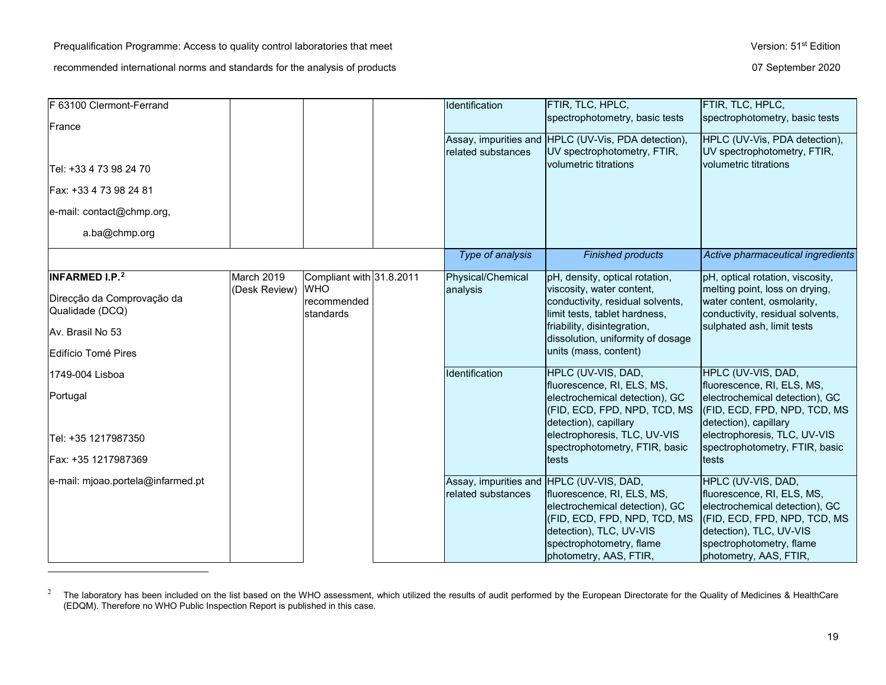| | | | | | | |
|---|---|---|---|---|---|---|
| F 63100 Clermont-Ferrand<br><br>France<br><br>Tel: +33 4 73 98 24 70<br><br>Fax: +33 4 73 98 24 81<br><br>e-mail: contact@chmp.org,<br>a.ba@chmp.org | | | | Identification | FTIR, TLC, HPLC, spectrophotometry, basic tests | FTIR, TLC, HPLC, spectrophotometry, basic tests |
| | | | | Assay, impurities and related substances | HPLC (UV-Vis, PDA detection), UV spectrophotometry, FTIR, volumetric titrations | HPLC (UV-Vis, PDA detection), UV spectrophotometry, FTIR, volumetric titrations |
| | | | | *Type of analysis* | *Finished products* | *Active pharmaceutical ingredients* |
| **INFARMED I.P.**[2]<br><br>Direcção da Comprovação da Qualidade (DCQ)<br><br>Av. Brasil No 53<br><br>Edifício Tomé Pires<br><br>1749-004 Lisboa<br><br>Portugal<br><br>Tel: +35 1217987350<br><br>Fax: +35 1217987369<br><br>e-mail: mjoao.portela@infarmed.pt | March 2019 (Desk Review) | Compliant with WHO recommended standards | 31.8.2011 | Physical/Chemical analysis | pH, density, optical rotation, viscosity, water content, conductivity, residual solvents, limit tests, tablet hardness, friability, disintegration, dissolution, uniformity of dosage units (mass, content) | pH, optical rotation, viscosity, melting point, loss on drying, water content, osmolarity, conductivity, residual solvents, sulphated ash, limit tests |
| | | | | Identification | HPLC (UV-VIS, DAD, fluorescence, RI, ELS, MS, electrochemical detection), GC (FID, ECD, FPD, NPD, TCD, MS detection), capillary electrophoresis, TLC, UV-VIS spectrophotometry, FTIR, basic tests | HPLC (UV-VIS, DAD, fluorescence, RI, ELS, MS, electrochemical detection), GC (FID, ECD, FPD, NPD, TCD, MS detection), capillary electrophoresis, TLC, UV-VIS spectrophotometry, FTIR, basic tests |
| | | | | Assay, impurities and related substances | HPLC (UV-VIS, DAD, fluorescence, RI, ELS, MS, electrochemical detection), GC (FID, ECD, FPD, NPD, TCD, MS detection), TLC, UV-VIS spectrophotometry, flame photometry, AAS, FTIR, | HPLC (UV-VIS, DAD, fluorescence, RI, ELS, MS, electrochemical detection), GC (FID, ECD, FPD, NPD, TCD, MS detection), TLC, UV-VIS spectrophotometry, flame photometry, AAS, FTIR, |

[2] The laboratory has been included on the list based on the WHO assessment, which utilized the results of audit performed by the European Directorate for the Quality of Medicines & HealthCare (EDQM). Therefore no WHO Public Inspection Report is published in this case.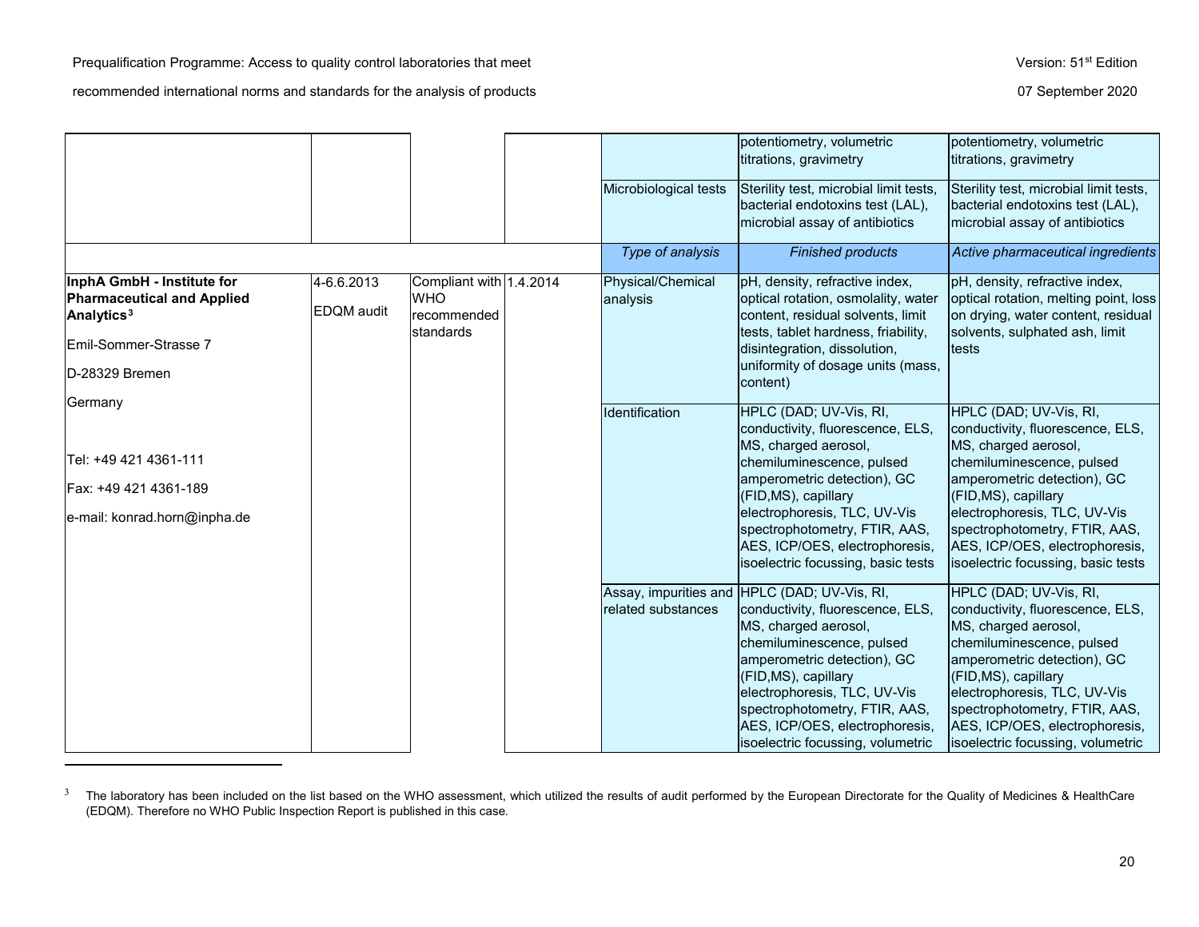| | | | | | | |
|---|---|---|---|---|---|---|
| | | | | | potentiometry, volumetric titrations, gravimetry | potentiometry, volumetric titrations, gravimetry |
| | | | | Microbiological tests | Sterility test, microbial limit tests, bacterial endotoxins test (LAL), microbial assay of antibiotics | Sterility test, microbial limit tests, bacterial endotoxins test (LAL), microbial assay of antibiotics |
| | | | | *Type of analysis* | *Finished products* | *Active pharmaceutical ingredients* |
| **InphA GmbH - Institute for Pharmaceutical and Applied Analytics**[3]<br>Emil-Sommer-Strasse 7<br>D-28329 Bremen<br>Germany<br><br>Tel: +49 421 4361-111<br>Fax: +49 421 4361-189<br>e-mail: konrad.horn@inpha.de | 4-6.6.2013<br>EDQM audit | Compliant with WHO recommended standards | 1.4.2014 | Physical/Chemical analysis | pH, density, refractive index, optical rotation, osmolality, water content, residual solvents, limit tests, tablet hardness, friability, disintegration, dissolution, uniformity of dosage units (mass, content) | pH, density, refractive index, optical rotation, melting point, loss on drying, water content, residual solvents, sulphated ash, limit tests |
| | | | | Identification | HPLC (DAD; UV-Vis, RI, conductivity, fluorescence, ELS, MS, charged aerosol, chemiluminescence, pulsed amperometric detection), GC (FID,MS), capillary electrophoresis, TLC, UV-Vis spectrophotometry, FTIR, AAS, AES, ICP/OES, electrophoresis, isoelectric focussing, basic tests | HPLC (DAD; UV-Vis, RI, conductivity, fluorescence, ELS, MS, charged aerosol, chemiluminescence, pulsed amperometric detection), GC (FID,MS), capillary electrophoresis, TLC, UV-Vis spectrophotometry, FTIR, AAS, AES, ICP/OES, electrophoresis, isoelectric focussing, basic tests |
| | | | | Assay, impurities and related substances | HPLC (DAD; UV-Vis, RI, conductivity, fluorescence, ELS, MS, charged aerosol, chemiluminescence, pulsed amperometric detection), GC (FID,MS), capillary electrophoresis, TLC, UV-Vis spectrophotometry, FTIR, AAS, AES, ICP/OES, electrophoresis, isoelectric focussing, volumetric | HPLC (DAD; UV-Vis, RI, conductivity, fluorescence, ELS, MS, charged aerosol, chemiluminescence, pulsed amperometric detection), GC (FID,MS), capillary electrophoresis, TLC, UV-Vis spectrophotometry, FTIR, AAS, AES, ICP/OES, electrophoresis, isoelectric focussing, volumetric |

[3] The laboratory has been included on the list based on the WHO assessment, which utilized the results of audit performed by the European Directorate for the Quality of Medicines & HealthCare (EDQM). Therefore no WHO Public Inspection Report is published in this case.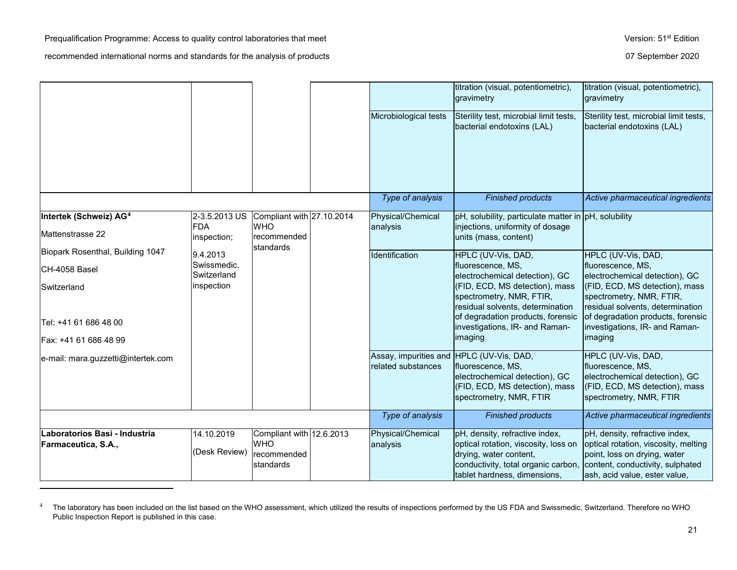| | | | | | titration (visual, potentiometric), gravimetry | titration (visual, potentiometric), gravimetry |
|---|---|---|---|---|---|---|
| | | | | Microbiological tests | Sterility test, microbial limit tests, bacterial endotoxins (LAL) | Sterility test, microbial limit tests, bacterial endotoxins (LAL) |
| | | | | *Type of analysis* | *Finished products* | *Active pharmaceutical ingredients* |
| **Intertek (Schweiz) AG**[4]<br>Mattenstrasse 22<br>Biopark Rosenthal, Building 1047<br>CH-4058 Basel<br>Switzerland<br><br>Tel: +41 61 686 48 00<br>Fax: +41 61 686 48 99<br>e-mail: mara.guzzetti@intertek.com | 2-3.5.2013 US FDA inspection;<br>9.4.2013 Swissmedic, Switzerland inspection | Compliant with WHO recommended standards | 27.10.2014 | Physical/Chemical analysis | pH, solubility, particulate matter in injections, uniformity of dosage units (mass, content) | pH, solubility |
| | | | | Identification | HPLC (UV-Vis, DAD, fluorescence, MS, electrochemical detection), GC (FID, ECD, MS detection), mass spectrometry, NMR, FTIR, residual solvents, determination of degradation products, forensic investigations, IR- and Raman-imaging | HPLC (UV-Vis, DAD, fluorescence, MS, electrochemical detection), GC (FID, ECD, MS detection), mass spectrometry, NMR, FTIR, residual solvents, determination of degradation products, forensic investigations, IR- and Raman-imaging |
| | | | | Assay, impurities and related substances | HPLC (UV-Vis, DAD, fluorescence, MS, electrochemical detection), GC (FID, ECD, MS detection), mass spectrometry, NMR, FTIR | HPLC (UV-Vis, DAD, fluorescence, MS, electrochemical detection), GC (FID, ECD, MS detection), mass spectrometry, NMR, FTIR |
| | | | | *Type of analysis* | *Finished products* | *Active pharmaceutical ingredients* |
| **Laboratorios Basi - Industria Farmaceutica, S.A.,** | 14.10.2019<br>(Desk Review) | Compliant with WHO recommended standards | 12.6.2013 | Physical/Chemical analysis | pH, density, refractive index, optical rotation, viscosity, loss on drying, water content, conductivity, total organic carbon, tablet hardness, dimensions, | pH, density, refractive index, optical rotation, viscosity, melting point, loss on drying, water content, conductivity, sulphated ash, acid value, ester value, |

[4] The laboratory has been included on the list based on the WHO assessment, which utilized the results of inspections performed by the US FDA and Swissmedic, Switzerland. Therefore no WHO Public Inspection Report is published in this case.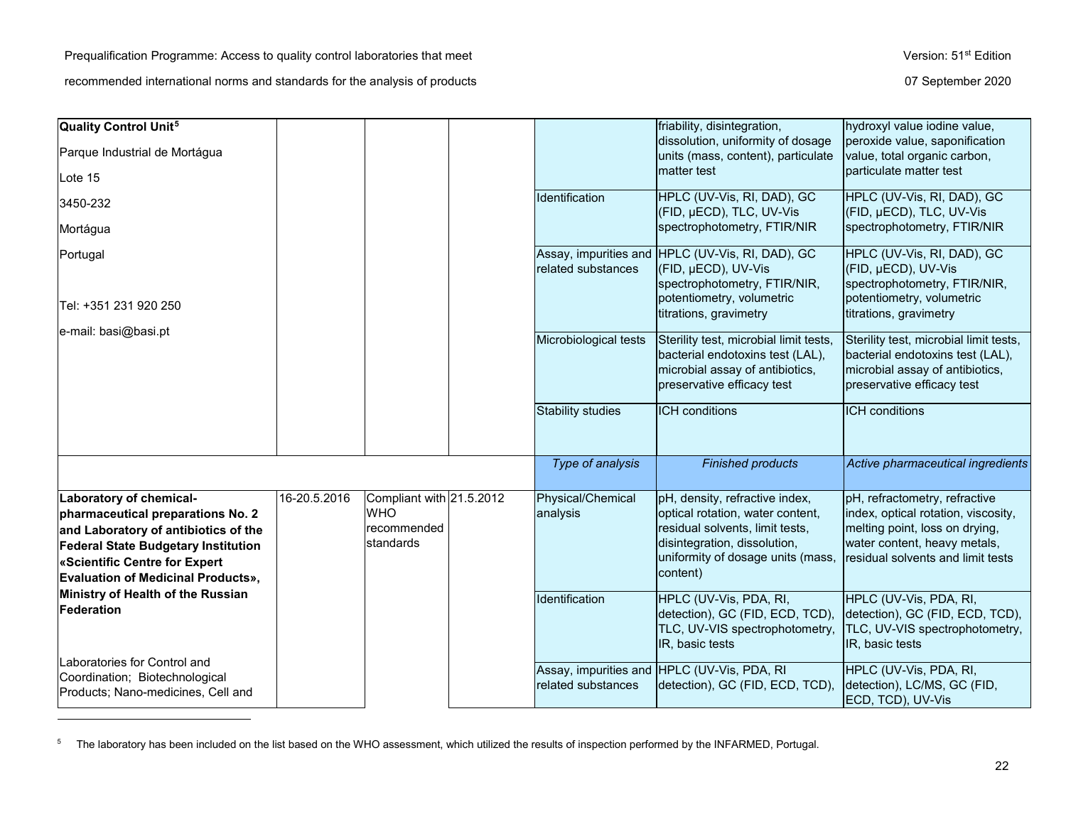| | | | | | | |
|---|---|---|---|---|---|---|
| **Quality Control Unit**[5]<br><br>Parque Industrial de Mortágua<br><br>Lote 15<br><br>3450-232<br><br>Mortágua<br><br>Portugal<br><br>Tel: +351 231 920 250<br><br>e-mail: basi@basi.pt | | | | | friability, disintegration, dissolution, uniformity of dosage units (mass, content), particulate matter test | hydroxyl value iodine value, peroxide value, saponification value, total organic carbon, particulate matter test |
| | | | | Identification | HPLC (UV-Vis, RI, DAD), GC (FID, µECD), TLC, UV-Vis spectrophotometry, FTIR/NIR | HPLC (UV-Vis, RI, DAD), GC (FID, µECD), TLC, UV-Vis spectrophotometry, FTIR/NIR |
| | | | | Assay, impurities and related substances | HPLC (UV-Vis, RI, DAD), GC (FID, µECD), UV-Vis spectrophotometry, FTIR/NIR, potentiometry, volumetric titrations, gravimetry | HPLC (UV-Vis, RI, DAD), GC (FID, µECD), UV-Vis spectrophotometry, FTIR/NIR, potentiometry, volumetric titrations, gravimetry |
| | | | | Microbiological tests | Sterility test, microbial limit tests, bacterial endotoxins test (LAL), microbial assay of antibiotics, preservative efficacy test | Sterility test, microbial limit tests, bacterial endotoxins test (LAL), microbial assay of antibiotics, preservative efficacy test |
| | | | | Stability studies | ICH conditions | ICH conditions |
| | | | | *Type of analysis* | *Finished products* | *Active pharmaceutical ingredients* |
| **Laboratory of chemical-pharmaceutical preparations No. 2 and Laboratory of antibiotics of the Federal State Budgetary Institution «Scientific Centre for Expert Evaluation of Medicinal Products», Ministry of Health of the Russian Federation**<br><br>Laboratories for Control and Coordination; Biotechnological Products; Nano-medicines, Cell and | 16-20.5.2016 | Compliant with WHO recommended standards | 21.5.2012 | Physical/Chemical analysis | pH, density, refractive index, optical rotation, water content, residual solvents, limit tests, disintegration, dissolution, uniformity of dosage units (mass, content) | pH, refractometry, refractive index, optical rotation, viscosity, melting point, loss on drying, water content, heavy metals, residual solvents and limit tests |
| | | | | Identification | HPLC (UV-Vis, PDA, RI, detection), GC (FID, ECD, TCD), TLC, UV-VIS spectrophotometry, IR, basic tests | HPLC (UV-Vis, PDA, RI, detection), GC (FID, ECD, TCD), TLC, UV-VIS spectrophotometry, IR, basic tests |
| | | | | Assay, impurities and related substances | HPLC (UV-Vis, PDA, RI detection), GC (FID, ECD, TCD), | HPLC (UV-Vis, PDA, RI, detection), LC/MS, GC (FID, ECD, TCD), UV-Vis |

[5] The laboratory has been included on the list based on the WHO assessment, which utilized the results of inspection performed by the INFARMED, Portugal.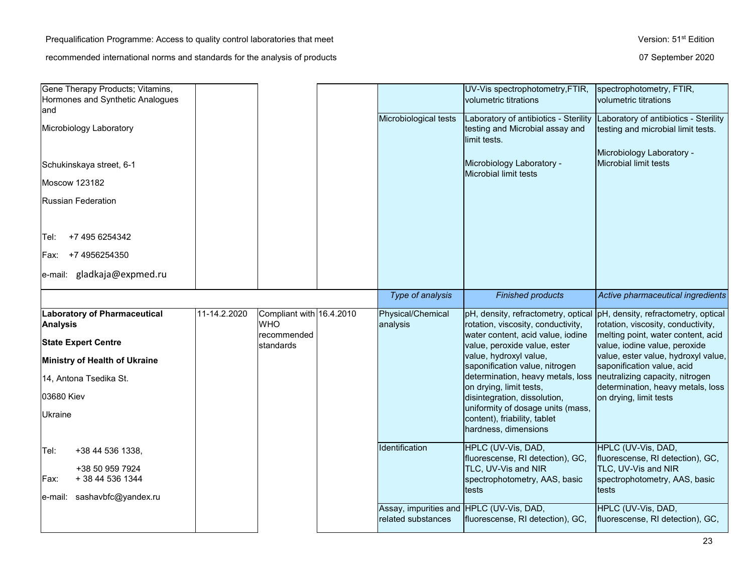| | | | | | | |
|---|---|---|---|---|---|---|
| Gene Therapy Products; Vitamins, Hormones and Synthetic Analogues and<br><br>Microbiology Laboratory<br><br>Schukinskaya street, 6-1<br><br>Moscow 123182<br><br>Russian Federation<br><br>Tel: +7 495 6254342<br><br>Fax: +7 4956254350<br><br>e-mail: gladkaja@expmed.ru | | | | | UV-Vis spectrophotometry,FTIR, volumetric titrations | spectrophotometry, FTIR, volumetric titrations |
| | | | | Microbiological tests | Laboratory of antibiotics - Sterility testing and Microbial assay and limit tests.<br><br>Microbiology Laboratory - Microbial limit tests | Laboratory of antibiotics - Sterility testing and microbial limit tests.<br><br>Microbiology Laboratory - Microbial limit tests |
| | | | | *Type of analysis* | *Finished products* | *Active pharmaceutical ingredients* |
| **Laboratory of Pharmaceutical Analysis**<br><br>**State Expert Centre**<br><br>**Ministry of Health of Ukraine**<br><br>14, Antona Tsedika St.<br><br>03680 Kiev<br><br>Ukraine<br><br>Tel: +38 44 536 1338,<br>+38 50 959 7924<br>Fax: + 38 44 536 1344<br><br>e-mail: sashavbfc@yandex.ru | 11-14.2.2020 | Compliant with WHO recommended standards | 16.4.2010 | Physical/Chemical analysis | pH, density, refractometry, optical rotation, viscosity, conductivity, water content, acid value, iodine value, peroxide value, ester value, hydroxyl value, saponification value, nitrogen determination, heavy metals, loss on drying, limit tests, disintegration, dissolution, uniformity of dosage units (mass, content), friability, tablet hardness, dimensions | pH, density, refractometry, optical rotation, viscosity, conductivity, melting point, water content, acid value, iodine value, peroxide value, ester value, hydroxyl value, saponification value, acid neutralizing capacity, nitrogen determination, heavy metals, loss on drying, limit tests |
| | | | | Identification | HPLC (UV-Vis, DAD, fluorescense, RI detection), GC, TLC, UV-Vis and NIR spectrophotometry, AAS, basic tests | HPLC (UV-Vis, DAD, fluorescense, RI detection), GC, TLC, UV-Vis and NIR spectrophotometry, AAS, basic tests |
| | | | | Assay, impurities and related substances | HPLC (UV-Vis, DAD, fluorescense, RI detection), GC, | HPLC (UV-Vis, DAD, fluorescense, RI detection), GC, |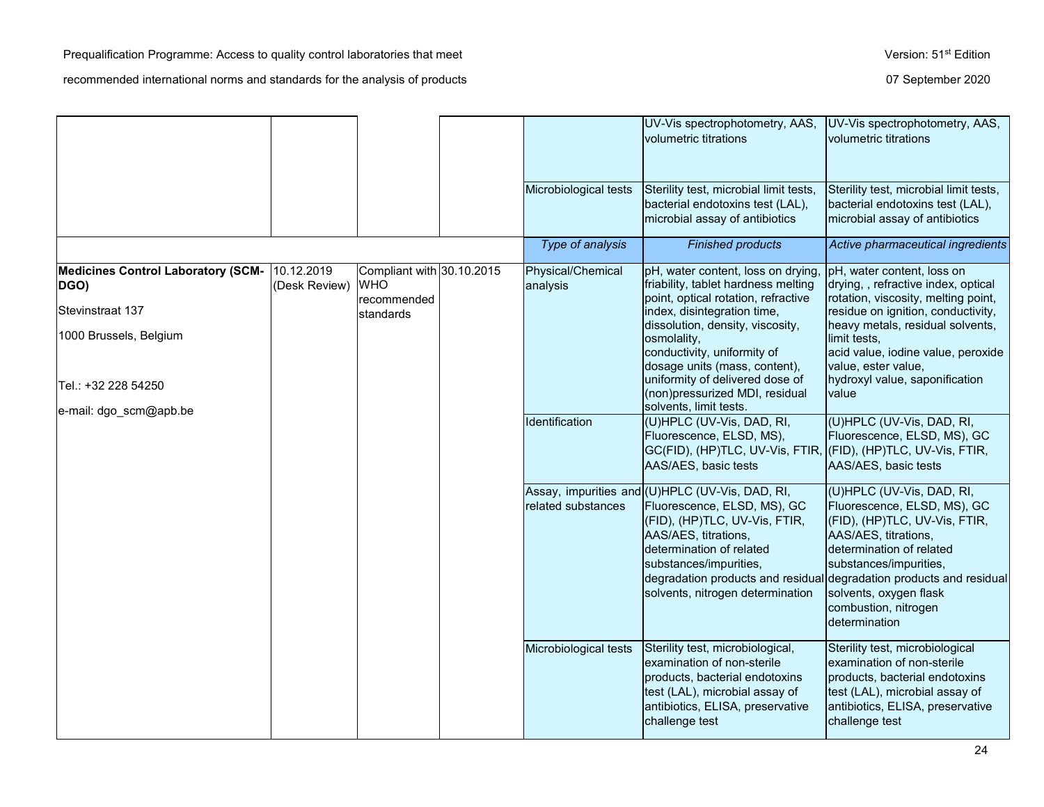| | | | | | | |
|---|---|---|---|---|---|---|
| | | | | | UV-Vis spectrophotometry, AAS, volumetric titrations | UV-Vis spectrophotometry, AAS, volumetric titrations |
| | | | | Microbiological tests | Sterility test, microbial limit tests, bacterial endotoxins test (LAL), microbial assay of antibiotics | Sterility test, microbial limit tests, bacterial endotoxins test (LAL), microbial assay of antibiotics |
| | | | | *Type of analysis* | *Finished products* | *Active pharmaceutical ingredients* |
| **Medicines Control Laboratory (SCM-DGO)**<br><br>Stevinstraat 137<br><br>1000 Brussels, Belgium<br><br>Tel.: +32 228 54250<br><br>e-mail: dgo_scm@apb.be | 10.12.2019 (Desk Review) | Compliant with WHO recommended standards | 30.10.2015 | Physical/Chemical analysis | pH, water content, loss on drying, friability, tablet hardness melting point, optical rotation, refractive index, disintegration time, dissolution, density, viscosity, osmolality, conductivity, uniformity of dosage units (mass, content), uniformity of delivered dose of (non)pressurized MDI, residual solvents, limit tests. | pH, water content, loss on drying, , refractive index, optical rotation, viscosity, melting point, residue on ignition, conductivity, heavy metals, residual solvents, limit tests, acid value, iodine value, peroxide value, ester value, hydroxyl value, saponification value |
| | | | | Identification | (U)HPLC (UV-Vis, DAD, RI, Fluorescence, ELSD, MS), GC(FID), (HP)TLC, UV-Vis, FTIR, AAS/AES, basic tests | (U)HPLC (UV-Vis, DAD, RI, Fluorescence, ELSD, MS), GC (FID), (HP)TLC, UV-Vis, FTIR, AAS/AES, basic tests |
| | | | | Assay, impurities and related substances | (U)HPLC (UV-Vis, DAD, RI, Fluorescence, ELSD, MS), GC (FID), (HP)TLC, UV-Vis, FTIR, AAS/AES, titrations, determination of related substances/impurities, degradation products and residual solvents, nitrogen determination | (U)HPLC (UV-Vis, DAD, RI, Fluorescence, ELSD, MS), GC (FID), (HP)TLC, UV-Vis, FTIR, AAS/AES, titrations, determination of related substances/impurities, degradation products and residual solvents, oxygen flask combustion, nitrogen determination |
| | | | | Microbiological tests | Sterility test, microbiological, examination of non-sterile products, bacterial endotoxins test (LAL), microbial assay of antibiotics, ELISA, preservative challenge test | Sterility test, microbiological examination of non-sterile products, bacterial endotoxins test (LAL), microbial assay of antibiotics, ELISA, preservative challenge test |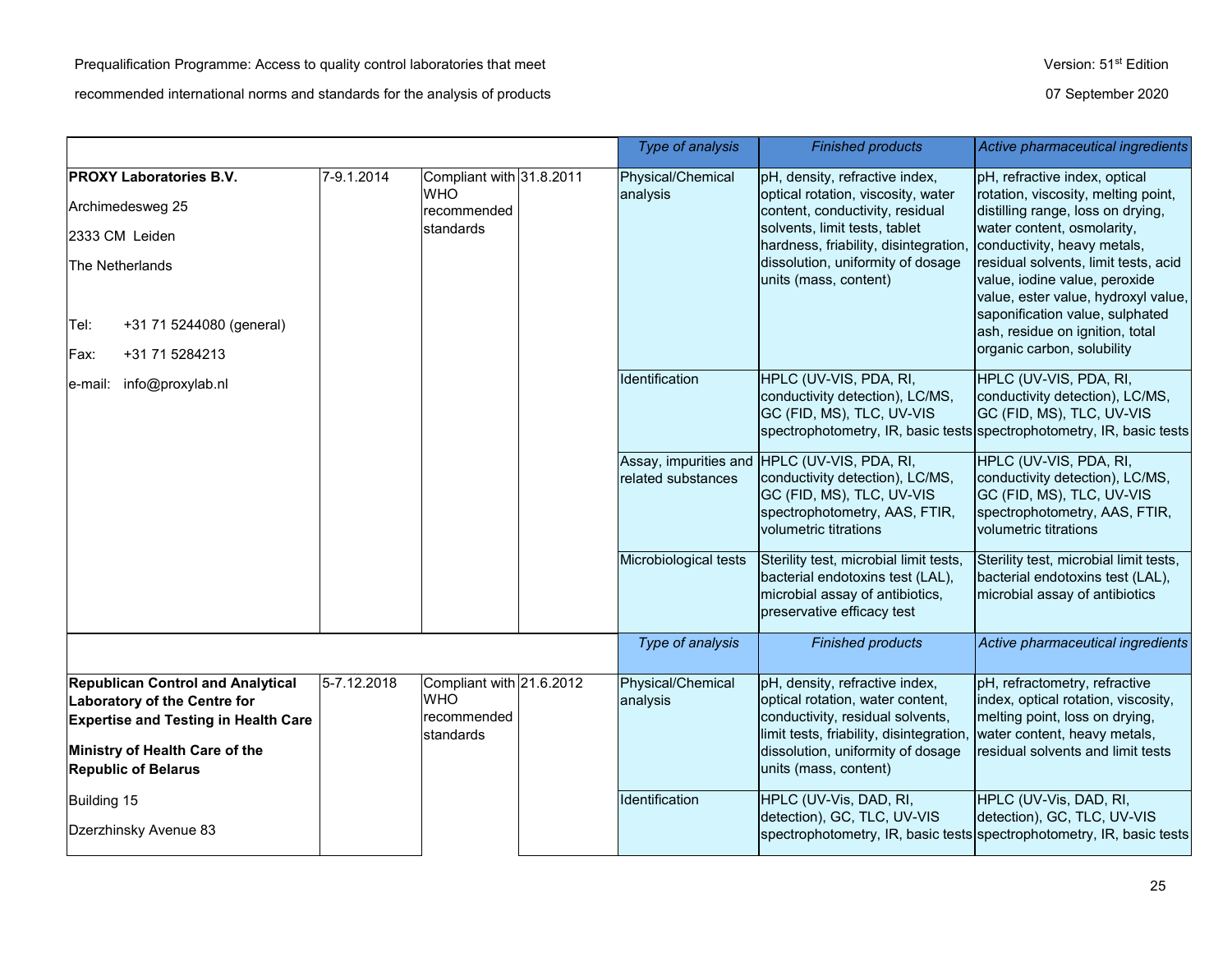| | | | | Type of analysis | Finished products | Active pharmaceutical ingredients |
|---|---|---|---|---|---|---|
| **PROXY Laboratories B.V.**<br><br>Archimedesweg 25<br><br>2333 CM Leiden<br><br>The Netherlands<br><br>Tel: +31 71 5244080 (general)<br><br>Fax: +31 71 5284213<br><br>e-mail: info@proxylab.nl | 7-9.1.2014 | Compliant with WHO recommended standards | 31.8.2011 | Physical/Chemical analysis | pH, density, refractive index, optical rotation, viscosity, water content, conductivity, residual solvents, limit tests, tablet hardness, friability, disintegration, dissolution, uniformity of dosage units (mass, content) | pH, refractive index, optical rotation, viscosity, melting point, distilling range, loss on drying, water content, osmolarity, conductivity, heavy metals, residual solvents, limit tests, acid value, iodine value, peroxide value, ester value, hydroxyl value, saponification value, sulphated ash, residue on ignition, total organic carbon, solubility |
| | | | | Identification | HPLC (UV-VIS, PDA, RI, conductivity detection), LC/MS, GC (FID, MS), TLC, UV-VIS spectrophotometry, IR, basic tests | HPLC (UV-VIS, PDA, RI, conductivity detection), LC/MS, GC (FID, MS), TLC, UV-VIS spectrophotometry, IR, basic tests |
| | | | | Assay, impurities and related substances | HPLC (UV-VIS, PDA, RI, conductivity detection), LC/MS, GC (FID, MS), TLC, UV-VIS spectrophotometry, AAS, FTIR, volumetric titrations | HPLC (UV-VIS, PDA, RI, conductivity detection), LC/MS, GC (FID, MS), TLC, UV-VIS spectrophotometry, AAS, FTIR, volumetric titrations |
| | | | | Microbiological tests | Sterility test, microbial limit tests, bacterial endotoxins test (LAL), microbial assay of antibiotics, preservative efficacy test | Sterility test, microbial limit tests, bacterial endotoxins test (LAL), microbial assay of antibiotics |
| | | | | *Type of analysis* | *Finished products* | *Active pharmaceutical ingredients* |
| **Republican Control and Analytical Laboratory of the Centre for Expertise and Testing in Health Care**<br><br>**Ministry of Health Care of the Republic of Belarus**<br><br>Building 15<br><br>Dzerzhinsky Avenue 83 | 5-7.12.2018 | Compliant with WHO recommended standards | 21.6.2012 | Physical/Chemical analysis | pH, density, refractive index, optical rotation, water content, conductivity, residual solvents, limit tests, friability, disintegration, dissolution, uniformity of dosage units (mass, content) | pH, refractometry, refractive index, optical rotation, viscosity, melting point, loss on drying, water content, heavy metals, residual solvents and limit tests |
| | | | | Identification | HPLC (UV-Vis, DAD, RI, detection), GC, TLC, UV-VIS spectrophotometry, IR, basic tests | HPLC (UV-Vis, DAD, RI, detection), GC, TLC, UV-VIS spectrophotometry, IR, basic tests |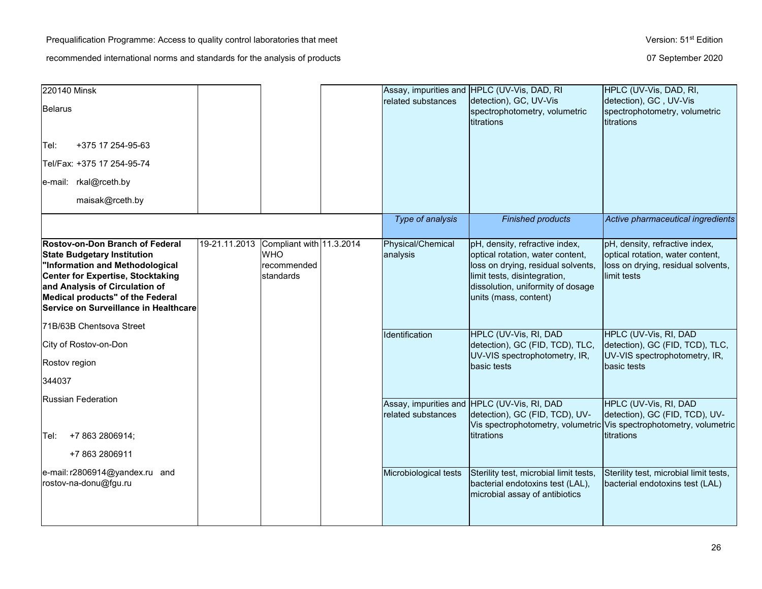| | | | | | | |
|---|---|---|---|---|---|---|
| 220140 Minsk<br><br>Belarus<br><br>Tel: +375 17 254-95-63<br><br>Tel/Fax: +375 17 254-95-74<br><br>e-mail: rkal@rceth.by<br><br>maisak@rceth.by | | | | Assay, impurities and related substances | HPLC (UV-Vis, DAD, RI detection), GC, UV-Vis spectrophotometry, volumetric titrations | HPLC (UV-Vis, DAD, RI, detection), GC , UV-Vis spectrophotometry, volumetric titrations |
| | | | | *Type of analysis* | *Finished products* | *Active pharmaceutical ingredients* |
| **Rostov-on-Don Branch of Federal State Budgetary Institution "Information and Methodological Center for Expertise, Stocktaking and Analysis of Circulation of Medical products" of the Federal Service on Surveillance in Healthcare**<br><br>71B/63B Chentsova Street<br><br>City of Rostov-on-Don<br><br>Rostov region<br><br>344037<br><br>Russian Federation<br><br>Tel: +7 863 2806914;<br><br>+7 863 2806911<br><br>e-mail: r2806914@yandex.ru and rostov-na-donu@fgu.ru | 19-21.11.2013 | Compliant with WHO recommended standards | 11.3.2014 | Physical/Chemical analysis | pH, density, refractive index, optical rotation, water content, loss on drying, residual solvents, limit tests, disintegration, dissolution, uniformity of dosage units (mass, content) | pH, density, refractive index, optical rotation, water content, loss on drying, residual solvents, limit tests |
| | | | | Identification | HPLC (UV-Vis, RI, DAD detection), GC (FID, TCD), TLC, UV-VIS spectrophotometry, IR, basic tests | HPLC (UV-Vis, RI, DAD detection), GC (FID, TCD), TLC, UV-VIS spectrophotometry, IR, basic tests |
| | | | | Assay, impurities and related substances | HPLC (UV-Vis, RI, DAD detection), GC (FID, TCD), UV-Vis spectrophotometry, volumetric titrations | HPLC (UV-Vis, RI, DAD detection), GC (FID, TCD), UV-Vis spectrophotometry, volumetric titrations |
| | | | | Microbiological tests | Sterility test, microbial limit tests, bacterial endotoxins test (LAL), microbial assay of antibiotics | Sterility test, microbial limit tests, bacterial endotoxins test (LAL) |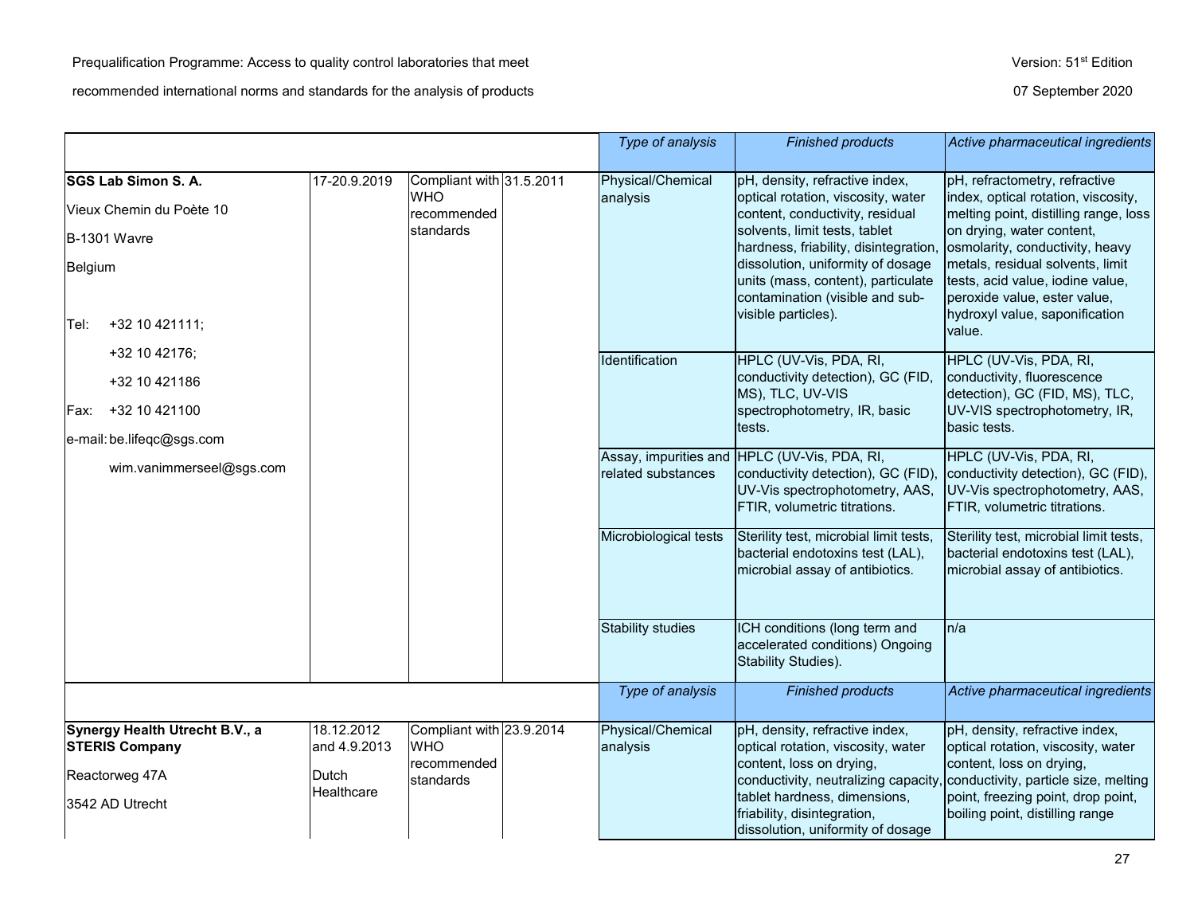| | | | | Type of analysis | Finished products | Active pharmaceutical ingredients |
|---|---|---|---|---|---|---|
| **SGS Lab Simon S. A.**<br>Vieux Chemin du Poète 10<br>B-1301 Wavre<br>Belgium<br><br>Tel: +32 10 421111;<br>+32 10 42176;<br>+32 10 421186<br>Fax: +32 10 421100<br>e-mail: be.lifeqc@sgs.com<br>wim.vanimmerseel@sgs.com | 17-20.9.2019 | Compliant with WHO recommended standards | 31.5.2011 | Physical/Chemical analysis | pH, density, refractive index, optical rotation, viscosity, water content, conductivity, residual solvents, limit tests, tablet hardness, friability, disintegration, dissolution, uniformity of dosage units (mass, content), particulate contamination (visible and sub-visible particles). | pH, refractometry, refractive index, optical rotation, viscosity, melting point, distilling range, loss on drying, water content, osmolarity, conductivity, heavy metals, residual solvents, limit tests, acid value, iodine value, peroxide value, ester value, hydroxyl value, saponification value. |
| | | | | Identification | HPLC (UV-Vis, PDA, RI, conductivity detection), GC (FID, MS), TLC, UV-VIS spectrophotometry, IR, basic tests. | HPLC (UV-Vis, PDA, RI, conductivity, fluorescence detection), GC (FID, MS), TLC, UV-VIS spectrophotometry, IR, basic tests. |
| | | | | Assay, impurities and related substances | HPLC (UV-Vis, PDA, RI, conductivity detection), GC (FID), UV-Vis spectrophotometry, AAS, FTIR, volumetric titrations. | HPLC (UV-Vis, PDA, RI, conductivity detection), GC (FID), UV-Vis spectrophotometry, AAS, FTIR, volumetric titrations. |
| | | | | Microbiological tests | Sterility test, microbial limit tests, bacterial endotoxins test (LAL), microbial assay of antibiotics. | Sterility test, microbial limit tests, bacterial endotoxins test (LAL), microbial assay of antibiotics. |
| | | | | Stability studies | ICH conditions (long term and accelerated conditions) Ongoing Stability Studies). | n/a |
| | | | | Type of analysis | Finished products | Active pharmaceutical ingredients |
| **Synergy Health Utrecht B.V., a STERIS Company**<br>Reactorweg 47A<br>3542 AD Utrecht | 18.12.2012 and 4.9.2013<br>Dutch Healthcare | Compliant with WHO recommended standards | 23.9.2014 | Physical/Chemical analysis | pH, density, refractive index, optical rotation, viscosity, water content, loss on drying, conductivity, neutralizing capacity, tablet hardness, dimensions, friability, disintegration, dissolution, uniformity of dosage | pH, density, refractive index, optical rotation, viscosity, water content, loss on drying, conductivity, particle size, melting point, freezing point, drop point, boiling point, distilling range |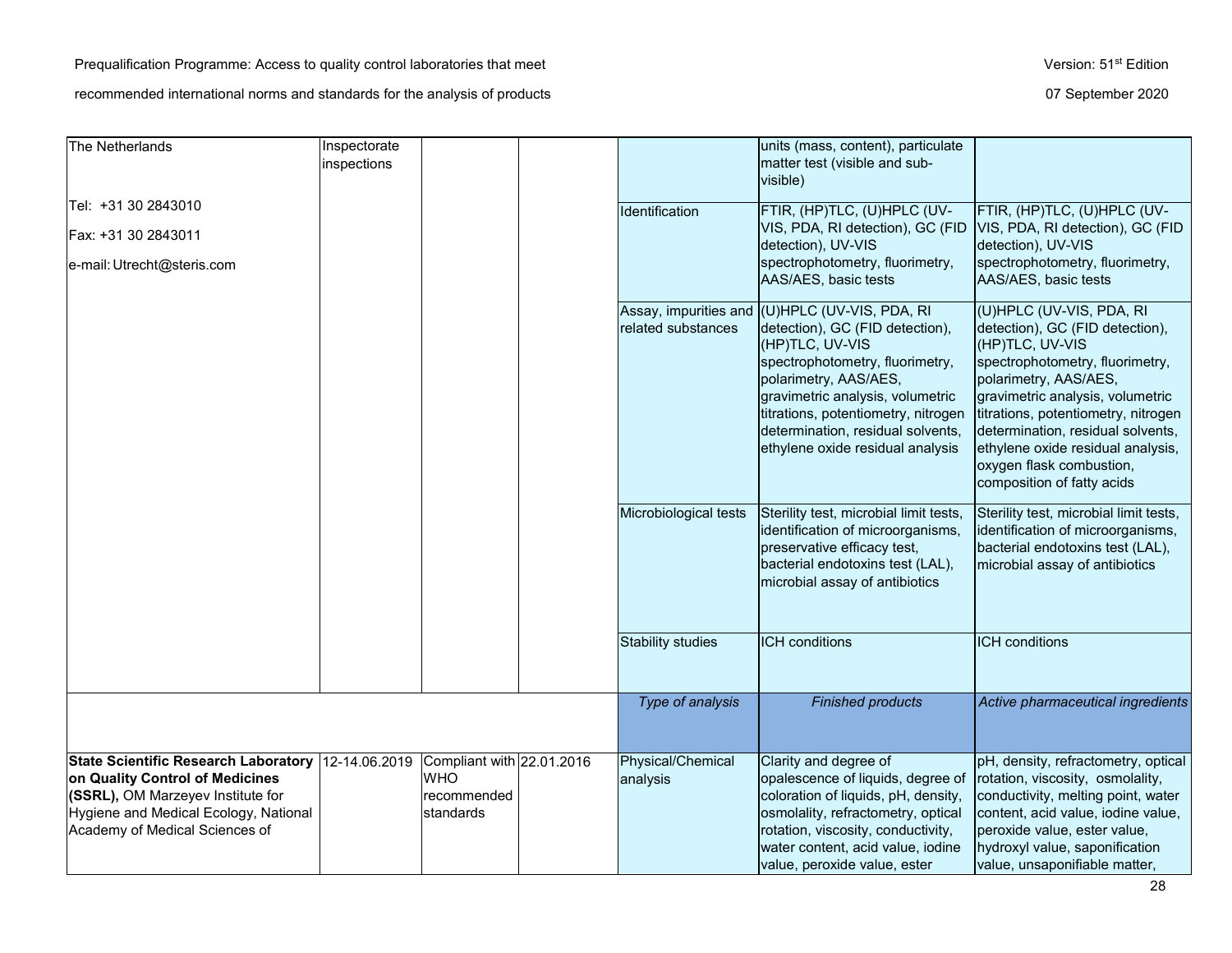| | | | | | | |
|---|---|---|---|---|---|---|
| The Netherlands<br><br>Tel: +31 30 2843010<br>Fax: +31 30 2843011<br>e-mail: Utrecht@steris.com | Inspectorate inspections | | | | units (mass, content), particulate matter test (visible and sub-visible) | |
| | | | | Identification | FTIR, (HP)TLC, (U)HPLC (UV-VIS, PDA, RI detection), GC (FID detection), UV-VIS spectrophotometry, fluorimetry, AAS/AES, basic tests | FTIR, (HP)TLC, (U)HPLC (UV-VIS, PDA, RI detection), GC (FID detection), UV-VIS spectrophotometry, fluorimetry, AAS/AES, basic tests |
| | | | | Assay, impurities and related substances | (U)HPLC (UV-VIS, PDA, RI detection), GC (FID detection), (HP)TLC, UV-VIS spectrophotometry, fluorimetry, polarimetry, AAS/AES, gravimetric analysis, volumetric titrations, potentiometry, nitrogen determination, residual solvents, ethylene oxide residual analysis | (U)HPLC (UV-VIS, PDA, RI detection), GC (FID detection), (HP)TLC, UV-VIS spectrophotometry, fluorimetry, polarimetry, AAS/AES, gravimetric analysis, volumetric titrations, potentiometry, nitrogen determination, residual solvents, ethylene oxide residual analysis, oxygen flask combustion, composition of fatty acids |
| | | | | Microbiological tests | Sterility test, microbial limit tests, identification of microorganisms, preservative efficacy test, bacterial endotoxins test (LAL), microbial assay of antibiotics | Sterility test, microbial limit tests, identification of microorganisms, bacterial endotoxins test (LAL), microbial assay of antibiotics |
| | | | | Stability studies | ICH conditions | ICH conditions |
| | | | | *Type of analysis* | *Finished products* | *Active pharmaceutical ingredients* |
| **State Scientific Research Laboratory on Quality Control of Medicines (SSRL),** OM Marzeyev Institute for Hygiene and Medical Ecology, National Academy of Medical Sciences of | 12-14.06.2019 | Compliant with WHO recommended standards | 22.01.2016 | Physical/Chemical analysis | Clarity and degree of opalescence of liquids, degree of coloration of liquids, pH, density, osmolality, refractometry, optical rotation, viscosity, conductivity, water content, acid value, iodine value, peroxide value, ester | pH, density, refractometry, optical rotation, viscosity, osmolality, conductivity, melting point, water content, acid value, iodine value, peroxide value, ester value, hydroxyl value, saponification value, unsaponifiable matter, |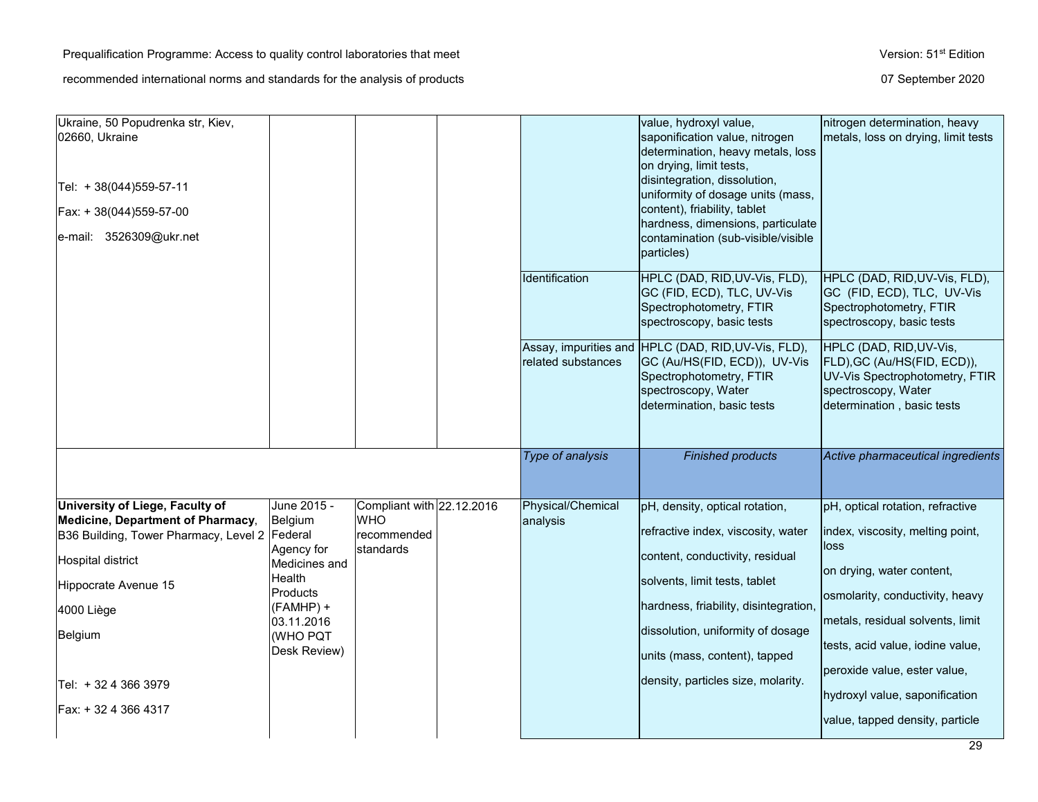| | | | | | | |
|---|---|---|---|---|---|---|
| Ukraine, 50 Popudrenka str, Kiev, 02660, Ukraine<br><br>Tel: + 38(044)559-57-11<br>Fax: + 38(044)559-57-00<br>e-mail: 3526309@ukr.net | | | | | value, hydroxyl value, saponification value, nitrogen determination, heavy metals, loss on drying, limit tests, disintegration, dissolution, uniformity of dosage units (mass, content), friability, tablet hardness, dimensions, particulate contamination (sub-visible/visible particles) | nitrogen determination, heavy metals, loss on drying, limit tests |
| | | | | Identification | HPLC (DAD, RID,UV-Vis, FLD), GC (FID, ECD), TLC, UV-Vis Spectrophotometry, FTIR spectroscopy, basic tests | HPLC (DAD, RID,UV-Vis, FLD), GC (FID, ECD), TLC, UV-Vis Spectrophotometry, FTIR spectroscopy, basic tests |
| | | | | Assay, impurities and related substances | HPLC (DAD, RID,UV-Vis, FLD), GC (Au/HS(FID, ECD)), UV-Vis Spectrophotometry, FTIR spectroscopy, Water determination, basic tests | HPLC (DAD, RID,UV-Vis, FLD),GC (Au/HS(FID, ECD)), UV-Vis Spectrophotometry, FTIR spectroscopy, Water determination , basic tests |
| | | | | *Type of analysis* | *Finished products* | *Active pharmaceutical ingredients* |
| **University of Liege, Faculty of Medicine, Department of Pharmacy**, B36 Building, Tower Pharmacy, Level 2<br>Hospital district<br>Hippocrate Avenue 15<br>4000 Liège<br>Belgium<br><br>Tel: + 32 4 366 3979<br>Fax: + 32 4 366 4317 | June 2015 - Belgium Federal Agency for Medicines and Health Products (FAMHP) + 03.11.2016 (WHO PQT Desk Review) | Compliant with WHO recommended standards | 22.12.2016 | Physical/Chemical analysis | pH, density, optical rotation, refractive index, viscosity, water content, conductivity, residual solvents, limit tests, tablet hardness, friability, disintegration, dissolution, uniformity of dosage units (mass, content), tapped density, particles size, molarity. | pH, optical rotation, refractive index, viscosity, melting point, loss on drying, water content, osmolarity, conductivity, heavy metals, residual solvents, limit tests, acid value, iodine value, peroxide value, ester value, hydroxyl value, saponification value, tapped density, particle |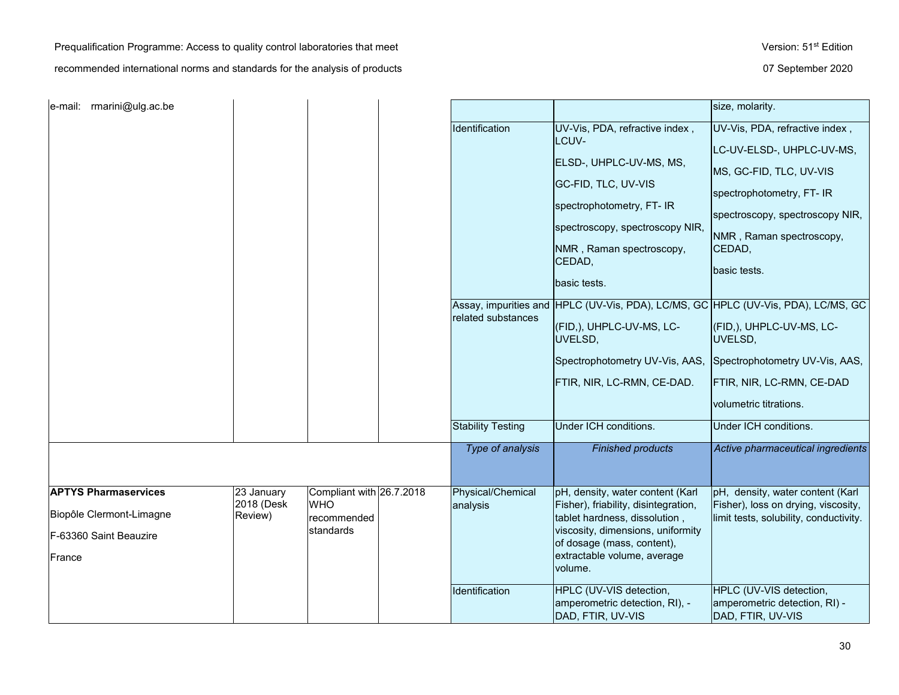| | | | | | | |
|---|---|---|---|---|---|---|
| e-mail: rmarini@ulg.ac.be | | | | | | size, molarity. |
| | | | | Identification | UV-Vis, PDA, refractive index , LCUV-<br>ELSD-, UHPLC-UV-MS, MS,<br>GC-FID, TLC, UV-VIS<br>spectrophotometry, FT- IR<br>spectroscopy, spectroscopy NIR,<br>NMR , Raman spectroscopy, CEDAD,<br>basic tests. | UV-Vis, PDA, refractive index ,<br>LC-UV-ELSD-, UHPLC-UV-MS,<br>MS, GC-FID, TLC, UV-VIS<br>spectrophotometry, FT- IR<br>spectroscopy, spectroscopy NIR,<br>NMR , Raman spectroscopy, CEDAD,<br>basic tests. |
| | | | | Assay, impurities and related substances | HPLC (UV-Vis, PDA), LC/MS, GC<br>(FID,), UHPLC-UV-MS, LC-UVELSD,<br>Spectrophotometry UV-Vis, AAS,<br>FTIR, NIR, LC-RMN, CE-DAD. | HPLC (UV-Vis, PDA), LC/MS, GC<br>(FID,), UHPLC-UV-MS, LC-UVELSD,<br>Spectrophotometry UV-Vis, AAS,<br>FTIR, NIR, LC-RMN, CE-DAD<br>volumetric titrations. |
| | | | | Stability Testing | Under ICH conditions. | Under ICH conditions. |
| | | | | *Type of analysis* | *Finished products* | *Active pharmaceutical ingredients* |
| **APTYS Pharmaservices**<br>Biopôle Clermont-Limagne<br>F-63360 Saint Beauzire<br>France | 23 January 2018 (Desk Review) | Compliant with WHO recommended standards | 26.7.2018 | Physical/Chemical analysis | pH, density, water content (Karl Fisher), friability, disintegration, tablet hardness, dissolution , viscosity, dimensions, uniformity of dosage (mass, content), extractable volume, average volume. | pH, density, water content (Karl Fisher), loss on drying, viscosity, limit tests, solubility, conductivity. |
| | | | | Identification | HPLC (UV-VIS detection, amperometric detection, RI), -DAD, FTIR, UV-VIS | HPLC (UV-VIS detection, amperometric detection, RI) -DAD, FTIR, UV-VIS |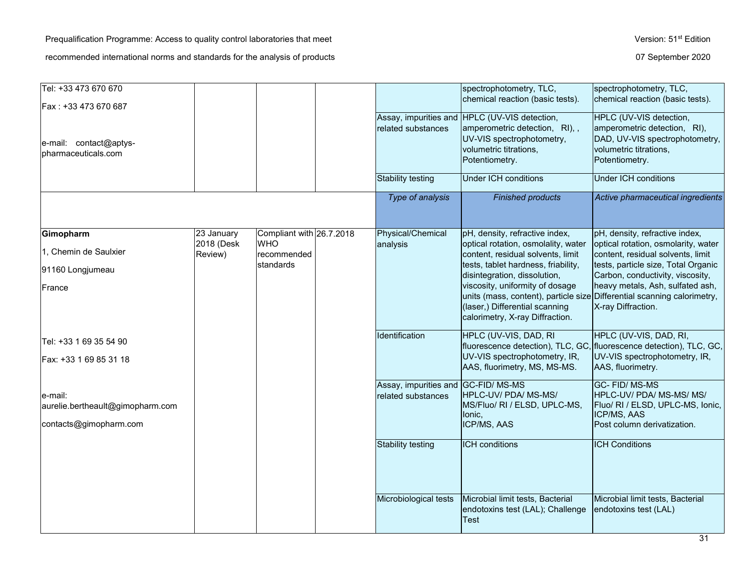| | | | | | | |
|---|---|---|---|---|---|---|
| Tel: +33 473 670 670<br>Fax : +33 473 670 687<br><br>e-mail: contact@aptys-pharmaceuticals.com | | | | | spectrophotometry, TLC, chemical reaction (basic tests). | spectrophotometry, TLC, chemical reaction (basic tests). |
| | | | | Assay, impurities and related substances | HPLC (UV-VIS detection, amperometric detection, RI), , UV-VIS spectrophotometry, volumetric titrations, Potentiometry. | HPLC (UV-VIS detection, amperometric detection, RI), DAD, UV-VIS spectrophotometry, volumetric titrations, Potentiometry. |
| | | | | Stability testing | Under ICH conditions | Under ICH conditions |
| | | | | *Type of analysis* | *Finished products* | *Active pharmaceutical ingredients* |
| **Gimopharm**<br>1, Chemin de Saulxier<br>91160 Longjumeau<br>France<br><br>Tel: +33 1 69 35 54 90<br>Fax: +33 1 69 85 31 18<br><br>e-mail:<br>aurelie.bertheault@gimopharm.com<br>contacts@gimopharm.com | 23 January 2018 (Desk Review) | Compliant with WHO recommended standards | 26.7.2018 | Physical/Chemical analysis | pH, density, refractive index, optical rotation, osmolality, water content, residual solvents, limit tests, tablet hardness, friability, disintegration, dissolution, viscosity, uniformity of dosage units (mass, content), particle size (laser,) Differential scanning calorimetry, X-ray Diffraction. | pH, density, refractive index, optical rotation, osmolarity, water content, residual solvents, limit tests, particle size, Total Organic Carbon, conductivity, viscosity, heavy metals, Ash, sulfated ash, Differential scanning calorimetry, X-ray Diffraction. |
| | | | | Identification | HPLC (UV-VIS, DAD, RI fluorescence detection), TLC, GC, UV-VIS spectrophotometry, IR, AAS, fluorimetry, MS, MS-MS. | HPLC (UV-VIS, DAD, RI, fluorescence detection), TLC, GC, UV-VIS spectrophotometry, IR, AAS, fluorimetry. |
| | | | | Assay, impurities and related substances | GC-FID/ MS-MS<br>HPLC-UV/ PDA/ MS-MS/ MS/Fluo/ RI / ELSD, UPLC-MS, Ionic,<br>ICP/MS, AAS | GC- FID/ MS-MS<br>HPLC-UV/ PDA/ MS-MS/ MS/ Fluo/ RI / ELSD, UPLC-MS, Ionic, ICP/MS, AAS<br>Post column derivatization. |
| | | | | Stability testing | ICH conditions | ICH Conditions |
| | | | | Microbiological tests | Microbial limit tests, Bacterial endotoxins test (LAL); Challenge Test | Microbial limit tests, Bacterial endotoxins test (LAL) |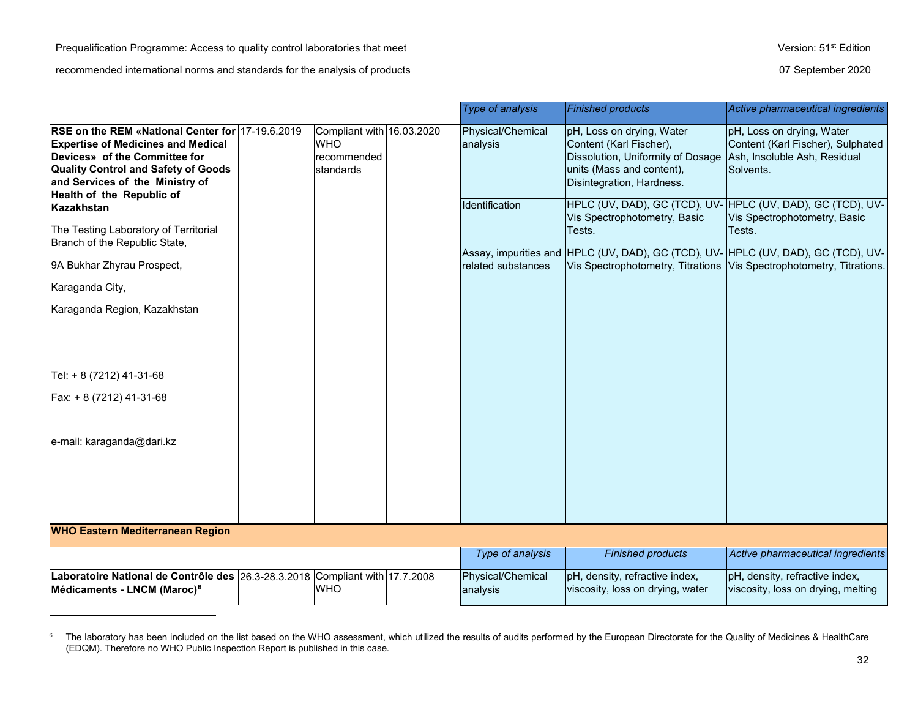| | | | | Type of analysis | Finished products | Active pharmaceutical ingredients |
|---|---|---|---|---|---|---|
| **RSE on the REM «National Center for Expertise of Medicines and Medical Devices» of the Committee for Quality Control and Safety of Goods and Services of the Ministry of Health of the Republic of Kazakhstan**<br><br>The Testing Laboratory of Territorial Branch of the Republic State,<br><br>9A Bukhar Zhyrau Prospect,<br><br>Karaganda City,<br><br>Karaganda Region, Kazakhstan<br><br>Tel: + 8 (7212) 41-31-68<br><br>Fax: + 8 (7212) 41-31-68<br><br>e-mail: karaganda@dari.kz | 17-19.6.2019 | Compliant with WHO recommended standards | 16.03.2020 | Physical/Chemical analysis | pH, Loss on drying, Water Content (Karl Fischer), Dissolution, Uniformity of Dosage units (Mass and content), Disintegration, Hardness. | pH, Loss on drying, Water Content (Karl Fischer), Sulphated Ash, Insoluble Ash, Residual Solvents. |
| | | | | Identification | HPLC (UV, DAD), GC (TCD), UV-Vis Spectrophotometry, Basic Tests. | HPLC (UV, DAD), GC (TCD), UV-Vis Spectrophotometry, Basic Tests. |
| | | | | Assay, impurities and related substances | HPLC (UV, DAD), GC (TCD), UV-Vis Spectrophotometry, Titrations | HPLC (UV, DAD), GC (TCD), UV-Vis Spectrophotometry, Titrations. |
| **WHO Eastern Mediterranean Region** | | | | | | |
| | | | | Type of analysis | Finished products | Active pharmaceutical ingredients |
| **Laboratoire National de Contrôle des Médicaments - LNCM (Maroc)**[6] | 26.3-28.3.2018 | Compliant with WHO | 17.7.2008 | Physical/Chemical analysis | pH, density, refractive index, viscosity, loss on drying, water | pH, density, refractive index, viscosity, loss on drying, melting |

[6] The laboratory has been included on the list based on the WHO assessment, which utilized the results of audits performed by the European Directorate for the Quality of Medicines & HealthCare (EDQM). Therefore no WHO Public Inspection Report is published in this case.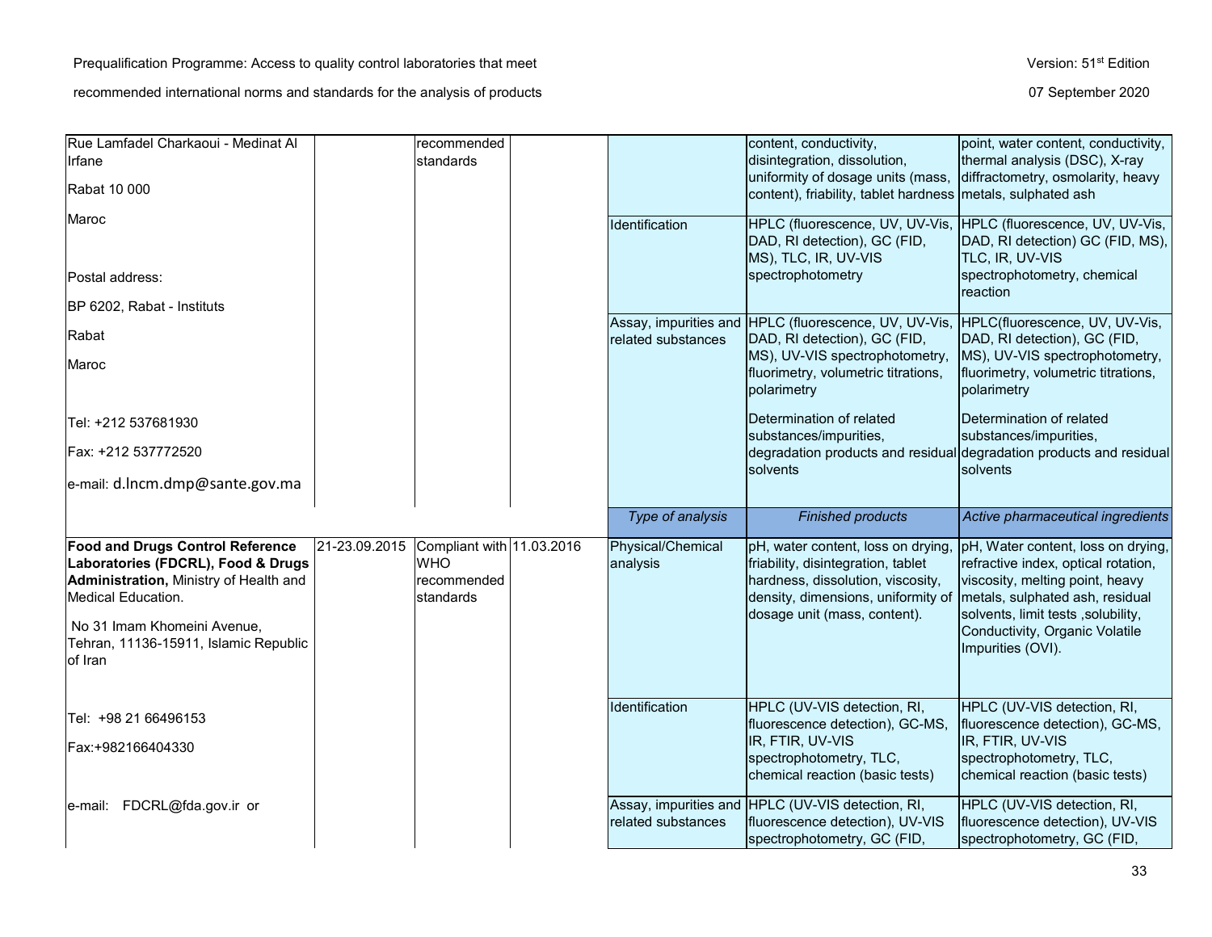| | | | | | | |
|---|---|---|---|---|---|---|
| Rue Lamfadel Charkaoui - Medinat Al Irfane<br><br>Rabat 10 000<br><br>Maroc<br><br>Postal address:<br><br>BP 6202, Rabat - Instituts<br><br>Rabat<br><br>Maroc<br><br>Tel: +212 537681930<br><br>Fax: +212 537772520<br><br>e-mail: d.lncm.dmp@sante.gov.ma | | recommended standards | | | content, conductivity, disintegration, dissolution, uniformity of dosage units (mass, content), friability, tablet hardness | point, water content, conductivity, thermal analysis (DSC), X-ray diffractometry, osmolarity, heavy metals, sulphated ash |
| | | | | Identification | HPLC (fluorescence, UV, UV-Vis, DAD, RI detection), GC (FID, MS), TLC, IR, UV-VIS spectrophotometry | HPLC (fluorescence, UV, UV-Vis, DAD, RI detection) GC (FID, MS), TLC, IR, UV-VIS spectrophotometry, chemical reaction |
| | | | | Assay, impurities and related substances | HPLC (fluorescence, UV, UV-Vis, DAD, RI detection), GC (FID, MS), UV-VIS spectrophotometry, fluorimetry, volumetric titrations, polarimetry<br><br>Determination of related substances/impurities, degradation products and residual solvents | HPLC(fluorescence, UV, UV-Vis, DAD, RI detection), GC (FID, MS), UV-VIS spectrophotometry, fluorimetry, volumetric titrations, polarimetry<br><br>Determination of related substances/impurities, degradation products and residual solvents |
| | | | | *Type of analysis* | *Finished products* | *Active pharmaceutical ingredients* |
| **Food and Drugs Control Reference Laboratories (FDCRL), Food & Drugs Administration,** Ministry of Health and Medical Education.<br><br>No 31 Imam Khomeini Avenue, Tehran, 11136-15911, Islamic Republic of Iran | 21-23.09.2015 | Compliant with WHO recommended standards | 11.03.2016 | Physical/Chemical analysis | pH, water content, loss on drying, friability, disintegration, tablet hardness, dissolution, viscosity, density, dimensions, uniformity of dosage unit (mass, content). | pH, Water content, loss on drying, refractive index, optical rotation, viscosity, melting point, heavy metals, sulphated ash, residual solvents, limit tests ,solubility, Conductivity, Organic Volatile Impurities (OVI). |
| Tel: +98 21 66496153<br><br>Fax:+982166404330 | | | | Identification | HPLC (UV-VIS detection, RI, fluorescence detection), GC-MS, IR, FTIR, UV-VIS spectrophotometry, TLC, chemical reaction (basic tests) | HPLC (UV-VIS detection, RI, fluorescence detection), GC-MS, IR, FTIR, UV-VIS spectrophotometry, TLC, chemical reaction (basic tests) |
| e-mail: FDCRL@fda.gov.ir or | | | | Assay, impurities and related substances | HPLC (UV-VIS detection, RI, fluorescence detection), UV-VIS spectrophotometry, GC (FID, | HPLC (UV-VIS detection, RI, fluorescence detection), UV-VIS spectrophotometry, GC (FID, |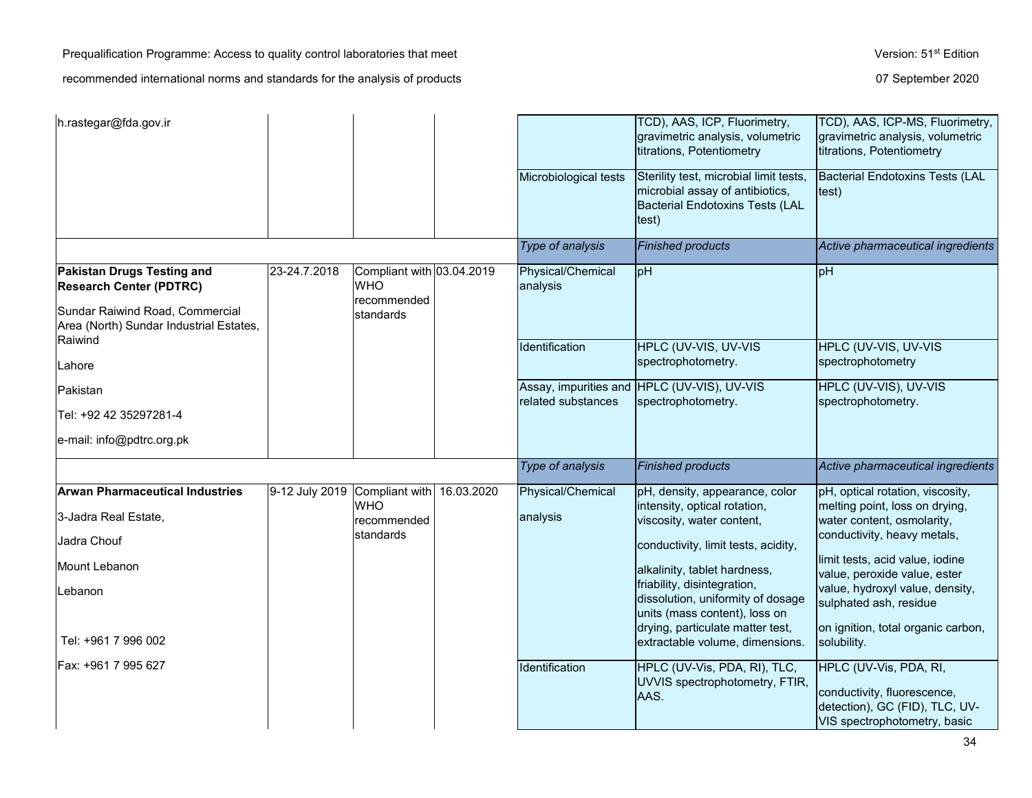| | | | | | | |
|---|---|---|---|---|---|---|
| h.rastegar@fda.gov.ir | | | | | TCD), AAS, ICP, Fluorimetry, gravimetric analysis, volumetric titrations, Potentiometry | TCD), AAS, ICP-MS, Fluorimetry, gravimetric analysis, volumetric titrations, Potentiometry |
| | | | | Microbiological tests | Sterility test, microbial limit tests, microbial assay of antibiotics, Bacterial Endotoxins Tests (LAL test) | Bacterial Endotoxins Tests (LAL test) |
| | | | | *Type of analysis* | *Finished products* | *Active pharmaceutical ingredients* |
| **Pakistan Drugs Testing and Research Center (PDTRC)**<br>Sundar Raiwind Road, Commercial Area (North) Sundar Industrial Estates, Raiwind<br>Lahore<br>Pakistan<br>Tel: +92 42 35297281-4<br>e-mail: info@pdtrc.org.pk | 23-24.7.2018 | Compliant with WHO recommended standards | 03.04.2019 | Physical/Chemical analysis | pH | pH |
| | | | | Identification | HPLC (UV-VIS, UV-VIS spectrophotometry. | HPLC (UV-VIS, UV-VIS spectrophotometry |
| | | | | Assay, impurities and related substances | HPLC (UV-VIS), UV-VIS spectrophotometry. | HPLC (UV-VIS), UV-VIS spectrophotometry. |
| | | | | *Type of analysis* | *Finished products* | *Active pharmaceutical ingredients* |
| **Arwan Pharmaceutical Industries**<br>3-Jadra Real Estate,<br>Jadra Chouf<br>Mount Lebanon<br>Lebanon<br>Tel: +961 7 996 002<br>Fax: +961 7 995 627 | 9-12 July 2019 | Compliant with WHO recommended standards | 16.03.2020 | Physical/Chemical analysis | pH, density, appearance, color intensity, optical rotation, viscosity, water content, conductivity, limit tests, acidity, alkalinity, tablet hardness, friability, disintegration, dissolution, uniformity of dosage units (mass content), loss on drying, particulate matter test, extractable volume, dimensions. | pH, optical rotation, viscosity, melting point, loss on drying, water content, osmolarity, conductivity, heavy metals, limit tests, acid value, iodine value, peroxide value, ester value, hydroxyl value, density, sulphated ash, residue on ignition, total organic carbon, solubility. |
| | | | | Identification | HPLC (UV-Vis, PDA, RI), TLC, UVVIS spectrophotometry, FTIR, AAS. | HPLC (UV-Vis, PDA, RI, conductivity, fluorescence, detection), GC (FID), TLC, UV-VIS spectrophotometry, basic |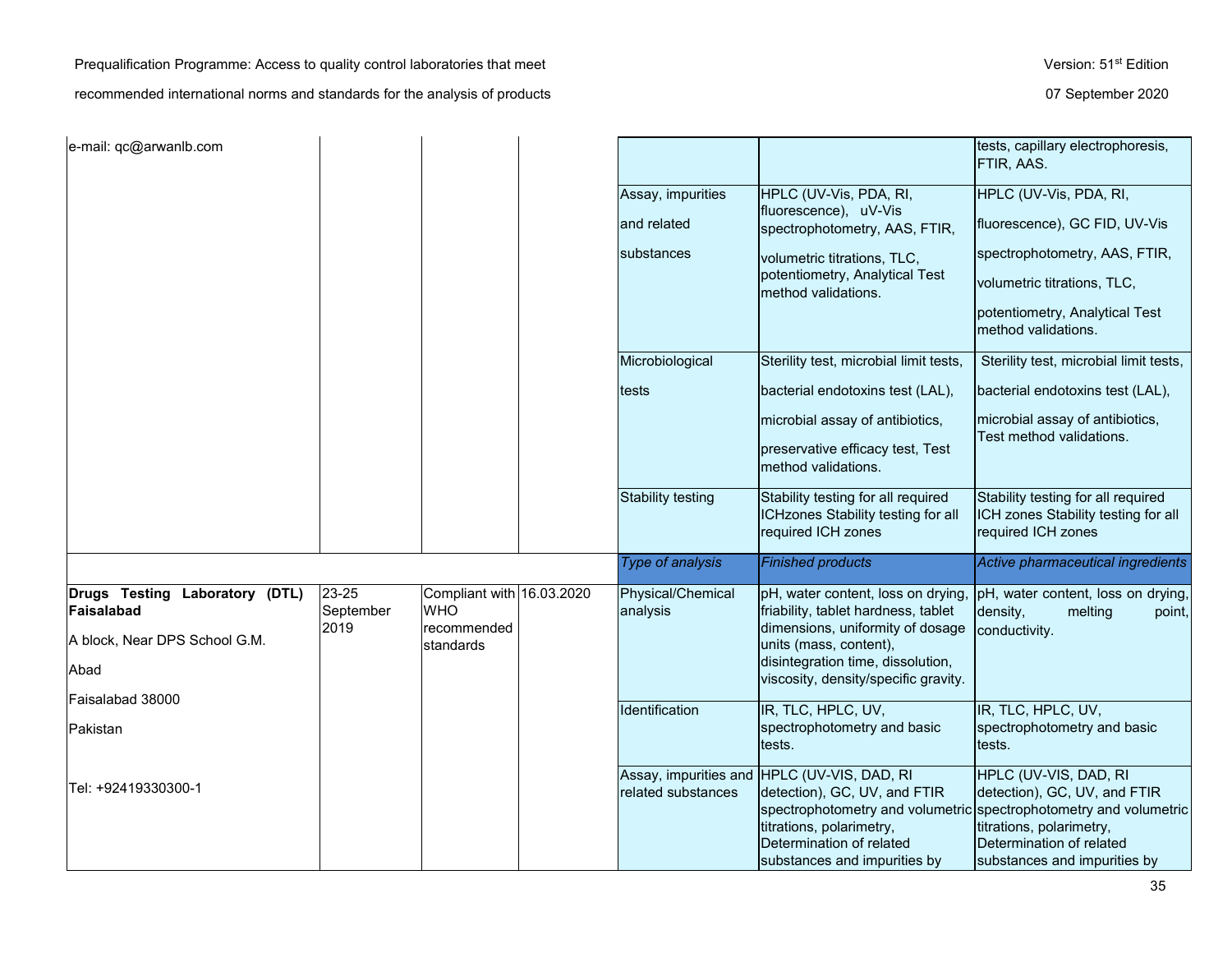| | | | | | | |
|---|---|---|---|---|---|---|
| e-mail: qc@arwanlb.com | | | | | | tests, capillary electrophoresis, FTIR, AAS. |
| | | | | Assay, impurities and related substances | HPLC (UV-Vis, PDA, RI, fluorescence), uV-Vis spectrophotometry, AAS, FTIR, volumetric titrations, TLC, potentiometry, Analytical Test method validations. | HPLC (UV-Vis, PDA, RI, fluorescence), GC FID, UV-Vis spectrophotometry, AAS, FTIR, volumetric titrations, TLC, potentiometry, Analytical Test method validations. |
| | | | | Microbiological tests | Sterility test, microbial limit tests, bacterial endotoxins test (LAL), microbial assay of antibiotics, preservative efficacy test, Test method validations. | Sterility test, microbial limit tests, bacterial endotoxins test (LAL), microbial assay of antibiotics, Test method validations. |
| | | | | Stability testing | Stability testing for all required ICHzones Stability testing for all required ICH zones | Stability testing for all required ICH zones Stability testing for all required ICH zones |
| | | | | *Type of analysis* | *Finished products* | *Active pharmaceutical ingredients* |
| **Drugs Testing Laboratory (DTL) Faisalabad**<br>A block, Near DPS School G.M. Abad<br>Faisalabad 38000<br>Pakistan<br><br>Tel: +92419330300-1 | 23-25 September 2019 | Compliant with WHO recommended standards | 16.03.2020 | Physical/Chemical analysis | pH, water content, loss on drying, friability, tablet hardness, tablet dimensions, uniformity of dosage units (mass, content), disintegration time, dissolution, viscosity, density/specific gravity. | pH, water content, loss on drying, density, melting point, conductivity. |
| | | | | Identification | IR, TLC, HPLC, UV, spectrophotometry and basic tests. | IR, TLC, HPLC, UV, spectrophotometry and basic tests. |
| | | | | Assay, impurities and related substances | HPLC (UV-VIS, DAD, RI detection), GC, UV, and FTIR spectrophotometry and volumetric titrations, polarimetry, Determination of related substances and impurities by | HPLC (UV-VIS, DAD, RI detection), GC, UV, and FTIR spectrophotometry and volumetric titrations, polarimetry, Determination of related substances and impurities by |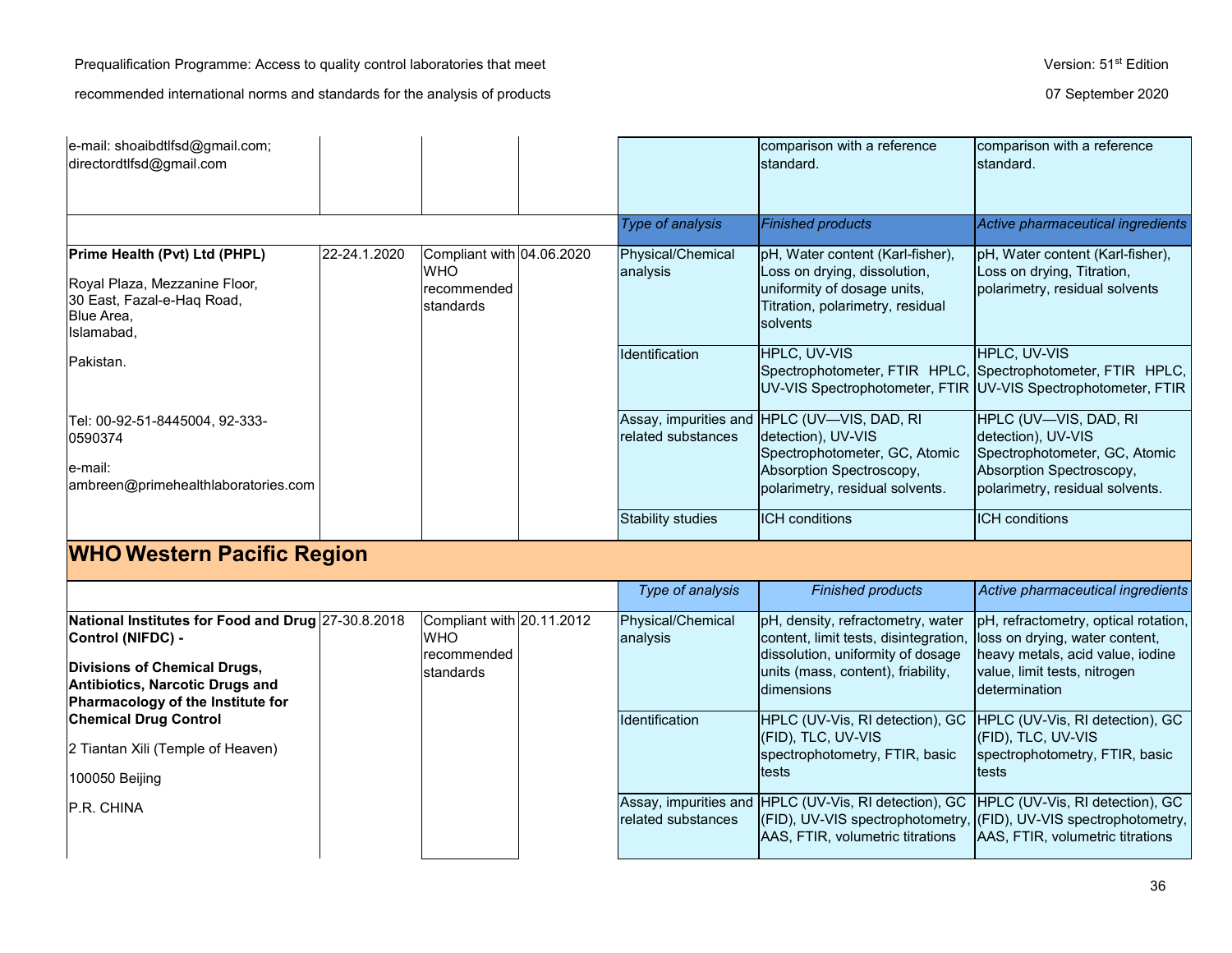| | | | | | | |
|---|---|---|---|---|---|---|
| e-mail: shoaibdtlfsd@gmail.com; directordtlfsd@gmail.com | | | | | comparison with a reference standard. | comparison with a reference standard. |
| | | | | *Type of analysis* | *Finished products* | *Active pharmaceutical ingredients* |
| **Prime Health (Pvt) Ltd (PHPL)**<br><br>Royal Plaza, Mezzanine Floor,<br>30 East, Fazal-e-Haq Road,<br>Blue Area,<br>Islamabad,<br><br>Pakistan.<br><br>Tel: 00-92-51-8445004, 92-333-0590374<br><br>e-mail: ambreen@primehealthlaboratories.com | 22-24.1.2020 | Compliant with WHO recommended standards | 04.06.2020 | Physical/Chemical analysis | pH, Water content (Karl-fisher), Loss on drying, dissolution, uniformity of dosage units, Titration, polarimetry, residual solvents | pH, Water content (Karl-fisher), Loss on drying, Titration, polarimetry, residual solvents |
| | | | | Identification | HPLC, UV-VIS Spectrophotometer, FTIR HPLC, UV-VIS Spectrophotometer, FTIR | HPLC, UV-VIS Spectrophotometer, FTIR HPLC, UV-VIS Spectrophotometer, FTIR |
| | | | | Assay, impurities and related substances | HPLC (UV—VIS, DAD, RI detection), UV-VIS Spectrophotometer, GC, Atomic Absorption Spectroscopy, polarimetry, residual solvents. | HPLC (UV—VIS, DAD, RI detection), UV-VIS Spectrophotometer, GC, Atomic Absorption Spectroscopy, polarimetry, residual solvents. |
| | | | | Stability studies | ICH conditions | ICH conditions |

## WHO Western Pacific Region

| | | | | | | |
|---|---|---|---|---|---|---|
| | | | | *Type of analysis* | *Finished products* | *Active pharmaceutical ingredients* |
| **National Institutes for Food and Drug Control (NIFDC) -**<br><br>**Divisions of Chemical Drugs, Antibiotics, Narcotic Drugs and Pharmacology of the Institute for Chemical Drug Control**<br><br>2 Tiantan Xili (Temple of Heaven)<br><br>100050 Beijing<br><br>P.R. CHINA | 27-30.8.2018 | Compliant with WHO recommended standards | 20.11.2012 | Physical/Chemical analysis | pH, density, refractometry, water content, limit tests, disintegration, dissolution, uniformity of dosage units (mass, content), friability, dimensions | pH, refractometry, optical rotation, loss on drying, water content, heavy metals, acid value, iodine value, limit tests, nitrogen determination |
| | | | | Identification | HPLC (UV-Vis, RI detection), GC (FID), TLC, UV-VIS spectrophotometry, FTIR, basic tests | HPLC (UV-Vis, RI detection), GC (FID), TLC, UV-VIS spectrophotometry, FTIR, basic tests |
| | | | | Assay, impurities and related substances | HPLC (UV-Vis, RI detection), GC (FID), UV-VIS spectrophotometry, AAS, FTIR, volumetric titrations | HPLC (UV-Vis, RI detection), GC (FID), UV-VIS spectrophotometry, AAS, FTIR, volumetric titrations |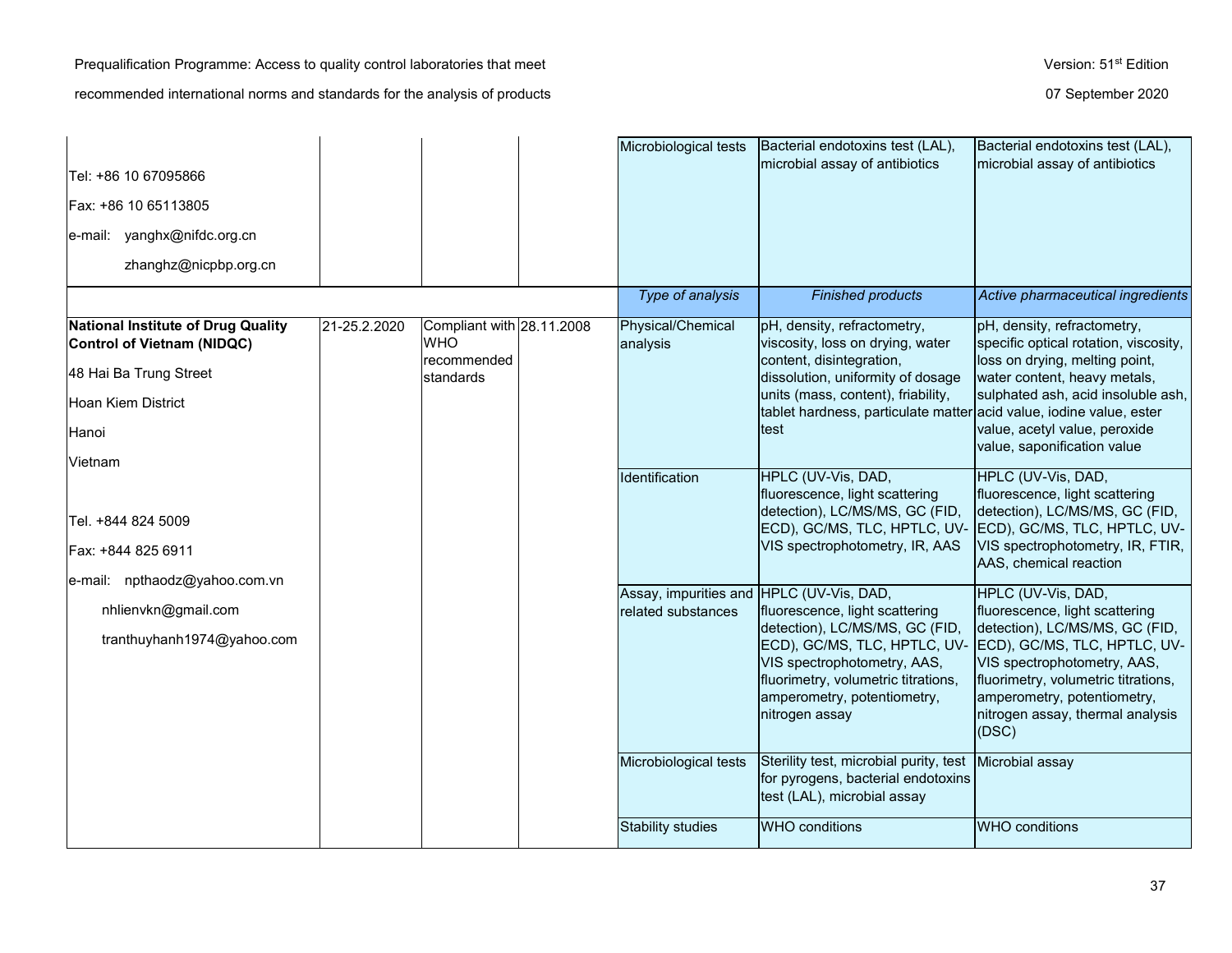| | | | | | | |
|---|---|---|---|---|---|---|
| Tel: +86 10 67095866<br>Fax: +86 10 65113805<br>e-mail: yanghx@nifdc.org.cn<br>zhanghz@nicpbp.org.cn | | | | Microbiological tests | Bacterial endotoxins test (LAL), microbial assay of antibiotics | Bacterial endotoxins test (LAL), microbial assay of antibiotics |
| | | | | *Type of analysis* | *Finished products* | *Active pharmaceutical ingredients* |
| **National Institute of Drug Quality Control of Vietnam (NIDQC)**<br>48 Hai Ba Trung Street<br>Hoan Kiem District<br>Hanoi<br>Vietnam<br><br>Tel. +844 824 5009<br>Fax: +844 825 6911<br>e-mail: npthaodz@yahoo.com.vn<br>nhlienvkn@gmail.com<br>tranthuyhanh1974@yahoo.com | 21-25.2.2020 | Compliant with WHO recommended standards | 28.11.2008 | Physical/Chemical analysis | pH, density, refractometry, viscosity, loss on drying, water content, disintegration, dissolution, uniformity of dosage units (mass, content), friability, tablet hardness, particulate matter test | pH, density, refractometry, specific optical rotation, viscosity, loss on drying, melting point, water content, heavy metals, sulphated ash, acid insoluble ash, acid value, iodine value, ester value, acetyl value, peroxide value, saponification value |
| | | | | Identification | HPLC (UV-Vis, DAD, fluorescence, light scattering detection), LC/MS/MS, GC (FID, ECD), GC/MS, TLC, HPTLC, UV-VIS spectrophotometry, IR, AAS | HPLC (UV-Vis, DAD, fluorescence, light scattering detection), LC/MS/MS, GC (FID, ECD), GC/MS, TLC, HPTLC, UV-VIS spectrophotometry, IR, FTIR, AAS, chemical reaction |
| | | | | Assay, impurities and related substances | HPLC (UV-Vis, DAD, fluorescence, light scattering detection), LC/MS/MS, GC (FID, ECD), GC/MS, TLC, HPTLC, UV-VIS spectrophotometry, AAS, fluorimetry, volumetric titrations, amperometry, potentiometry, nitrogen assay | HPLC (UV-Vis, DAD, fluorescence, light scattering detection), LC/MS/MS, GC (FID, ECD), GC/MS, TLC, HPTLC, UV-VIS spectrophotometry, AAS, fluorimetry, volumetric titrations, amperometry, potentiometry, nitrogen assay, thermal analysis (DSC) |
| | | | | Microbiological tests | Sterility test, microbial purity, test for pyrogens, bacterial endotoxins test (LAL), microbial assay | Microbial assay |
| | | | | Stability studies | WHO conditions | WHO conditions |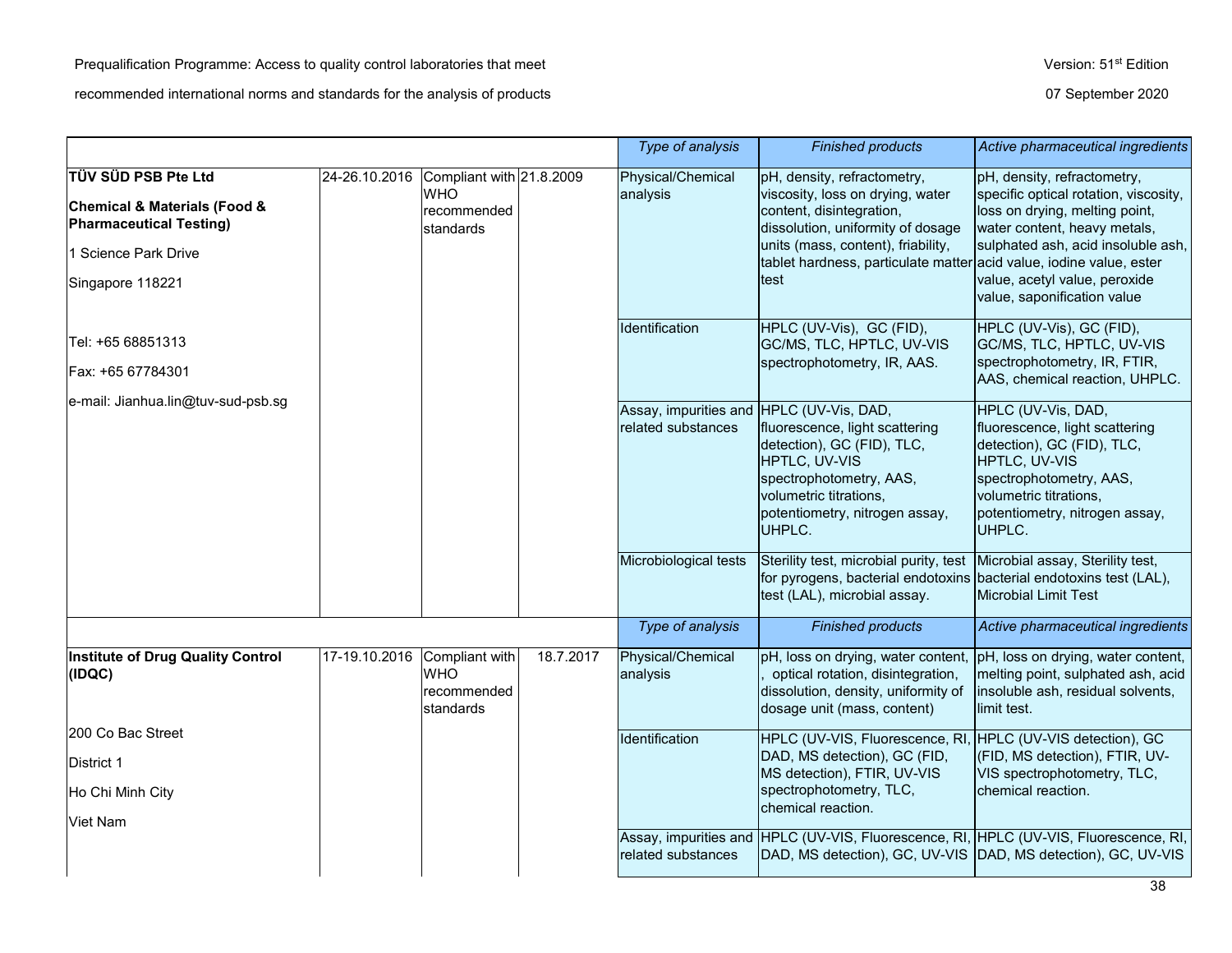| | | | | Type of analysis | Finished products | Active pharmaceutical ingredients |
|---|---|---|---|---|---|---|
| **TÜV SÜD PSB Pte Ltd**<br><br>**Chemical & Materials (Food & Pharmaceutical Testing)**<br><br>1 Science Park Drive<br><br>Singapore 118221<br><br>Tel: +65 68851313<br><br>Fax: +65 67784301<br><br>e-mail: Jianhua.lin@tuv-sud-psb.sg | 24-26.10.2016 | Compliant with WHO recommended standards | 21.8.2009 | Physical/Chemical analysis | pH, density, refractometry, viscosity, loss on drying, water content, disintegration, dissolution, uniformity of dosage units (mass, content), friability, tablet hardness, particulate matter test | pH, density, refractometry, specific optical rotation, viscosity, loss on drying, melting point, water content, heavy metals, sulphated ash, acid insoluble ash, acid value, iodine value, ester value, acetyl value, peroxide value, saponification value |
| | | | | Identification | HPLC (UV-Vis), GC (FID), GC/MS, TLC, HPTLC, UV-VIS spectrophotometry, IR, AAS. | HPLC (UV-Vis), GC (FID), GC/MS, TLC, HPTLC, UV-VIS spectrophotometry, IR, FTIR, AAS, chemical reaction, UHPLC. |
| | | | | Assay, impurities and related substances | HPLC (UV-Vis, DAD, fluorescence, light scattering detection), GC (FID), TLC, HPTLC, UV-VIS spectrophotometry, AAS, volumetric titrations, potentiometry, nitrogen assay, UHPLC. | HPLC (UV-Vis, DAD, fluorescence, light scattering detection), GC (FID), TLC, HPTLC, UV-VIS spectrophotometry, AAS, volumetric titrations, potentiometry, nitrogen assay, UHPLC. |
| | | | | Microbiological tests | Sterility test, microbial purity, test for pyrogens, bacterial endotoxins test (LAL), microbial assay. | Microbial assay, Sterility test, bacterial endotoxins test (LAL), Microbial Limit Test |
| | | | | *Type of analysis* | *Finished products* | *Active pharmaceutical ingredients* |
| **Institute of Drug Quality Control (IDQC)**<br><br>200 Co Bac Street<br><br>District 1<br><br>Ho Chi Minh City<br><br>Viet Nam | 17-19.10.2016 | Compliant with WHO recommended standards | 18.7.2017 | Physical/Chemical analysis | pH, loss on drying, water content, , optical rotation, disintegration, dissolution, density, uniformity of dosage unit (mass, content) | pH, loss on drying, water content, melting point, sulphated ash, acid insoluble ash, residual solvents, limit test. |
| | | | | Identification | HPLC (UV-VIS, Fluorescence, RI, DAD, MS detection), GC (FID, MS detection), FTIR, UV-VIS spectrophotometry, TLC, chemical reaction. | HPLC (UV-VIS detection), GC (FID, MS detection), FTIR, UV-VIS spectrophotometry, TLC, chemical reaction. |
| | | | | Assay, impurities and related substances | HPLC (UV-VIS, Fluorescence, RI, DAD, MS detection), GC, UV-VIS | HPLC (UV-VIS, Fluorescence, RI, DAD, MS detection), GC, UV-VIS |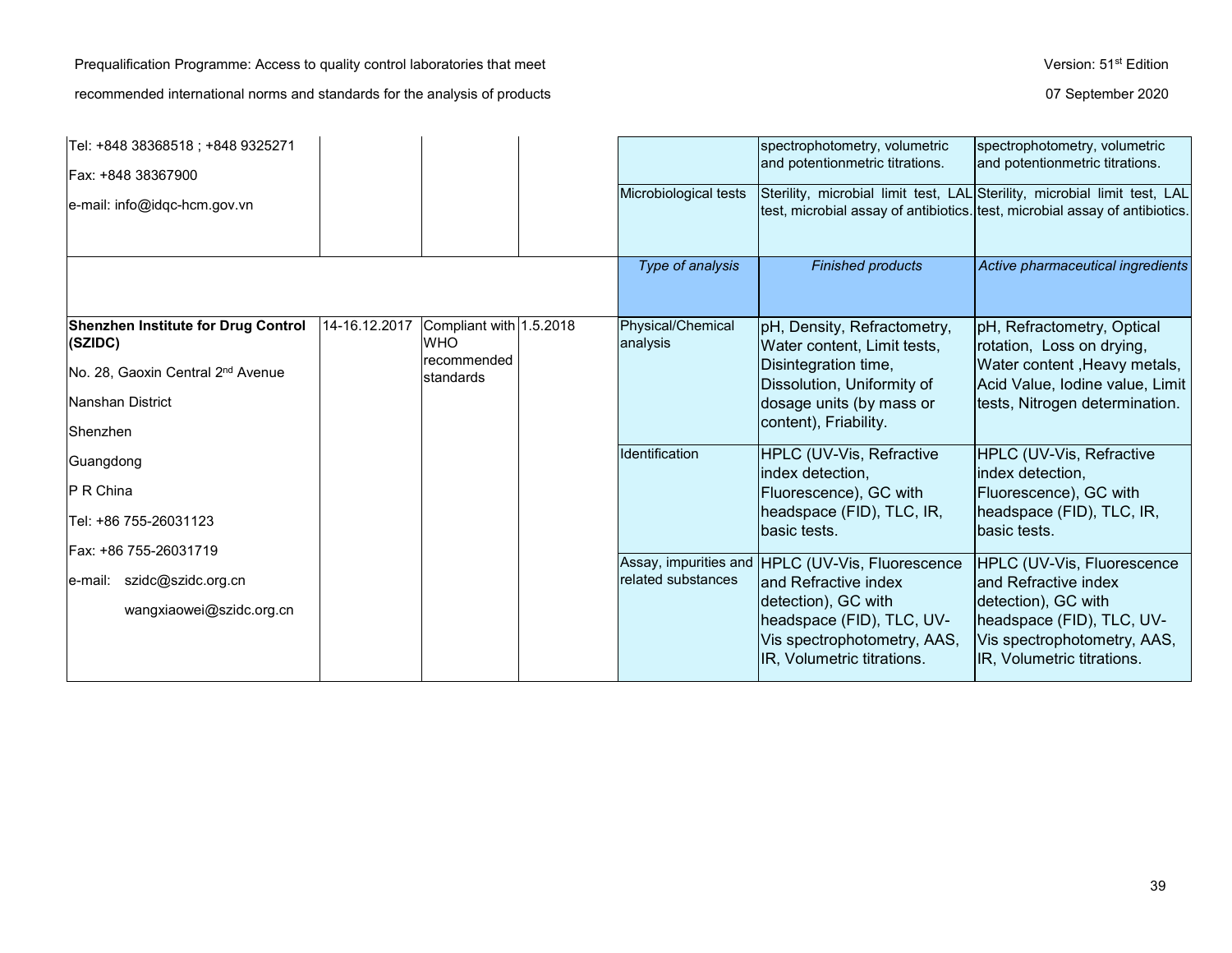| | | | | | | |
|---|---|---|---|---|---|---|
| Tel: +848 38368518 ; +848 9325271<br>Fax: +848 38367900<br>e-mail: info@idqc-hcm.gov.vn | | | | | spectrophotometry, volumetric and potentionmetric titrations. | spectrophotometry, volumetric and potentionmetric titrations. |
| | | | | Microbiological tests | Sterility, microbial limit test, LAL test, microbial assay of antibiotics. | Sterility, microbial limit test, LAL test, microbial assay of antibiotics. |
| | | | | *Type of analysis* | *Finished products* | *Active pharmaceutical ingredients* |
| **Shenzhen Institute for Drug Control (SZIDC)**<br>No. 28, Gaoxin Central 2nd Avenue<br>Nanshan District<br>Shenzhen<br>Guangdong<br>P R China<br>Tel: +86 755-26031123<br>Fax: +86 755-26031719<br>e-mail: szidc@szidc.org.cn<br>wangxiaowei@szidc.org.cn | 14-16.12.2017 | Compliant with WHO recommended standards | 1.5.2018 | Physical/Chemical analysis | pH, Density, Refractometry, Water content, Limit tests, Disintegration time, Dissolution, Uniformity of dosage units (by mass or content), Friability. | pH, Refractometry, Optical rotation, Loss on drying, Water content ,Heavy metals, Acid Value, Iodine value, Limit tests, Nitrogen determination. |
| | | | | Identification | HPLC (UV-Vis, Refractive index detection, Fluorescence), GC with headspace (FID), TLC, IR, basic tests. | HPLC (UV-Vis, Refractive index detection, Fluorescence), GC with headspace (FID), TLC, IR, basic tests. |
| | | | | Assay, impurities and related substances | HPLC (UV-Vis, Fluorescence and Refractive index detection), GC with headspace (FID), TLC, UV-Vis spectrophotometry, AAS, IR, Volumetric titrations. | HPLC (UV-Vis, Fluorescence and Refractive index detection), GC with headspace (FID), TLC, UV-Vis spectrophotometry, AAS, IR, Volumetric titrations. |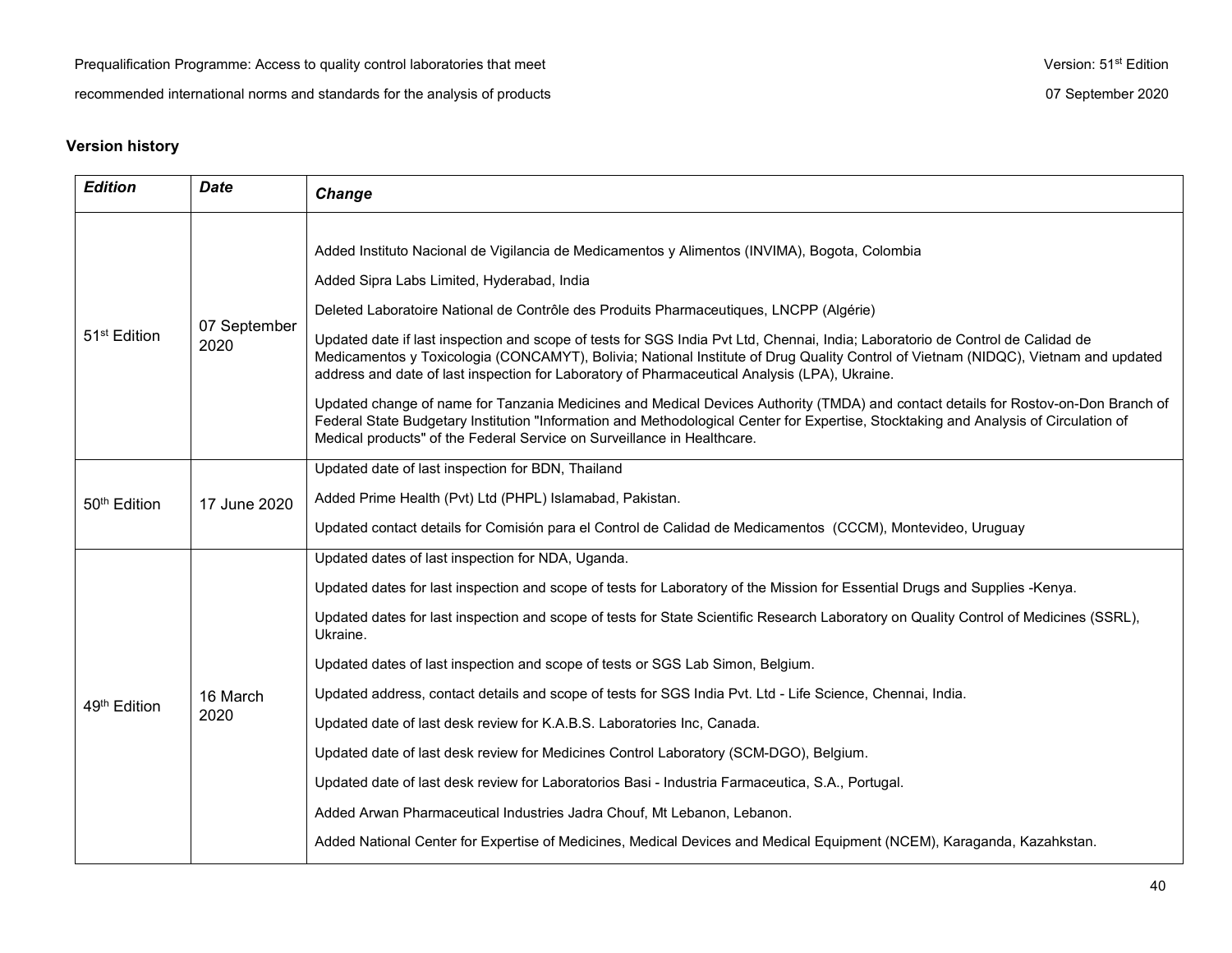**Version history**

| *Edition* | *Date* | *Change* |
|---|---|---|
| 51st Edition | 07 September 2020 | Added Instituto Nacional de Vigilancia de Medicamentos y Alimentos (INVIMA), Bogota, Colombia<br><br>Added Sipra Labs Limited, Hyderabad, India<br><br>Deleted Laboratoire National de Contrôle des Produits Pharmaceutiques, LNCPP (Algérie)<br><br>Updated date if last inspection and scope of tests for SGS India Pvt Ltd, Chennai, India; Laboratorio de Control de Calidad de Medicamentos y Toxicologia (CONCAMYT), Bolivia; National Institute of Drug Quality Control of Vietnam (NIDQC), Vietnam and updated address and date of last inspection for Laboratory of Pharmaceutical Analysis (LPA), Ukraine.<br><br>Updated change of name for Tanzania Medicines and Medical Devices Authority (TMDA) and contact details for Rostov-on-Don Branch of Federal State Budgetary Institution "Information and Methodological Center for Expertise, Stocktaking and Analysis of Circulation of Medical products" of the Federal Service on Surveillance in Healthcare. |
| 50th Edition | 17 June 2020 | Updated date of last inspection for BDN, Thailand<br><br>Added Prime Health (Pvt) Ltd (PHPL) Islamabad, Pakistan.<br><br>Updated contact details for Comisión para el Control de Calidad de Medicamentos (CCCM), Montevideo, Uruguay |
| 49th Edition | 16 March 2020 | Updated dates of last inspection for NDA, Uganda.<br><br>Updated dates for last inspection and scope of tests for Laboratory of the Mission for Essential Drugs and Supplies -Kenya.<br><br>Updated dates for last inspection and scope of tests for State Scientific Research Laboratory on Quality Control of Medicines (SSRL), Ukraine.<br><br>Updated dates of last inspection and scope of tests or SGS Lab Simon, Belgium.<br><br>Updated address, contact details and scope of tests for SGS India Pvt. Ltd - Life Science, Chennai, India.<br><br>Updated date of last desk review for K.A.B.S. Laboratories Inc, Canada.<br><br>Updated date of last desk review for Medicines Control Laboratory (SCM-DGO), Belgium.<br><br>Updated date of last desk review for Laboratorios Basi - Industria Farmaceutica, S.A., Portugal.<br><br>Added Arwan Pharmaceutical Industries Jadra Chouf, Mt Lebanon, Lebanon.<br><br>Added National Center for Expertise of Medicines, Medical Devices and Medical Equipment (NCEM), Karaganda, Kazahkstan. |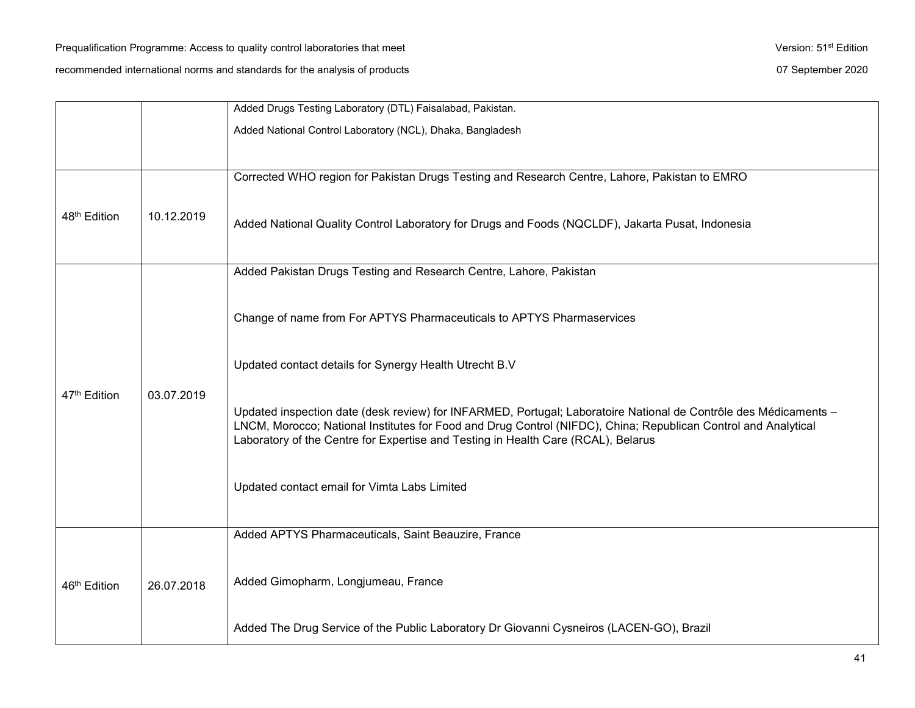| | | |
|---|---|---|
| | | Added Drugs Testing Laboratory (DTL) Faisalabad, Pakistan.<br><br>Added National Control Laboratory (NCL), Dhaka, Bangladesh |
| 48th Edition | 10.12.2019 | Corrected WHO region for Pakistan Drugs Testing and Research Centre, Lahore, Pakistan to EMRO<br><br>Added National Quality Control Laboratory for Drugs and Foods (NQCLDF), Jakarta Pusat, Indonesia |
| 47th Edition | 03.07.2019 | Added Pakistan Drugs Testing and Research Centre, Lahore, Pakistan<br><br>Change of name from For APTYS Pharmaceuticals to APTYS Pharmaservices<br><br>Updated contact details for Synergy Health Utrecht B.V<br><br>Updated inspection date (desk review) for INFARMED, Portugal; Laboratoire National de Contrôle des Médicaments – LNCM, Morocco; National Institutes for Food and Drug Control (NIFDC), China; Republican Control and Analytical Laboratory of the Centre for Expertise and Testing in Health Care (RCAL), Belarus<br><br>Updated contact email for Vimta Labs Limited |
| 46th Edition | 26.07.2018 | Added APTYS Pharmaceuticals, Saint Beauzire, France<br><br>Added Gimopharm, Longjumeau, France<br><br>Added The Drug Service of the Public Laboratory Dr Giovanni Cysneiros (LACEN-GO), Brazil |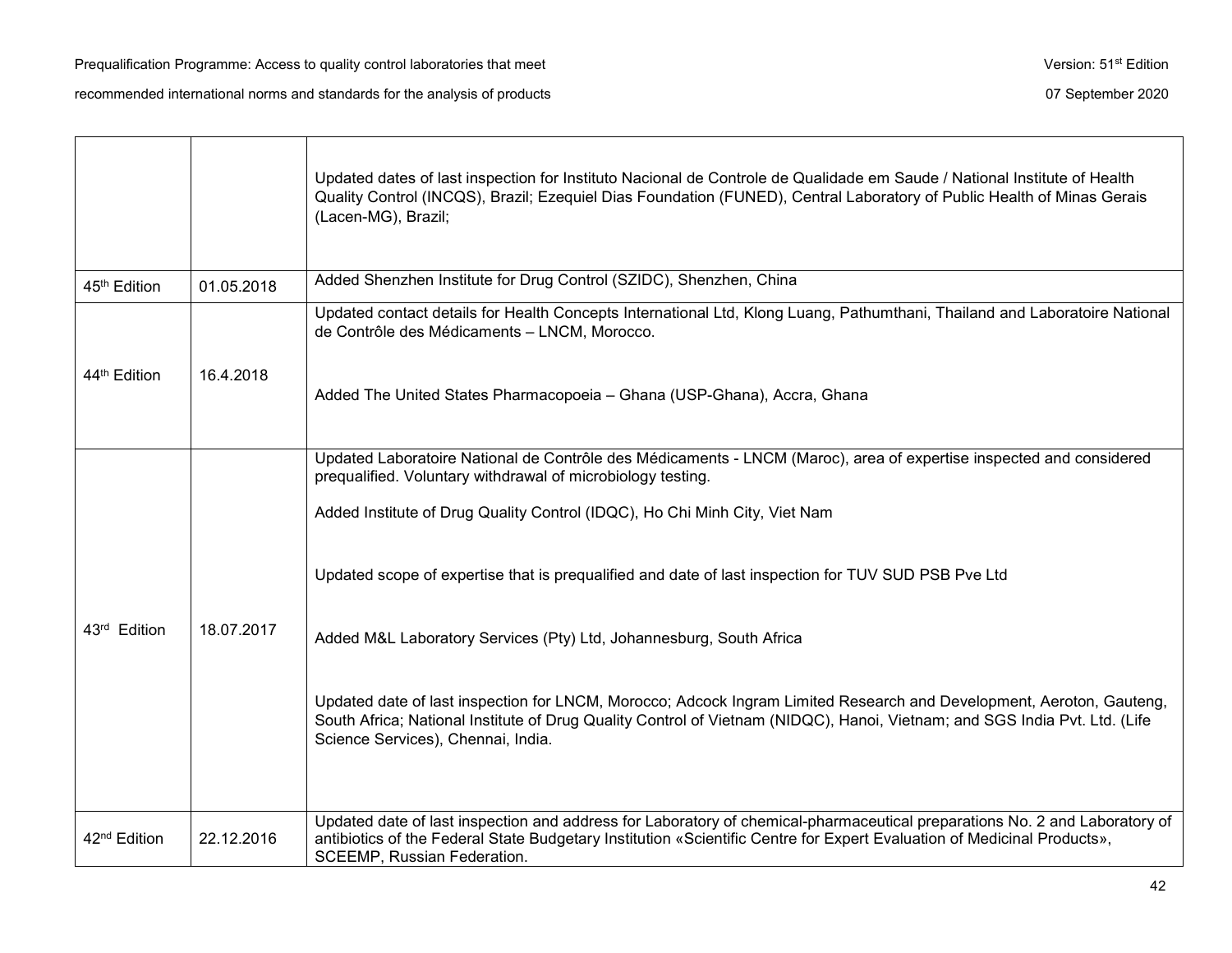| | | |
|---|---|---|
| | | Updated dates of last inspection for Instituto Nacional de Controle de Qualidade em Saude / National Institute of Health Quality Control (INCQS), Brazil; Ezequiel Dias Foundation (FUNED), Central Laboratory of Public Health of Minas Gerais (Lacen-MG), Brazil; |
| 45th Edition | 01.05.2018 | Added Shenzhen Institute for Drug Control (SZIDC), Shenzhen, China |
| 44th Edition | 16.4.2018 | Updated contact details for Health Concepts International Ltd, Klong Luang, Pathumthani, Thailand and Laboratoire National de Contrôle des Médicaments – LNCM, Morocco.<br><br>Added The United States Pharmacopoeia – Ghana (USP-Ghana), Accra, Ghana |
| 43rd Edition | 18.07.2017 | Updated Laboratoire National de Contrôle des Médicaments - LNCM (Maroc), area of expertise inspected and considered prequalified. Voluntary withdrawal of microbiology testing.<br><br>Added Institute of Drug Quality Control (IDQC), Ho Chi Minh City, Viet Nam<br><br>Updated scope of expertise that is prequalified and date of last inspection for TUV SUD PSB Pve Ltd<br><br>Added M&L Laboratory Services (Pty) Ltd, Johannesburg, South Africa<br><br>Updated date of last inspection for LNCM, Morocco; Adcock Ingram Limited Research and Development, Aeroton, Gauteng, South Africa; National Institute of Drug Quality Control of Vietnam (NIDQC), Hanoi, Vietnam; and SGS India Pvt. Ltd. (Life Science Services), Chennai, India. |
| 42nd Edition | 22.12.2016 | Updated date of last inspection and address for Laboratory of chemical-pharmaceutical preparations No. 2 and Laboratory of antibiotics of the Federal State Budgetary Institution «Scientific Centre for Expert Evaluation of Medicinal Products», SCEEMP, Russian Federation. |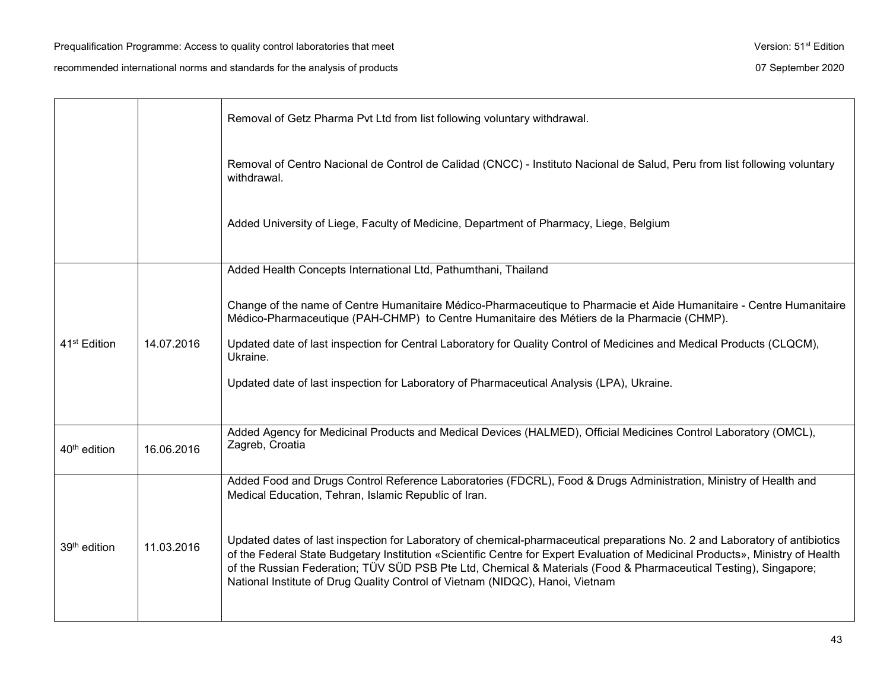| | | |
|---|---|---|
| | | Removal of Getz Pharma Pvt Ltd from list following voluntary withdrawal.<br><br>Removal of Centro Nacional de Control de Calidad (CNCC) - Instituto Nacional de Salud, Peru from list following voluntary withdrawal.<br><br>Added University of Liege, Faculty of Medicine, Department of Pharmacy, Liege, Belgium |
| 41st Edition | 14.07.2016 | Added Health Concepts International Ltd, Pathumthani, Thailand<br><br>Change of the name of Centre Humanitaire Médico-Pharmaceutique to Pharmacie et Aide Humanitaire - Centre Humanitaire Médico-Pharmaceutique (PAH-CHMP) to Centre Humanitaire des Métiers de la Pharmacie (CHMP).<br><br>Updated date of last inspection for Central Laboratory for Quality Control of Medicines and Medical Products (CLQCM), Ukraine.<br><br>Updated date of last inspection for Laboratory of Pharmaceutical Analysis (LPA), Ukraine. |
| 40th edition | 16.06.2016 | Added Agency for Medicinal Products and Medical Devices (HALMED), Official Medicines Control Laboratory (OMCL), Zagreb, Croatia |
| 39th edition | 11.03.2016 | Added Food and Drugs Control Reference Laboratories (FDCRL), Food & Drugs Administration, Ministry of Health and Medical Education, Tehran, Islamic Republic of Iran.<br><br>Updated dates of last inspection for Laboratory of chemical-pharmaceutical preparations No. 2 and Laboratory of antibiotics of the Federal State Budgetary Institution «Scientific Centre for Expert Evaluation of Medicinal Products», Ministry of Health of the Russian Federation; TÜV SÜD PSB Pte Ltd, Chemical & Materials (Food & Pharmaceutical Testing), Singapore; National Institute of Drug Quality Control of Vietnam (NIDQC), Hanoi, Vietnam |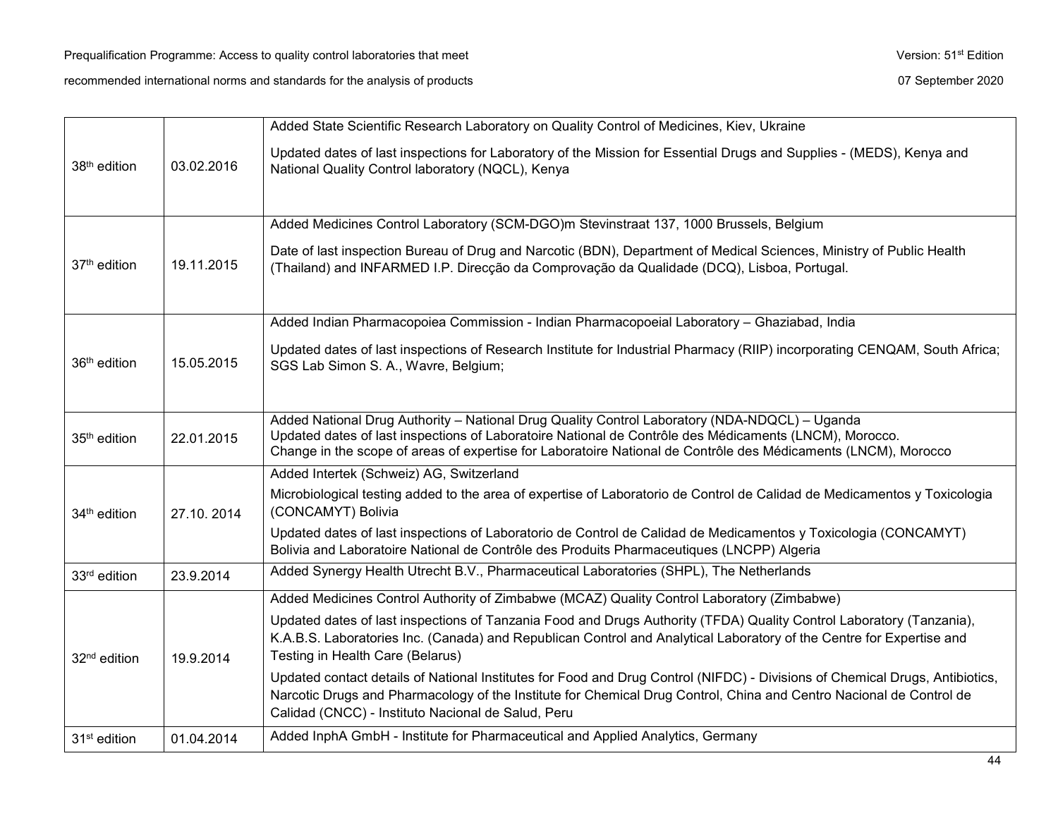| | | |
|---|---|---|
| 38th edition | 03.02.2016 | Added State Scientific Research Laboratory on Quality Control of Medicines, Kiev, Ukraine<br><br>Updated dates of last inspections for Laboratory of the Mission for Essential Drugs and Supplies - (MEDS), Kenya and National Quality Control laboratory (NQCL), Kenya |
| 37th edition | 19.11.2015 | Added Medicines Control Laboratory (SCM-DGO)m Stevinstraat 137, 1000 Brussels, Belgium<br><br>Date of last inspection Bureau of Drug and Narcotic (BDN), Department of Medical Sciences, Ministry of Public Health (Thailand) and INFARMED I.P. Direcção da Comprovação da Qualidade (DCQ), Lisboa, Portugal. |
| 36th edition | 15.05.2015 | Added Indian Pharmacopoiea Commission - Indian Pharmacopoeial Laboratory – Ghaziabad, India<br><br>Updated dates of last inspections of Research Institute for Industrial Pharmacy (RIIP) incorporating CENQAM, South Africa; SGS Lab Simon S. A., Wavre, Belgium; |
| 35th edition | 22.01.2015 | Added National Drug Authority – National Drug Quality Control Laboratory (NDA-NDQCL) – Uganda<br>Updated dates of last inspections of Laboratoire National de Contrôle des Médicaments (LNCM), Morocco.<br>Change in the scope of areas of expertise for Laboratoire National de Contrôle des Médicaments (LNCM), Morocco |
| 34th edition | 27.10. 2014 | Added Intertek (Schweiz) AG, Switzerland<br><br>Microbiological testing added to the area of expertise of Laboratorio de Control de Calidad de Medicamentos y Toxicologia (CONCAMYT) Bolivia<br><br>Updated dates of last inspections of Laboratorio de Control de Calidad de Medicamentos y Toxicologia (CONCAMYT) Bolivia and Laboratoire National de Contrôle des Produits Pharmaceutiques (LNCPP) Algeria |
| 33rd edition | 23.9.2014 | Added Synergy Health Utrecht B.V., Pharmaceutical Laboratories (SHPL), The Netherlands |
| 32nd edition | 19.9.2014 | Added Medicines Control Authority of Zimbabwe (MCAZ) Quality Control Laboratory (Zimbabwe)<br><br>Updated dates of last inspections of Tanzania Food and Drugs Authority (TFDA) Quality Control Laboratory (Tanzania), K.A.B.S. Laboratories Inc. (Canada) and Republican Control and Analytical Laboratory of the Centre for Expertise and Testing in Health Care (Belarus)<br><br>Updated contact details of National Institutes for Food and Drug Control (NIFDC) - Divisions of Chemical Drugs, Antibiotics, Narcotic Drugs and Pharmacology of the Institute for Chemical Drug Control, China and Centro Nacional de Control de Calidad (CNCC) - Instituto Nacional de Salud, Peru |
| 31st edition | 01.04.2014 | Added InphA GmbH - Institute for Pharmaceutical and Applied Analytics, Germany |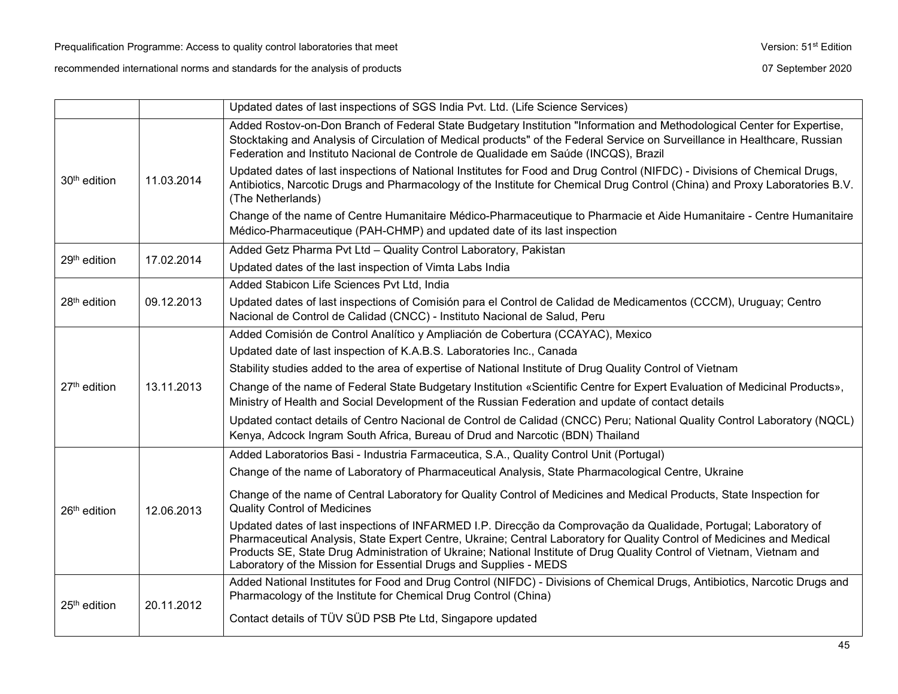| | | |
|---|---|---|
| | | Updated dates of last inspections of SGS India Pvt. Ltd. (Life Science Services) |
| 30th edition | 11.03.2014 | Added Rostov-on-Don Branch of Federal State Budgetary Institution "Information and Methodological Center for Expertise, Stocktaking and Analysis of Circulation of Medical products" of the Federal Service on Surveillance in Healthcare, Russian Federation and Instituto Nacional de Controle de Qualidade em Saúde (INCQS), Brazil<br><br>Updated dates of last inspections of National Institutes for Food and Drug Control (NIFDC) - Divisions of Chemical Drugs, Antibiotics, Narcotic Drugs and Pharmacology of the Institute for Chemical Drug Control (China) and Proxy Laboratories B.V. (The Netherlands)<br><br>Change of the name of Centre Humanitaire Médico-Pharmaceutique to Pharmacie et Aide Humanitaire - Centre Humanitaire Médico-Pharmaceutique (PAH-CHMP) and updated date of its last inspection |
| 29th edition | 17.02.2014 | Added Getz Pharma Pvt Ltd – Quality Control Laboratory, Pakistan<br><br>Updated dates of the last inspection of Vimta Labs India |
| 28th edition | 09.12.2013 | Added Stabicon Life Sciences Pvt Ltd, India<br><br>Updated dates of last inspections of Comisión para el Control de Calidad de Medicamentos (CCCM), Uruguay; Centro Nacional de Control de Calidad (CNCC) - Instituto Nacional de Salud, Peru |
| 27th edition | 13.11.2013 | Added Comisión de Control Analítico y Ampliación de Cobertura (CCAYAC), Mexico<br><br>Updated date of last inspection of K.A.B.S. Laboratories Inc., Canada<br><br>Stability studies added to the area of expertise of National Institute of Drug Quality Control of Vietnam<br><br>Change of the name of Federal State Budgetary Institution «Scientific Centre for Expert Evaluation of Medicinal Products», Ministry of Health and Social Development of the Russian Federation and update of contact details<br><br>Updated contact details of Centro Nacional de Control de Calidad (CNCC) Peru; National Quality Control Laboratory (NQCL) Kenya, Adcock Ingram South Africa, Bureau of Drud and Narcotic (BDN) Thailand |
| 26th edition | 12.06.2013 | Added Laboratorios Basi - Industria Farmaceutica, S.A., Quality Control Unit (Portugal)<br><br>Change of the name of Laboratory of Pharmaceutical Analysis, State Pharmacological Centre, Ukraine<br><br>Change of the name of Central Laboratory for Quality Control of Medicines and Medical Products, State Inspection for Quality Control of Medicines<br><br>Updated dates of last inspections of INFARMED I.P. Direcção da Comprovação da Qualidade, Portugal; Laboratory of Pharmaceutical Analysis, State Expert Centre, Ukraine; Central Laboratory for Quality Control of Medicines and Medical Products SE, State Drug Administration of Ukraine; National Institute of Drug Quality Control of Vietnam, Vietnam and Laboratory of the Mission for Essential Drugs and Supplies - MEDS |
| 25th edition | 20.11.2012 | Added National Institutes for Food and Drug Control (NIFDC) - Divisions of Chemical Drugs, Antibiotics, Narcotic Drugs and Pharmacology of the Institute for Chemical Drug Control (China)<br><br>Contact details of TÜV SÜD PSB Pte Ltd, Singapore updated |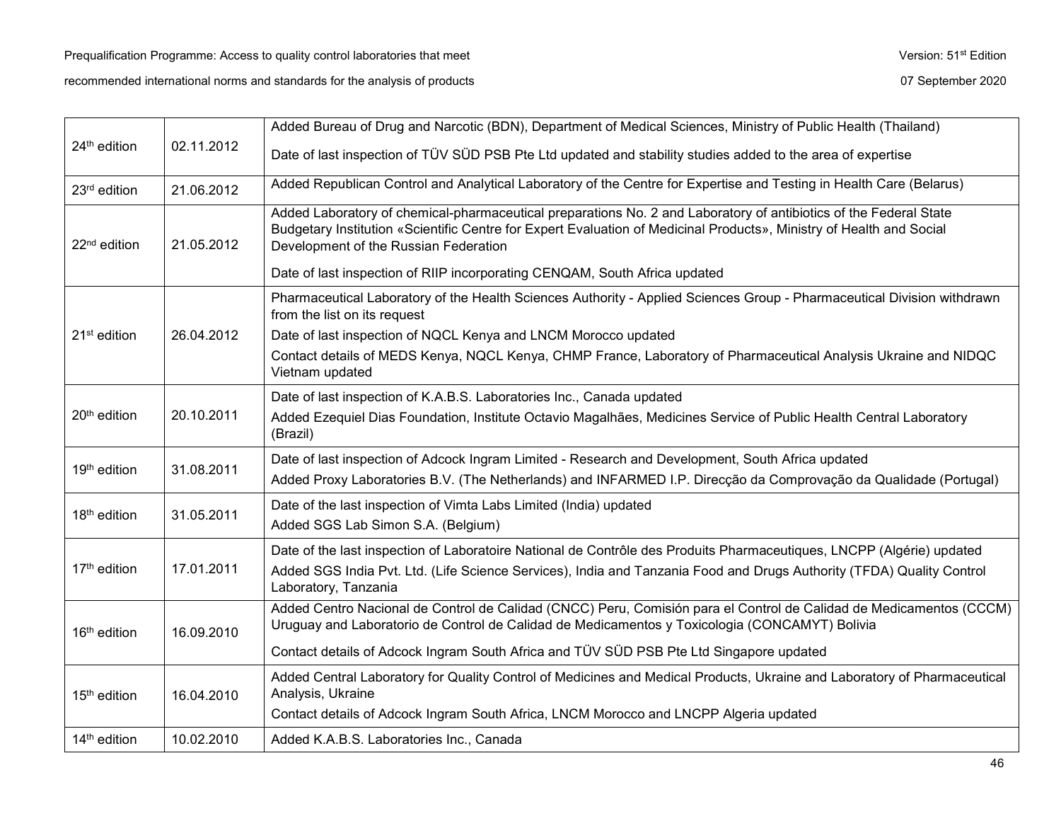| | | |
|---|---|---|
| 24th edition | 02.11.2012 | Added Bureau of Drug and Narcotic (BDN), Department of Medical Sciences, Ministry of Public Health (Thailand)<br><br>Date of last inspection of TÜV SÜD PSB Pte Ltd updated and stability studies added to the area of expertise |
| 23rd edition | 21.06.2012 | Added Republican Control and Analytical Laboratory of the Centre for Expertise and Testing in Health Care (Belarus) |
| 22nd edition | 21.05.2012 | Added Laboratory of chemical-pharmaceutical preparations No. 2 and Laboratory of antibiotics of the Federal State Budgetary Institution «Scientific Centre for Expert Evaluation of Medicinal Products», Ministry of Health and Social Development of the Russian Federation<br><br>Date of last inspection of RIIP incorporating CENQAM, South Africa updated |
| 21st edition | 26.04.2012 | Pharmaceutical Laboratory of the Health Sciences Authority - Applied Sciences Group - Pharmaceutical Division withdrawn from the list on its request<br><br>Date of last inspection of NQCL Kenya and LNCM Morocco updated<br><br>Contact details of MEDS Kenya, NQCL Kenya, CHMP France, Laboratory of Pharmaceutical Analysis Ukraine and NIDQC Vietnam updated |
| 20th edition | 20.10.2011 | Date of last inspection of K.A.B.S. Laboratories Inc., Canada updated<br><br>Added Ezequiel Dias Foundation, Institute Octavio Magalhães, Medicines Service of Public Health Central Laboratory (Brazil) |
| 19th edition | 31.08.2011 | Date of last inspection of Adcock Ingram Limited - Research and Development, South Africa updated<br><br>Added Proxy Laboratories B.V. (The Netherlands) and INFARMED I.P. Direcção da Comprovação da Qualidade (Portugal) |
| 18th edition | 31.05.2011 | Date of the last inspection of Vimta Labs Limited (India) updated<br><br>Added SGS Lab Simon S.A. (Belgium) |
| 17th edition | 17.01.2011 | Date of the last inspection of Laboratoire National de Contrôle des Produits Pharmaceutiques, LNCPP (Algérie) updated<br><br>Added SGS India Pvt. Ltd. (Life Science Services), India and Tanzania Food and Drugs Authority (TFDA) Quality Control Laboratory, Tanzania |
| 16th edition | 16.09.2010 | Added Centro Nacional de Control de Calidad (CNCC) Peru, Comisión para el Control de Calidad de Medicamentos (CCCM) Uruguay and Laboratorio de Control de Calidad de Medicamentos y Toxicologia (CONCAMYT) Bolivia<br><br>Contact details of Adcock Ingram South Africa and TÜV SÜD PSB Pte Ltd Singapore updated |
| 15th edition | 16.04.2010 | Added Central Laboratory for Quality Control of Medicines and Medical Products, Ukraine and Laboratory of Pharmaceutical Analysis, Ukraine<br><br>Contact details of Adcock Ingram South Africa, LNCM Morocco and LNCPP Algeria updated |
| 14th edition | 10.02.2010 | Added K.A.B.S. Laboratories Inc., Canada |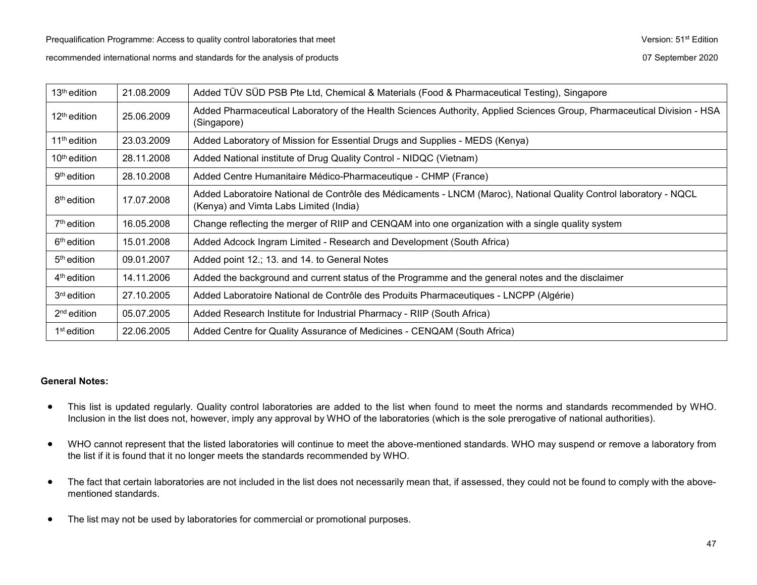| | | |
|---|---|---|
| 13th edition | 21.08.2009 | Added TÜV SÜD PSB Pte Ltd, Chemical & Materials (Food & Pharmaceutical Testing), Singapore |
| 12th edition | 25.06.2009 | Added Pharmaceutical Laboratory of the Health Sciences Authority, Applied Sciences Group, Pharmaceutical Division - HSA (Singapore) |
| 11th edition | 23.03.2009 | Added Laboratory of Mission for Essential Drugs and Supplies - MEDS (Kenya) |
| 10th edition | 28.11.2008 | Added National institute of Drug Quality Control - NIDQC (Vietnam) |
| 9th edition | 28.10.2008 | Added Centre Humanitaire Médico-Pharmaceutique - CHMP (France) |
| 8th edition | 17.07.2008 | Added Laboratoire National de Contrôle des Médicaments - LNCM (Maroc), National Quality Control laboratory - NQCL (Kenya) and Vimta Labs Limited (India) |
| 7th edition | 16.05.2008 | Change reflecting the merger of RIIP and CENQAM into one organization with a single quality system |
| 6th edition | 15.01.2008 | Added Adcock Ingram Limited - Research and Development (South Africa) |
| 5th edition | 09.01.2007 | Added point 12.; 13. and 14. to General Notes |
| 4th edition | 14.11.2006 | Added the background and current status of the Programme and the general notes and the disclaimer |
| 3rd edition | 27.10.2005 | Added Laboratoire National de Contrôle des Produits Pharmaceutiques - LNCPP (Algérie) |
| 2nd edition | 05.07.2005 | Added Research Institute for Industrial Pharmacy - RIIP (South Africa) |
| 1st edition | 22.06.2005 | Added Centre for Quality Assurance of Medicines - CENQAM (South Africa) |

**General Notes:**

- This list is updated regularly. Quality control laboratories are added to the list when found to meet the norms and standards recommended by WHO. Inclusion in the list does not, however, imply any approval by WHO of the laboratories (which is the sole prerogative of national authorities).

- WHO cannot represent that the listed laboratories will continue to meet the above-mentioned standards. WHO may suspend or remove a laboratory from the list if it is found that it no longer meets the standards recommended by WHO.

- The fact that certain laboratories are not included in the list does not necessarily mean that, if assessed, they could not be found to comply with the above-mentioned standards.

- The list may not be used by laboratories for commercial or promotional purposes.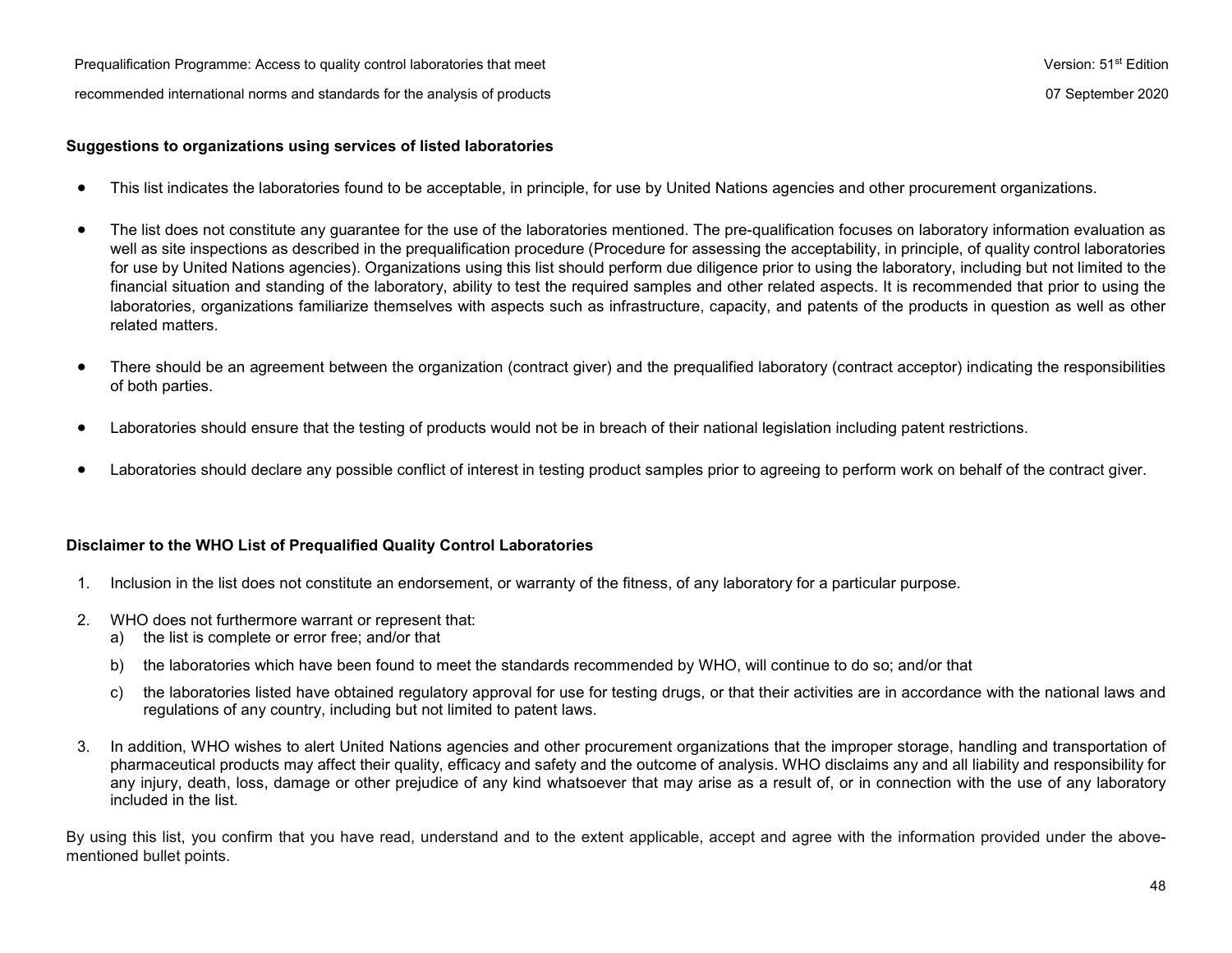**Suggestions to organizations using services of listed laboratories**

- This list indicates the laboratories found to be acceptable, in principle, for use by United Nations agencies and other procurement organizations.
- The list does not constitute any guarantee for the use of the laboratories mentioned. The pre-qualification focuses on laboratory information evaluation as well as site inspections as described in the prequalification procedure (Procedure for assessing the acceptability, in principle, of quality control laboratories for use by United Nations agencies). Organizations using this list should perform due diligence prior to using the laboratory, including but not limited to the financial situation and standing of the laboratory, ability to test the required samples and other related aspects. It is recommended that prior to using the laboratories, organizations familiarize themselves with aspects such as infrastructure, capacity, and patents of the products in question as well as other related matters.
- There should be an agreement between the organization (contract giver) and the prequalified laboratory (contract acceptor) indicating the responsibilities of both parties.
- Laboratories should ensure that the testing of products would not be in breach of their national legislation including patent restrictions.
- Laboratories should declare any possible conflict of interest in testing product samples prior to agreeing to perform work on behalf of the contract giver.

**Disclaimer to the WHO List of Prequalified Quality Control Laboratories**

1. Inclusion in the list does not constitute an endorsement, or warranty of the fitness, of any laboratory for a particular purpose.
2. WHO does not furthermore warrant or represent that:
   a) the list is complete or error free; and/or that
   b) the laboratories which have been found to meet the standards recommended by WHO, will continue to do so; and/or that
   c) the laboratories listed have obtained regulatory approval for use for testing drugs, or that their activities are in accordance with the national laws and regulations of any country, including but not limited to patent laws.
3. In addition, WHO wishes to alert United Nations agencies and other procurement organizations that the improper storage, handling and transportation of pharmaceutical products may affect their quality, efficacy and safety and the outcome of analysis. WHO disclaims any and all liability and responsibility for any injury, death, loss, damage or other prejudice of any kind whatsoever that may arise as a result of, or in connection with the use of any laboratory included in the list.

By using this list, you confirm that you have read, understand and to the extent applicable, accept and agree with the information provided under the above-mentioned bullet points.